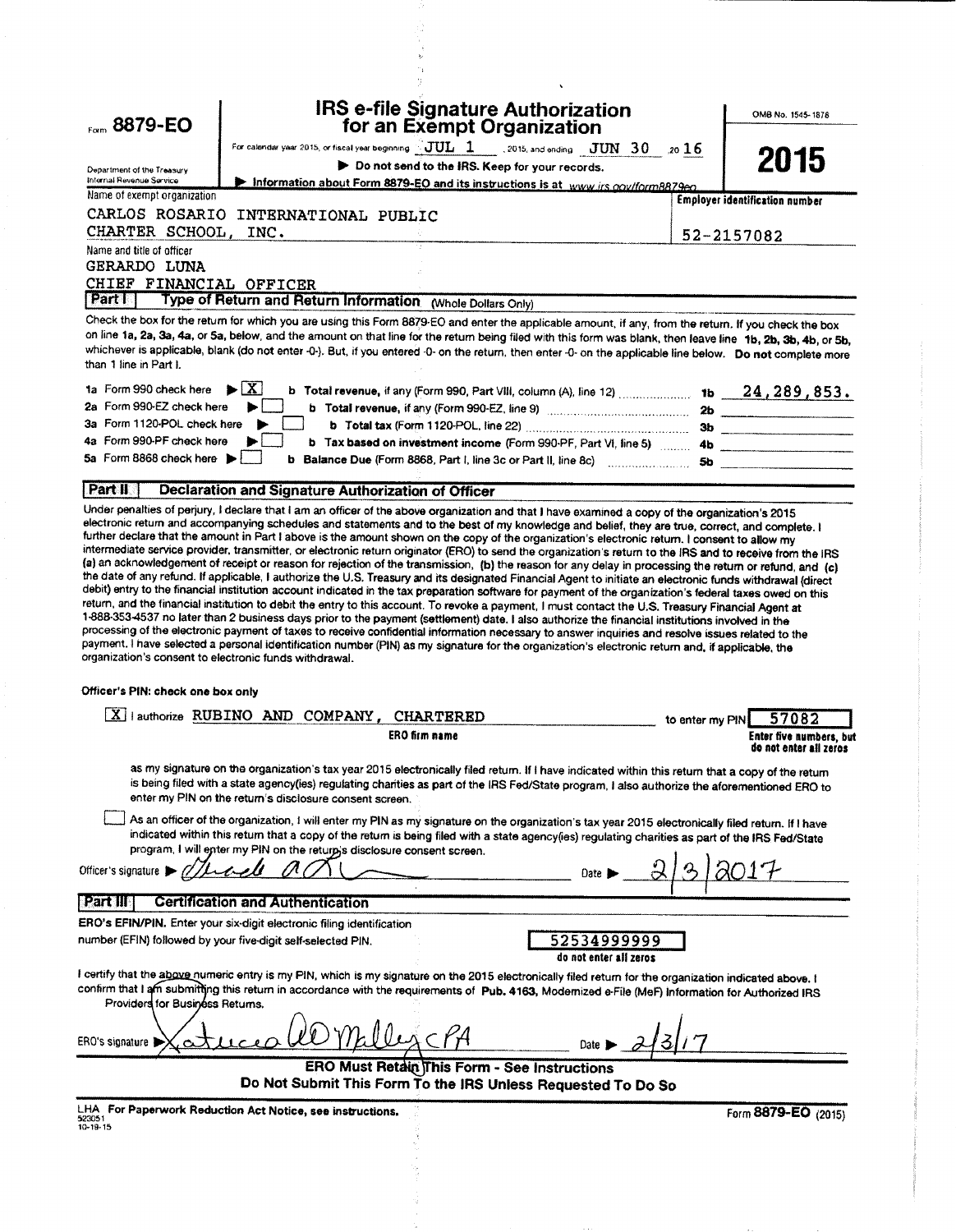Form **8879-EO**

Department of the Treasury
Internal Revenue Service

# IRS e-file Signature Authorization for an Exempt Organization

For calendar year 2015, or fiscal year beginning JUL 1, 2015, and ending JUN 30, 20 16

▶ Do not send to the IRS. Keep for your records.

▶ Information about Form 8879-EO and its instructions is at www.irs.gov/form8879eo

OMB No. 1545-1878

**2015**

Name of exempt organization

CARLOS ROSARIO INTERNATIONAL PUBLIC CHARTER SCHOOL, INC.

Employer identification number

52-2157082

Name and title of officer

GERARDO LUNA
CHIEF FINANCIAL OFFICER

## Part I Type of Return and Return Information (Whole Dollars Only)

Check the box for the return for which you are using this Form 8879-EO and enter the applicable amount, if any, from the return. If you check the box on line 1a, 2a, 3a, 4a, or 5a, below, and the amount on that line for the return being filed with this form was blank, then leave line 1b, 2b, 3b, 4b, or 5b, whichever is applicable, blank (do not enter -0-). But, if you entered -0- on the return, then enter -0- on the applicable line below. **Do not** complete more than 1 line in Part I.

| | | | | |
|---|---|---|---|---|
| 1a Form 990 check here ▶ [X] | **b Total revenue,** if any (Form 990, Part VIII, column (A), line 12) | 1b | 24,289,853. |
| 2a Form 990-EZ check here ▶ [ ] | **b Total revenue,** if any (Form 990-EZ, line 9) | 2b | |
| 3a Form 1120-POL check here ▶ [ ] | **b Total tax** (Form 1120-POL, line 22) | 3b | |
| 4a Form 990-PF check here ▶ [ ] | **b Tax based on investment income** (Form 990-PF, Part VI, line 5) | 4b | |
| 5a Form 8868 check here ▶ [ ] | **b Balance Due** (Form 8868, Part I, line 3c or Part II, line 8c) | 5b | |

## Part II Declaration and Signature Authorization of Officer

Under penalties of perjury, I declare that I am an officer of the above organization and that I have examined a copy of the organization's 2015 electronic return and accompanying schedules and statements and to the best of my knowledge and belief, they are true, correct, and complete. I further declare that the amount in Part I above is the amount shown on the copy of the organization's electronic return. I consent to allow my intermediate service provider, transmitter, or electronic return originator (ERO) to send the organization's return to the IRS and to receive from the IRS (a) an acknowledgement of receipt or reason for rejection of the transmission, (b) the reason for any delay in processing the return or refund, and (c) the date of any refund. If applicable, I authorize the U.S. Treasury and its designated Financial Agent to initiate an electronic funds withdrawal (direct debit) entry to the financial institution account indicated in the tax preparation software for payment of the organization's federal taxes owed on this return, and the financial institution to debit the entry to this account. To revoke a payment, I must contact the U.S. Treasury Financial Agent at 1-888-353-4537 no later than 2 business days prior to the payment (settlement) date. I also authorize the financial institutions involved in the processing of the electronic payment of taxes to receive confidential information necessary to answer inquiries and resolve issues related to the payment. I have selected a personal identification number (PIN) as my signature for the organization's electronic return and, if applicable, the organization's consent to electronic funds withdrawal.

**Officer's PIN: check one box only**

[X] I authorize RUBINO AND COMPANY, CHARTERED (ERO firm name) to enter my PIN 57082 (Enter five numbers, but do not enter all zeros)

as my signature on the organization's tax year 2015 electronically filed return. If I have indicated within this return that a copy of the return is being filed with a state agency(ies) regulating charities as part of the IRS Fed/State program, I also authorize the aforementioned ERO to enter my PIN on the return's disclosure consent screen.

[ ] As an officer of the organization, I will enter my PIN as my signature on the organization's tax year 2015 electronically filed return. If I have indicated within this return that a copy of the return is being filed with a state agency(ies) regulating charities as part of the IRS Fed/State program, I will enter my PIN on the return's disclosure consent screen.

Officer's signature ▶ [signature] Date ▶ 2/3/2017

## Part III Certification and Authentication

**ERO's EFIN/PIN.** Enter your six-digit electronic filing identification number (EFIN) followed by your five-digit self-selected PIN. 52534999999 (do not enter all zeros)

I certify that the above numeric entry is my PIN, which is my signature on the 2015 electronically filed return for the organization indicated above. I confirm that I am submitting this return in accordance with the requirements of Pub. 4163, Modernized e-File (MeF) Information for Authorized IRS Providers for Business Returns.

ERO's signature ▶ [signature] CPA Date ▶ 2/3/17

**ERO Must Retain This Form - See Instructions**
**Do Not Submit This Form To the IRS Unless Requested To Do So**

LHA For Paperwork Reduction Act Notice, see instructions.

523051
10-19-15

Form **8879-EO** (2015)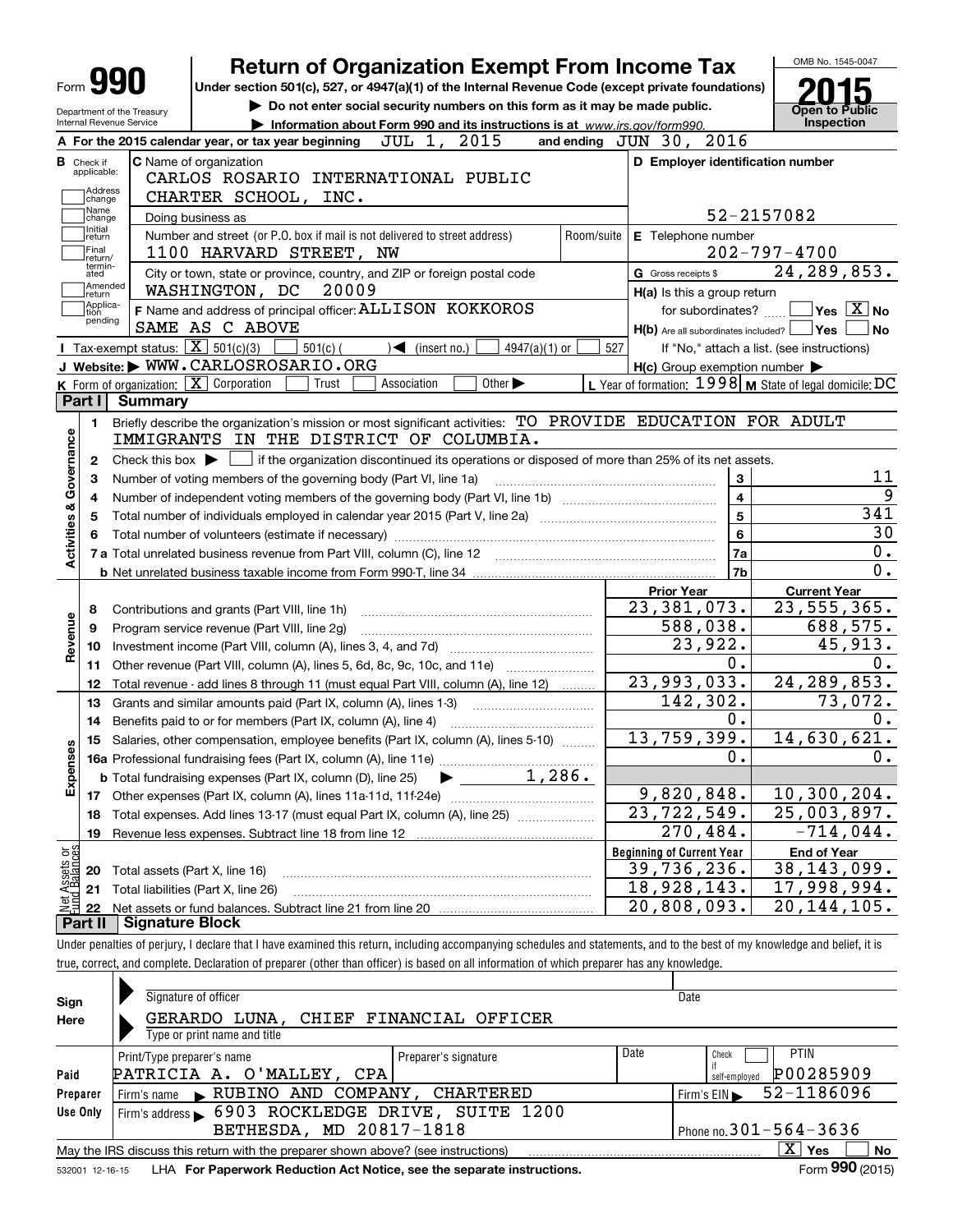# Form 990 — Return of Organization Exempt From Income Tax (2015)

Under section 501(c), 527, or 4947(a)(1) of the Internal Revenue Code (except private foundations)

▶ Do not enter social security numbers on this form as it may be made public.

▶ Information about Form 990 and its instructions is at www.irs.gov/form990.

OMB No. 1545-0047

**2015 Open to Public Inspection**

Department of the Treasury
Internal Revenue Service

**A** For the 2015 calendar year, or tax year beginning JUL 1, 2015 and ending JUN 30, 2016

**B** Check if applicable: Address change, Name change, Initial return, Final return/terminated, Amended return, Application pending

**C** Name of organization: CARLOS ROSARIO INTERNATIONAL PUBLIC CHARTER SCHOOL, INC.

Doing business as

Number and street (or P.O. box if mail is not delivered to street address): 1100 HARVARD STREET, NW | Room/suite

City or town, state or province, country, and ZIP or foreign postal code: WASHINGTON, DC 20009

**D** Employer identification number: 52-2157082

**E** Telephone number: 202-797-4700

**G** Gross receipts $ 24,289,853.

**F** Name and address of principal officer: ALLISON KOKKOROS, SAME AS C ABOVE

H(a) Is this a group return for subordinates? ☐ Yes ☒ No

H(b) Are all subordinates included? ☐ Yes ☐ No — If "No," attach a list. (see instructions)

H(c) Group exemption number ▶

**I** Tax-exempt status: ☒ 501(c)(3) ☐ 501(c) ( ) ◀ (insert no.) ☐ 4947(a)(1) or ☐ 527

**J** Website: ▶ WWW.CARLOSROSARIO.ORG

**K** Form of organization: ☒ Corporation ☐ Trust ☐ Association ☐ Other ▶

**L** Year of formation: 1998 **M** State of legal domicile: DC

## Part I Summary

**Activities & Governance**

1. Briefly describe the organization's mission or most significant activities: TO PROVIDE EDUCATION FOR ADULT IMMIGRANTS IN THE DISTRICT OF COLUMBIA.
2. Check this box ▶ ☐ if the organization discontinued its operations or disposed of more than 25% of its net assets.

| Line | Description | | Value |
|---|---|---|---|
| 3 | Number of voting members of the governing body (Part VI, line 1a) | 3 | 11 |
| 4 | Number of independent voting members of the governing body (Part VI, line 1b) | 4 | 9 |
| 5 | Total number of individuals employed in calendar year 2015 (Part V, line 2a) | 5 | 341 |
| 6 | Total number of volunteers (estimate if necessary) | 6 | 30 |
| 7a | Total unrelated business revenue from Part VIII, column (C), line 12 | 7a | 0. |
| 7b | Net unrelated business taxable income from Form 990-T, line 34 | 7b | 0. |

| Line | Description | Prior Year | Current Year |
|---|---|---|---|
| **Revenue** | | | |
| 8 | Contributions and grants (Part VIII, line 1h) | 23,381,073. | 23,555,365. |
| 9 | Program service revenue (Part VIII, line 2g) | 588,038. | 688,575. |
| 10 | Investment income (Part VIII, column (A), lines 3, 4, and 7d) | 23,922. | 45,913. |
| 11 | Other revenue (Part VIII, column (A), lines 5, 6d, 8c, 9c, 10c, and 11e) | 0. | 0. |
| 12 | Total revenue - add lines 8 through 11 (must equal Part VIII, column (A), line 12) | 23,993,033. | 24,289,853. |
| **Expenses** | | | |
| 13 | Grants and similar amounts paid (Part IX, column (A), lines 1-3) | 142,302. | 73,072. |
| 14 | Benefits paid to or for members (Part IX, column (A), line 4) | 0. | 0. |
| 15 | Salaries, other compensation, employee benefits (Part IX, column (A), lines 5-10) | 13,759,399. | 14,630,621. |
| 16a | Professional fundraising fees (Part IX, column (A), line 11e) | 0. | 0. |
| b | Total fundraising expenses (Part IX, column (D), line 25) ▶ 1,286. | | |
| 17 | Other expenses (Part IX, column (A), lines 11a-11d, 11f-24e) | 9,820,848. | 10,300,204. |
| 18 | Total expenses. Add lines 13-17 (must equal Part IX, column (A), line 25) | 23,722,549. | 25,003,897. |
| 19 | Revenue less expenses. Subtract line 18 from line 12 | 270,484. | -714,044. |

| Line | Net Assets or Fund Balances | Beginning of Current Year | End of Year |
|---|---|---|---|
| 20 | Total assets (Part X, line 16) | 39,736,236. | 38,143,099. |
| 21 | Total liabilities (Part X, line 26) | 18,928,143. | 17,998,994. |
| 22 | Net assets or fund balances. Subtract line 21 from line 20 | 20,808,093. | 20,144,105. |

## Part II Signature Block

Under penalties of perjury, I declare that I have examined this return, including accompanying schedules and statements, and to the best of my knowledge and belief, it is true, correct, and complete. Declaration of preparer (other than officer) is based on all information of which preparer has any knowledge.

**Sign Here**

Signature of officer | Date

GERARDO LUNA, CHIEF FINANCIAL OFFICER
Type or print name and title

**Paid Preparer Use Only**

| Print/Type preparer's name | Preparer's signature | Date | Check if self-employed | PTIN |
|---|---|---|---|---|
| PATRICIA A. O'MALLEY, CPA | | | ☐ | P00285909 |

Firm's name ▶ RUBINO AND COMPANY, CHARTERED — Firm's EIN ▶ 52-1186096

Firm's address ▶ 6903 ROCKLEDGE DRIVE, SUITE 1200, BETHESDA, MD 20817-1818 — Phone no. 301-564-3636

May the IRS discuss this return with the preparer shown above? (see instructions) ☒ Yes ☐ No

532001 12-16-15 LHA For Paperwork Reduction Act Notice, see the separate instructions. Form **990** (2015)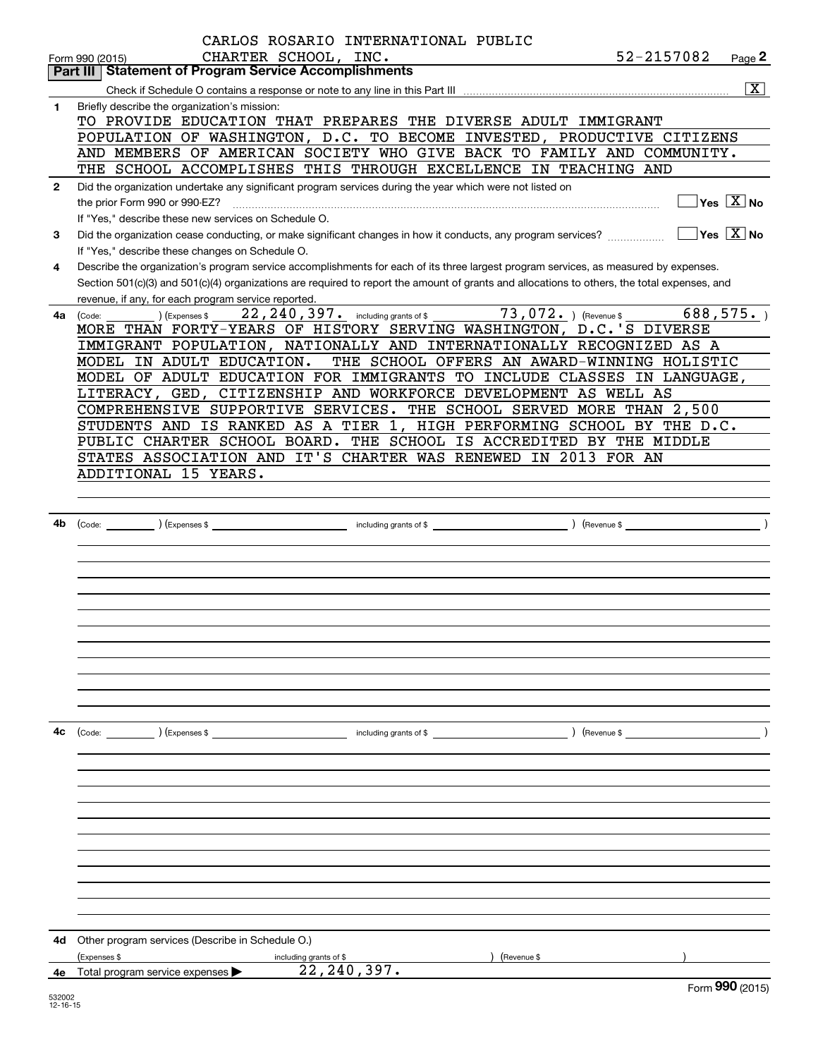Form 990 (2015) CARLOS ROSARIO INTERNATIONAL PUBLIC CHARTER SCHOOL, INC. 52-2157082 Page 2

## Part III Statement of Program Service Accomplishments

Check if Schedule O contains a response or note to any line in this Part III ..... [X]

**1** Briefly describe the organization's mission:

TO PROVIDE EDUCATION THAT PREPARES THE DIVERSE ADULT IMMIGRANT POPULATION OF WASHINGTON, D.C. TO BECOME INVESTED, PRODUCTIVE CITIZENS AND MEMBERS OF AMERICAN SOCIETY WHO GIVE BACK TO FAMILY AND COMMUNITY. THE SCHOOL ACCOMPLISHES THIS THROUGH EXCELLENCE IN TEACHING AND

**2** Did the organization undertake any significant program services during the year which were not listed on the prior Form 990 or 990-EZ? ..... [ ] Yes [X] No

If "Yes," describe these new services on Schedule O.

**3** Did the organization cease conducting, or make significant changes in how it conducts, any program services? ..... [ ] Yes [X] No

If "Yes," describe these changes on Schedule O.

**4** Describe the organization's program service accomplishments for each of its three largest program services, as measured by expenses. Section 501(c)(3) and 501(c)(4) organizations are required to report the amount of grants and allocations to others, the total expenses, and revenue, if any, for each program service reported.

**4a** (Code: ) (Expenses $ 22,240,397. including grants of $ 73,072. ) (Revenue $ 688,575. )

MORE THAN FORTY-YEARS OF HISTORY SERVING WASHINGTON, D.C.'S DIVERSE IMMIGRANT POPULATION, NATIONALLY AND INTERNATIONALLY RECOGNIZED AS A MODEL IN ADULT EDUCATION. THE SCHOOL OFFERS AN AWARD-WINNING HOLISTIC MODEL OF ADULT EDUCATION FOR IMMIGRANTS TO INCLUDE CLASSES IN LANGUAGE, LITERACY, GED, CITIZENSHIP AND WORKFORCE DEVELOPMENT AS WELL AS COMPREHENSIVE SUPPORTIVE SERVICES. THE SCHOOL SERVED MORE THAN 2,500 STUDENTS AND IS RANKED AS A TIER 1, HIGH PERFORMING SCHOOL BY THE D.C. PUBLIC CHARTER SCHOOL BOARD. THE SCHOOL IS ACCREDITED BY THE MIDDLE STATES ASSOCIATION AND IT'S CHARTER WAS RENEWED IN 2013 FOR AN ADDITIONAL 15 YEARS.

**4b** (Code: ) (Expenses $ including grants of $ ) (Revenue $ )

**4c** (Code: ) (Expenses $ including grants of $ ) (Revenue $ )

**4d** Other program services (Describe in Schedule O.)

(Expenses $ including grants of $ ) (Revenue $ )

**4e** Total program service expenses ▶ 22,240,397.

Form **990** (2015)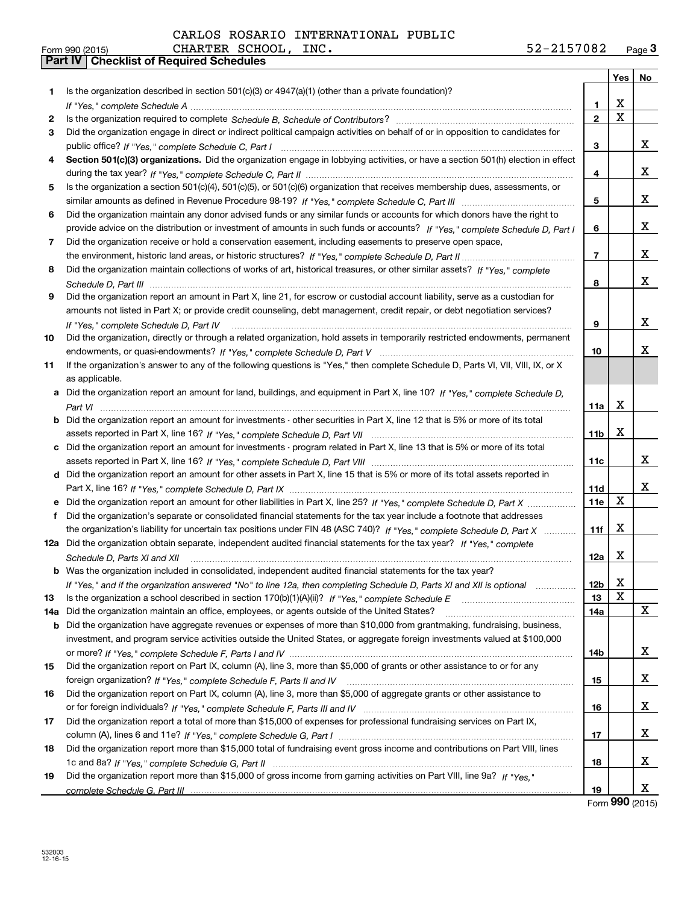CARLOS ROSARIO INTERNATIONAL PUBLIC CHARTER SCHOOL, INC. 52-2157082

## Part IV Checklist of Required Schedules

| | | | Yes | No |
|---|---|---|---|---|
| 1 | Is the organization described in section 501(c)(3) or 4947(a)(1) (other than a private foundation)? *If "Yes," complete Schedule A* | 1 | X | |
| 2 | Is the organization required to complete *Schedule B, Schedule of Contributors*? | 2 | X | |
| 3 | Did the organization engage in direct or indirect political campaign activities on behalf of or in opposition to candidates for public office? *If "Yes," complete Schedule C, Part I* | 3 | | X |
| 4 | **Section 501(c)(3) organizations.** Did the organization engage in lobbying activities, or have a section 501(h) election in effect during the tax year? *If "Yes," complete Schedule C, Part II* | 4 | | X |
| 5 | Is the organization a section 501(c)(4), 501(c)(5), or 501(c)(6) organization that receives membership dues, assessments, or similar amounts as defined in Revenue Procedure 98-19? *If "Yes," complete Schedule C, Part III* | 5 | | X |
| 6 | Did the organization maintain any donor advised funds or any similar funds or accounts for which donors have the right to provide advice on the distribution or investment of amounts in such funds or accounts? *If "Yes," complete Schedule D, Part I* | 6 | | X |
| 7 | Did the organization receive or hold a conservation easement, including easements to preserve open space, the environment, historic land areas, or historic structures? *If "Yes," complete Schedule D, Part II* | 7 | | X |
| 8 | Did the organization maintain collections of works of art, historical treasures, or other similar assets? *If "Yes," complete Schedule D, Part III* | 8 | | X |
| 9 | Did the organization report an amount in Part X, line 21, for escrow or custodial account liability, serve as a custodian for amounts not listed in Part X; or provide credit counseling, debt management, credit repair, or debt negotiation services? *If "Yes," complete Schedule D, Part IV* | 9 | | X |
| 10 | Did the organization, directly or through a related organization, hold assets in temporarily restricted endowments, permanent endowments, or quasi-endowments? *If "Yes," complete Schedule D, Part V* | 10 | | X |
| 11 | If the organization's answer to any of the following questions is "Yes," then complete Schedule D, Parts VI, VII, VIII, IX, or X as applicable. | | | |
| a | Did the organization report an amount for land, buildings, and equipment in Part X, line 10? *If "Yes," complete Schedule D, Part VI* | 11a | X | |
| b | Did the organization report an amount for investments - other securities in Part X, line 12 that is 5% or more of its total assets reported in Part X, line 16? *If "Yes," complete Schedule D, Part VII* | 11b | X | |
| c | Did the organization report an amount for investments - program related in Part X, line 13 that is 5% or more of its total assets reported in Part X, line 16? *If "Yes," complete Schedule D, Part VIII* | 11c | | X |
| d | Did the organization report an amount for other assets in Part X, line 15 that is 5% or more of its total assets reported in Part X, line 16? *If "Yes," complete Schedule D, Part IX* | 11d | | X |
| e | Did the organization report an amount for other liabilities in Part X, line 25? *If "Yes," complete Schedule D, Part X* | 11e | X | |
| f | Did the organization's separate or consolidated financial statements for the tax year include a footnote that addresses the organization's liability for uncertain tax positions under FIN 48 (ASC 740)? *If "Yes," complete Schedule D, Part X* | 11f | X | |
| 12a | Did the organization obtain separate, independent audited financial statements for the tax year? *If "Yes," complete Schedule D, Parts XI and XII* | 12a | X | |
| b | Was the organization included in consolidated, independent audited financial statements for the tax year? *If "Yes," and if the organization answered "No" to line 12a, then completing Schedule D, Parts XI and XII is optional* | 12b | X | |
| 13 | Is the organization a school described in section 170(b)(1)(A)(ii)? *If "Yes," complete Schedule E* | 13 | X | |
| 14a | Did the organization maintain an office, employees, or agents outside of the United States? | 14a | | X |
| b | Did the organization have aggregate revenues or expenses of more than $10,000 from grantmaking, fundraising, business, investment, and program service activities outside the United States, or aggregate foreign investments valued at $100,000 or more? *If "Yes," complete Schedule F, Parts I and IV* | 14b | | X |
| 15 | Did the organization report on Part IX, column (A), line 3, more than $5,000 of grants or other assistance to or for any foreign organization? *If "Yes," complete Schedule F, Parts II and IV* | 15 | | X |
| 16 | Did the organization report on Part IX, column (A), line 3, more than $5,000 of aggregate grants or other assistance to or for foreign individuals? *If "Yes," complete Schedule F, Parts III and IV* | 16 | | X |
| 17 | Did the organization report a total of more than $15,000 of expenses for professional fundraising services on Part IX, column (A), lines 6 and 11e? *If "Yes," complete Schedule G, Part I* | 17 | | X |
| 18 | Did the organization report more than $15,000 total of fundraising event gross income and contributions on Part VIII, lines 1c and 8a? *If "Yes," complete Schedule G, Part II* | 18 | | X |
| 19 | Did the organization report more than $15,000 of gross income from gaming activities on Part VIII, line 9a? *If "Yes," complete Schedule G, Part III* | 19 | | X |

Form 990 (2015)

532003 12-16-15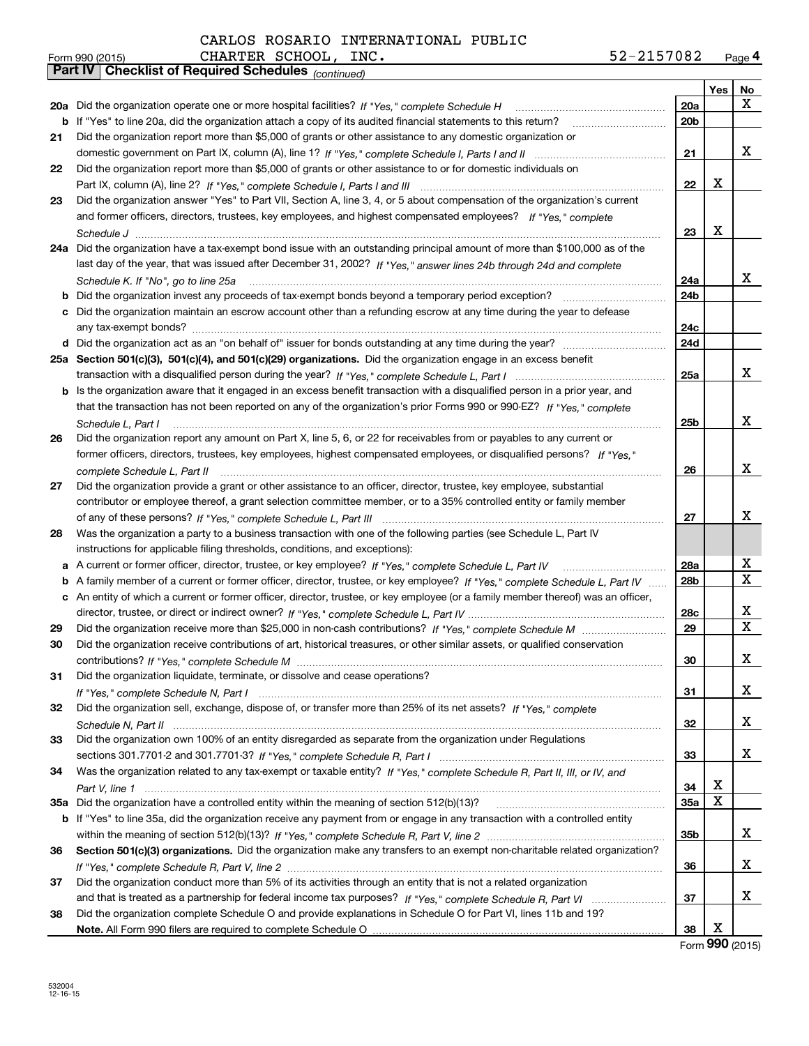CARLOS ROSARIO INTERNATIONAL PUBLIC CHARTER SCHOOL, INC. 52-2157082

Form 990 (2015) Page 4

**Part IV Checklist of Required Schedules** *(continued)*

| | | | Yes | No |
|---|---|---|---|---|
| **20a** | Did the organization operate one or more hospital facilities? *If "Yes," complete Schedule H* | 20a | | X |
| **b** | If "Yes" to line 20a, did the organization attach a copy of its audited financial statements to this return? | 20b | | |
| **21** | Did the organization report more than $5,000 of grants or other assistance to any domestic organization or domestic government on Part IX, column (A), line 1? *If "Yes," complete Schedule I, Parts I and II* | 21 | | X |
| **22** | Did the organization report more than $5,000 of grants or other assistance to or for domestic individuals on Part IX, column (A), line 2? *If "Yes," complete Schedule I, Parts I and III* | 22 | X | |
| **23** | Did the organization answer "Yes" to Part VII, Section A, line 3, 4, or 5 about compensation of the organization's current and former officers, directors, trustees, key employees, and highest compensated employees? *If "Yes," complete Schedule J* | 23 | X | |
| **24a** | Did the organization have a tax-exempt bond issue with an outstanding principal amount of more than $100,000 as of the last day of the year, that was issued after December 31, 2002? *If "Yes," answer lines 24b through 24d and complete Schedule K. If "No", go to line 25a* | 24a | | X |
| **b** | Did the organization invest any proceeds of tax-exempt bonds beyond a temporary period exception? | 24b | | |
| **c** | Did the organization maintain an escrow account other than a refunding escrow at any time during the year to defease any tax-exempt bonds? | 24c | | |
| **d** | Did the organization act as an "on behalf of" issuer for bonds outstanding at any time during the year? | 24d | | |
| **25a** | **Section 501(c)(3), 501(c)(4), and 501(c)(29) organizations.** Did the organization engage in an excess benefit transaction with a disqualified person during the year? *If "Yes," complete Schedule L, Part I* | 25a | | X |
| **b** | Is the organization aware that it engaged in an excess benefit transaction with a disqualified person in a prior year, and that the transaction has not been reported on any of the organization's prior Forms 990 or 990-EZ? *If "Yes," complete Schedule L, Part I* | 25b | | X |
| **26** | Did the organization report any amount on Part X, line 5, 6, or 22 for receivables from or payables to any current or former officers, directors, trustees, key employees, highest compensated employees, or disqualified persons? *If "Yes," complete Schedule L, Part II* | 26 | | X |
| **27** | Did the organization provide a grant or other assistance to an officer, director, trustee, key employee, substantial contributor or employee thereof, a grant selection committee member, or to a 35% controlled entity or family member of any of these persons? *If "Yes," complete Schedule L, Part III* | 27 | | X |
| **28** | Was the organization a party to a business transaction with one of the following parties (see Schedule L, Part IV instructions for applicable filing thresholds, conditions, and exceptions): | | | |
| **a** | A current or former officer, director, trustee, or key employee? *If "Yes," complete Schedule L, Part IV* | 28a | | X |
| **b** | A family member of a current or former officer, director, trustee, or key employee? *If "Yes," complete Schedule L, Part IV* | 28b | | X |
| **c** | An entity of which a current or former officer, director, trustee, or key employee (or a family member thereof) was an officer, director, trustee, or direct or indirect owner? *If "Yes," complete Schedule L, Part IV* | 28c | | X |
| **29** | Did the organization receive more than $25,000 in non-cash contributions? *If "Yes," complete Schedule M* | 29 | | X |
| **30** | Did the organization receive contributions of art, historical treasures, or other similar assets, or qualified conservation contributions? *If "Yes," complete Schedule M* | 30 | | X |
| **31** | Did the organization liquidate, terminate, or dissolve and cease operations? *If "Yes," complete Schedule N, Part I* | 31 | | X |
| **32** | Did the organization sell, exchange, dispose of, or transfer more than 25% of its net assets? *If "Yes," complete Schedule N, Part II* | 32 | | X |
| **33** | Did the organization own 100% of an entity disregarded as separate from the organization under Regulations sections 301.7701-2 and 301.7701-3? *If "Yes," complete Schedule R, Part I* | 33 | | X |
| **34** | Was the organization related to any tax-exempt or taxable entity? *If "Yes," complete Schedule R, Part II, III, or IV, and Part V, line 1* | 34 | X | |
| **35a** | Did the organization have a controlled entity within the meaning of section 512(b)(13)? | 35a | X | |
| **b** | If "Yes" to line 35a, did the organization receive any payment from or engage in any transaction with a controlled entity within the meaning of section 512(b)(13)? *If "Yes," complete Schedule R, Part V, line 2* | 35b | | X |
| **36** | **Section 501(c)(3) organizations.** Did the organization make any transfers to an exempt non-charitable related organization? *If "Yes," complete Schedule R, Part V, line 2* | 36 | | X |
| **37** | Did the organization conduct more than 5% of its activities through an entity that is not a related organization and that is treated as a partnership for federal income tax purposes? *If "Yes," complete Schedule R, Part VI* | 37 | | X |
| **38** | Did the organization complete Schedule O and provide explanations in Schedule O for Part VI, lines 11b and 19? **Note.** All Form 990 filers are required to complete Schedule O | 38 | X | |

Form **990** (2015)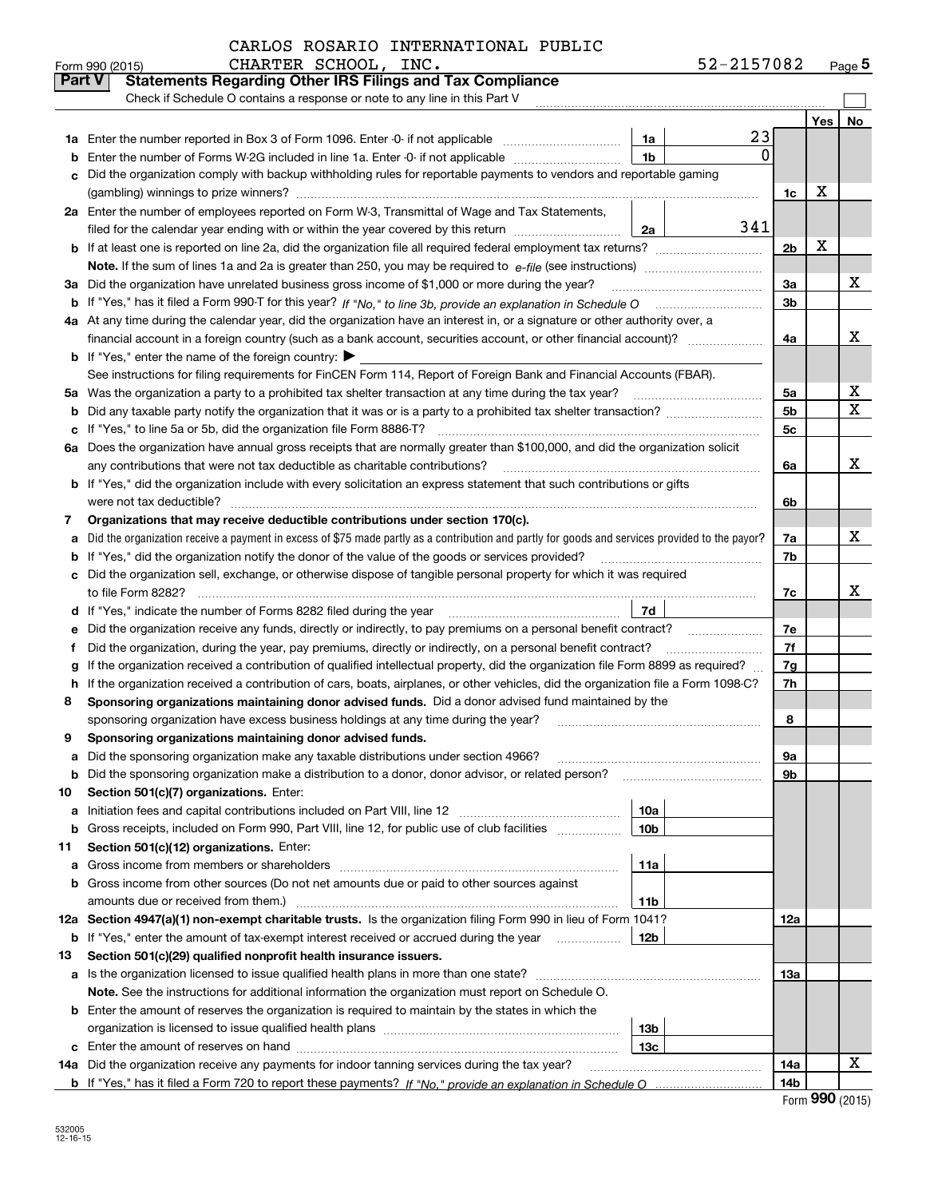CARLOS ROSARIO INTERNATIONAL PUBLIC CHARTER SCHOOL, INC.

Form 990 (2015) 52-2157082 Page **5**

**Part V Statements Regarding Other IRS Filings and Tax Compliance**

Check if Schedule O contains a response or note to any line in this Part V

| | | | | | Yes | No |
|---|---|---|---|---|---|---|
| **1a** | Enter the number reported in Box 3 of Form 1096. Enter -0- if not applicable | 1a | 23 | | | |
| **b** | Enter the number of Forms W-2G included in line 1a. Enter -0- if not applicable | 1b | 0 | | | |
| **c** | Did the organization comply with backup withholding rules for reportable payments to vendors and reportable gaming (gambling) winnings to prize winners? | | | 1c | X | |
| **2a** | Enter the number of employees reported on Form W-3, Transmittal of Wage and Tax Statements, filed for the calendar year ending with or within the year covered by this return | 2a | 341 | | | |
| **b** | If at least one is reported on line 2a, did the organization file all required federal employment tax returns? | | | 2b | X | |
| | **Note.** If the sum of lines 1a and 2a is greater than 250, you may be required to *e-file* (see instructions) | | | | | |
| **3a** | Did the organization have unrelated business gross income of $1,000 or more during the year? | | | 3a | | X |
| **b** | If "Yes," has it filed a Form 990-T for this year? *If "No," to line 3b, provide an explanation in Schedule O* | | | 3b | | |
| **4a** | At any time during the calendar year, did the organization have an interest in, or a signature or other authority over, a financial account in a foreign country (such as a bank account, securities account, or other financial account)? | | | 4a | | X |
| **b** | If "Yes," enter the name of the foreign country: ▶ | | | | | |
| | See instructions for filing requirements for FinCEN Form 114, Report of Foreign Bank and Financial Accounts (FBAR). | | | | | |
| **5a** | Was the organization a party to a prohibited tax shelter transaction at any time during the tax year? | | | 5a | | X |
| **b** | Did any taxable party notify the organization that it was or is a party to a prohibited tax shelter transaction? | | | 5b | | X |
| **c** | If "Yes," to line 5a or 5b, did the organization file Form 8886-T? | | | 5c | | |
| **6a** | Does the organization have annual gross receipts that are normally greater than $100,000, and did the organization solicit any contributions that were not tax deductible as charitable contributions? | | | 6a | | X |
| **b** | If "Yes," did the organization include with every solicitation an express statement that such contributions or gifts were not tax deductible? | | | 6b | | |
| **7** | **Organizations that may receive deductible contributions under section 170(c).** | | | | | |
| **a** | Did the organization receive a payment in excess of $75 made partly as a contribution and partly for goods and services provided to the payor? | | | 7a | | X |
| **b** | If "Yes," did the organization notify the donor of the value of the goods or services provided? | | | 7b | | |
| **c** | Did the organization sell, exchange, or otherwise dispose of tangible personal property for which it was required to file Form 8282? | | | 7c | | X |
| **d** | If "Yes," indicate the number of Forms 8282 filed during the year | 7d | | | | |
| **e** | Did the organization receive any funds, directly or indirectly, to pay premiums on a personal benefit contract? | | | 7e | | |
| **f** | Did the organization, during the year, pay premiums, directly or indirectly, on a personal benefit contract? | | | 7f | | |
| **g** | If the organization received a contribution of qualified intellectual property, did the organization file Form 8899 as required? | | | 7g | | |
| **h** | If the organization received a contribution of cars, boats, airplanes, or other vehicles, did the organization file a Form 1098-C? | | | 7h | | |
| **8** | **Sponsoring organizations maintaining donor advised funds.** Did a donor advised fund maintained by the sponsoring organization have excess business holdings at any time during the year? | | | 8 | | |
| **9** | **Sponsoring organizations maintaining donor advised funds.** | | | | | |
| **a** | Did the sponsoring organization make any taxable distributions under section 4966? | | | 9a | | |
| **b** | Did the sponsoring organization make a distribution to a donor, donor advisor, or related person? | | | 9b | | |
| **10** | **Section 501(c)(7) organizations.** Enter: | | | | | |
| **a** | Initiation fees and capital contributions included on Part VIII, line 12 | 10a | | | | |
| **b** | Gross receipts, included on Form 990, Part VIII, line 12, for public use of club facilities | 10b | | | | |
| **11** | **Section 501(c)(12) organizations.** Enter: | | | | | |
| **a** | Gross income from members or shareholders | 11a | | | | |
| **b** | Gross income from other sources (Do not net amounts due or paid to other sources against amounts due or received from them.) | 11b | | | | |
| **12a** | **Section 4947(a)(1) non-exempt charitable trusts.** Is the organization filing Form 990 in lieu of Form 1041? | | | 12a | | |
| **b** | If "Yes," enter the amount of tax-exempt interest received or accrued during the year | 12b | | | | |
| **13** | **Section 501(c)(29) qualified nonprofit health insurance issuers.** | | | | | |
| **a** | Is the organization licensed to issue qualified health plans in more than one state? | | | 13a | | |
| | **Note.** See the instructions for additional information the organization must report on Schedule O. | | | | | |
| **b** | Enter the amount of reserves the organization is required to maintain by the states in which the organization is licensed to issue qualified health plans | 13b | | | | |
| **c** | Enter the amount of reserves on hand | 13c | | | | |
| **14a** | Did the organization receive any payments for indoor tanning services during the tax year? | | | 14a | | X |
| **b** | If "Yes," has it filed a Form 720 to report these payments? *If "No," provide an explanation in Schedule O* | | | 14b | | |

Form **990** (2015)

532005 12-16-15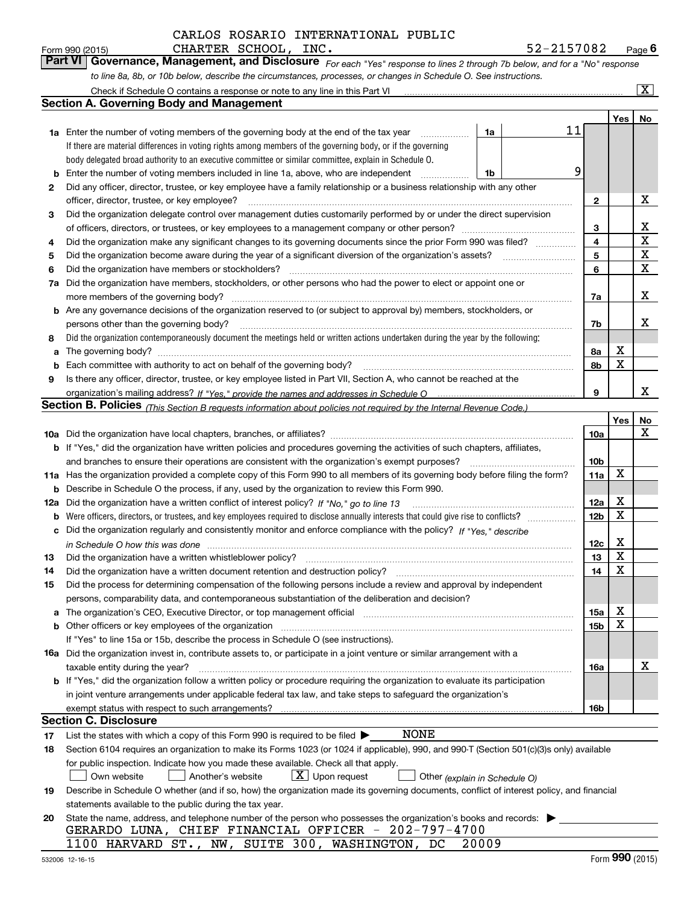CARLOS ROSARIO INTERNATIONAL PUBLIC CHARTER SCHOOL, INC. 52-2157082

Form 990 (2015) Page 6

## Part VI Governance, Management, and Disclosure

*For each "Yes" response to lines 2 through 7b below, and for a "No" response to line 8a, 8b, or 10b below, describe the circumstances, processes, or changes in Schedule O. See instructions.*

Check if Schedule O contains a response or note to any line in this Part VI [X]

### Section A. Governing Body and Management

| | | | Yes | No |
|---|---|---|---|---|
| **1a** | Enter the number of voting members of the governing body at the end of the tax year (1a: 11) If there are material differences in voting rights among members of the governing body, or if the governing body delegated broad authority to an executive committee or similar committee, explain in Schedule O. | | | |
| **b** | Enter the number of voting members included in line 1a, above, who are independent (1b: 9) | | | |
| **2** | Did any officer, director, trustee, or key employee have a family relationship or a business relationship with any other officer, director, trustee, or key employee? | 2 | | X |
| **3** | Did the organization delegate control over management duties customarily performed by or under the direct supervision of officers, directors, or trustees, or key employees to a management company or other person? | 3 | | X |
| **4** | Did the organization make any significant changes to its governing documents since the prior Form 990 was filed? | 4 | | X |
| **5** | Did the organization become aware during the year of a significant diversion of the organization's assets? | 5 | | X |
| **6** | Did the organization have members or stockholders? | 6 | | X |
| **7a** | Did the organization have members, stockholders, or other persons who had the power to elect or appoint one or more members of the governing body? | 7a | | X |
| **b** | Are any governance decisions of the organization reserved to (or subject to approval by) members, stockholders, or persons other than the governing body? | 7b | | X |
| **8** | Did the organization contemporaneously document the meetings held or written actions undertaken during the year by the following: | | | |
| **a** | The governing body? | 8a | X | |
| **b** | Each committee with authority to act on behalf of the governing body? | 8b | X | |
| **9** | Is there any officer, director, trustee, or key employee listed in Part VII, Section A, who cannot be reached at the organization's mailing address? *If "Yes," provide the names and addresses in Schedule O* | 9 | | X |

### Section B. Policies *(This Section B requests information about policies not required by the Internal Revenue Code.)*

| | | | Yes | No |
|---|---|---|---|---|
| **10a** | Did the organization have local chapters, branches, or affiliates? | 10a | | X |
| **b** | If "Yes," did the organization have written policies and procedures governing the activities of such chapters, affiliates, and branches to ensure their operations are consistent with the organization's exempt purposes? | 10b | | |
| **11a** | Has the organization provided a complete copy of this Form 990 to all members of its governing body before filing the form? | 11a | X | |
| **b** | Describe in Schedule O the process, if any, used by the organization to review this Form 990. | | | |
| **12a** | Did the organization have a written conflict of interest policy? *If "No," go to line 13* | 12a | X | |
| **b** | Were officers, directors, or trustees, and key employees required to disclose annually interests that could give rise to conflicts? | 12b | X | |
| **c** | Did the organization regularly and consistently monitor and enforce compliance with the policy? *If "Yes," describe in Schedule O how this was done* | 12c | X | |
| **13** | Did the organization have a written whistleblower policy? | 13 | X | |
| **14** | Did the organization have a written document retention and destruction policy? | 14 | X | |
| **15** | Did the process for determining compensation of the following persons include a review and approval by independent persons, comparability data, and contemporaneous substantiation of the deliberation and decision? | | | |
| **a** | The organization's CEO, Executive Director, or top management official | 15a | X | |
| **b** | Other officers or key employees of the organization | 15b | X | |
| | If "Yes" to line 15a or 15b, describe the process in Schedule O (see instructions). | | | |
| **16a** | Did the organization invest in, contribute assets to, or participate in a joint venture or similar arrangement with a taxable entity during the year? | 16a | | X |
| **b** | If "Yes," did the organization follow a written policy or procedure requiring the organization to evaluate its participation in joint venture arrangements under applicable federal tax law, and take steps to safeguard the organization's exempt status with respect to such arrangements? | 16b | | |

### Section C. Disclosure

**17** List the states with which a copy of this Form 990 is required to be filed ▶ NONE

**18** Section 6104 requires an organization to make its Forms 1023 (or 1024 if applicable), 990, and 990-T (Section 501(c)(3)s only) available for public inspection. Indicate how you made these available. Check all that apply.

[ ] Own website [ ] Another's website [X] Upon request [ ] Other *(explain in Schedule O)*

**19** Describe in Schedule O whether (and if so, how) the organization made its governing documents, conflict of interest policy, and financial statements available to the public during the tax year.

**20** State the name, address, and telephone number of the person who possesses the organization's books and records: ▶

GERARDO LUNA, CHIEF FINANCIAL OFFICER - 202-797-4700
1100 HARVARD ST., NW, SUITE 300, WASHINGTON, DC 20009

532006 12-16-15 Form **990** (2015)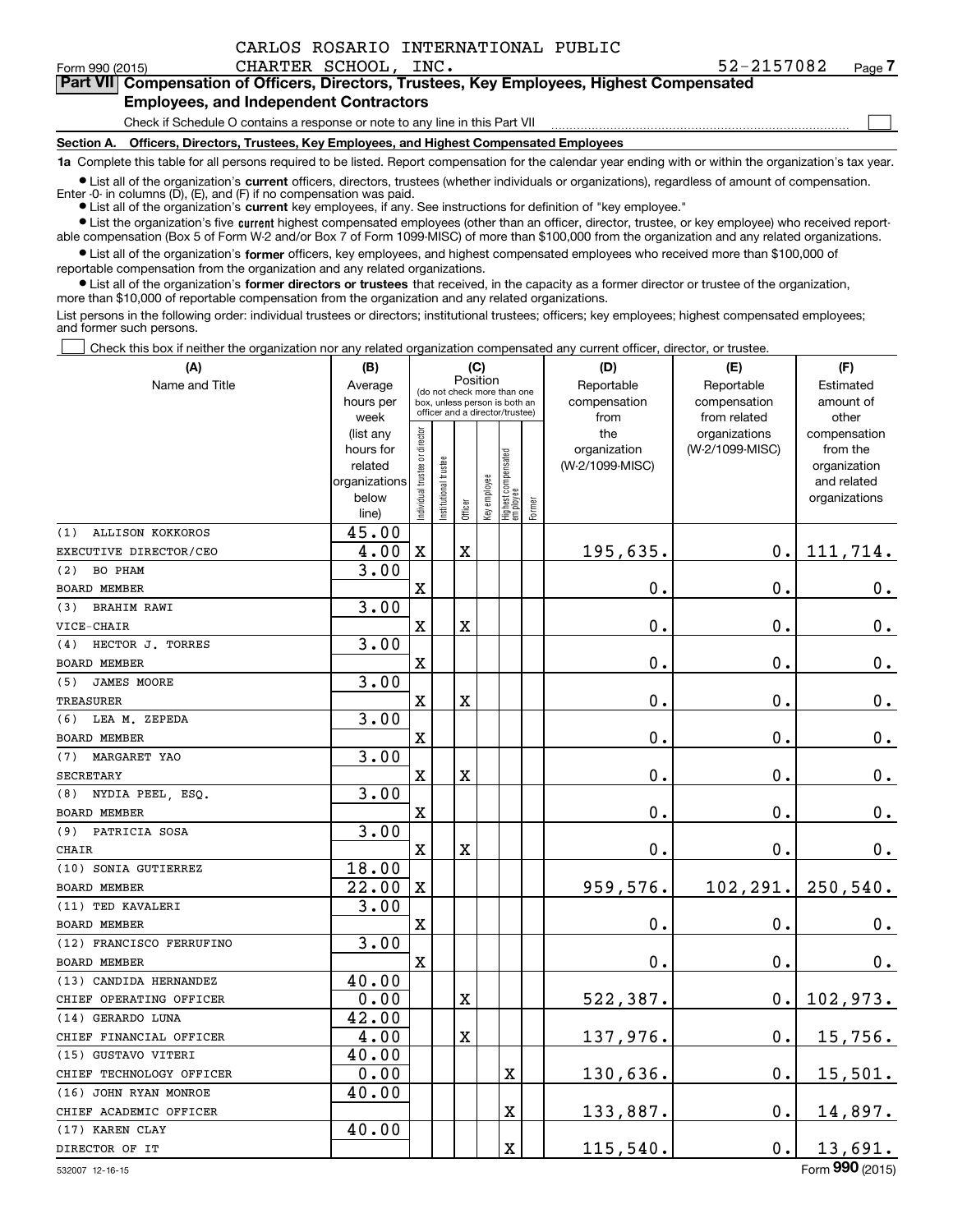CARLOS ROSARIO INTERNATIONAL PUBLIC CHARTER SCHOOL, INC. 52-2157082

## Part VII Compensation of Officers, Directors, Trustees, Key Employees, Highest Compensated Employees, and Independent Contractors

Check if Schedule O contains a response or note to any line in this Part VII ☐

**Section A. Officers, Directors, Trustees, Key Employees, and Highest Compensated Employees**

**1a** Complete this table for all persons required to be listed. Report compensation for the calendar year ending with or within the organization's tax year.

- List all of the organization's **current** officers, directors, trustees (whether individuals or organizations), regardless of amount of compensation. Enter -0- in columns (D), (E), and (F) if no compensation was paid.
- List all of the organization's **current** key employees, if any. See instructions for definition of "key employee."
- List the organization's five **current** highest compensated employees (other than an officer, director, trustee, or key employee) who received reportable compensation (Box 5 of Form W-2 and/or Box 7 of Form 1099-MISC) of more than $100,000 from the organization and any related organizations.
- List all of the organization's **former** officers, key employees, and highest compensated employees who received more than $100,000 of reportable compensation from the organization and any related organizations.
- List all of the organization's **former directors or trustees** that received, in the capacity as a former director or trustee of the organization, more than $10,000 of reportable compensation from the organization and any related organizations.

List persons in the following order: individual trustees or directors; institutional trustees; officers; key employees; highest compensated employees; and former such persons.

☐ Check this box if neither the organization nor any related organization compensated any current officer, director, or trustee.

| (A) Name and Title | (B) Average hours per week (list any hours for related organizations below line) | (C) Position: Individual trustee or director | Institutional trustee | Officer | Key employee | Highest compensated employee | Former | (D) Reportable compensation from the organization (W-2/1099-MISC) | (E) Reportable compensation from related organizations (W-2/1099-MISC) | (F) Estimated amount of other compensation from the organization and related organizations |
|---|---|---|---|---|---|---|---|---|---|---|
| (1) ALLISON KOKKOROS<br>EXECUTIVE DIRECTOR/CEO | 45.00<br>4.00 | X | | X | | | | 195,635. | 0. | 111,714. |
| (2) BO PHAM<br>BOARD MEMBER | 3.00 | X | | | | | | 0. | 0. | 0. |
| (3) BRAHIM RAWI<br>VICE-CHAIR | 3.00 | X | | X | | | | 0. | 0. | 0. |
| (4) HECTOR J. TORRES<br>BOARD MEMBER | 3.00 | X | | | | | | 0. | 0. | 0. |
| (5) JAMES MOORE<br>TREASURER | 3.00 | X | | X | | | | 0. | 0. | 0. |
| (6) LEA M. ZEPEDA<br>BOARD MEMBER | 3.00 | X | | | | | | 0. | 0. | 0. |
| (7) MARGARET YAO<br>SECRETARY | 3.00 | X | | X | | | | 0. | 0. | 0. |
| (8) NYDIA PEEL, ESQ.<br>BOARD MEMBER | 3.00 | X | | | | | | 0. | 0. | 0. |
| (9) PATRICIA SOSA<br>CHAIR | 3.00 | X | | X | | | | 0. | 0. | 0. |
| (10) SONIA GUTIERREZ<br>BOARD MEMBER | 18.00<br>22.00 | X | | | | | | 959,576. | 102,291. | 250,540. |
| (11) TED KAVALERI<br>BOARD MEMBER | 3.00 | X | | | | | | 0. | 0. | 0. |
| (12) FRANCISCO FERRUFINO<br>BOARD MEMBER | 3.00 | X | | | | | | 0. | 0. | 0. |
| (13) CANDIDA HERNANDEZ<br>CHIEF OPERATING OFFICER | 40.00<br>0.00 | | | X | | | | 522,387. | 0. | 102,973. |
| (14) GERARDO LUNA<br>CHIEF FINANCIAL OFFICER | 42.00<br>4.00 | | | X | | | | 137,976. | 0. | 15,756. |
| (15) GUSTAVO VITERI<br>CHIEF TECHNOLOGY OFFICER | 40.00<br>0.00 | | | | | X | | 130,636. | 0. | 15,501. |
| (16) JOHN RYAN MONROE<br>CHIEF ACADEMIC OFFICER | 40.00 | | | | | X | | 133,887. | 0. | 14,897. |
| (17) KAREN CLAY<br>DIRECTOR OF IT | 40.00 | | | | | X | | 115,540. | 0. | 13,691. |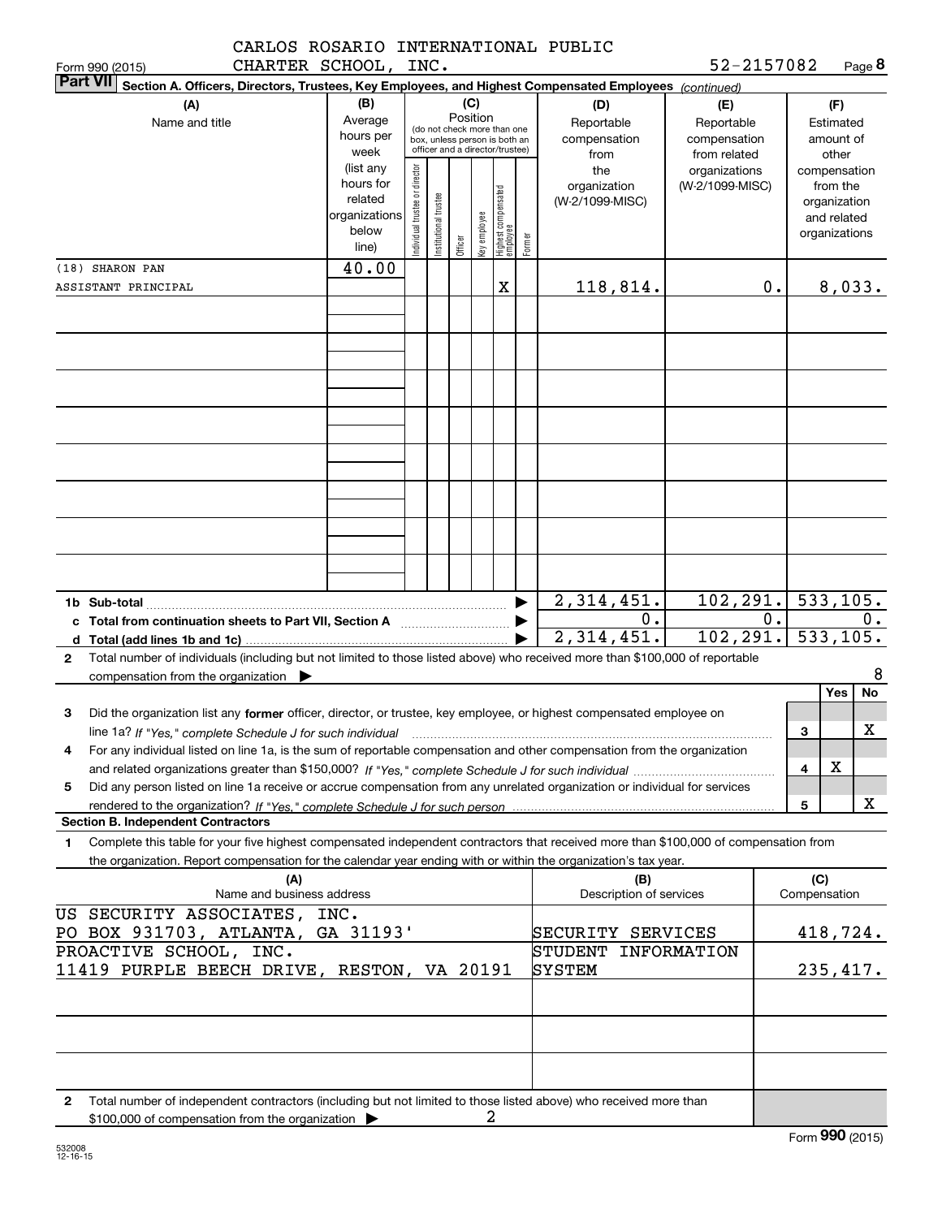CARLOS ROSARIO INTERNATIONAL PUBLIC CHARTER SCHOOL, INC. 52-2157082

Form 990 (2015)

**Part VII Section A. Officers, Directors, Trustees, Key Employees, and Highest Compensated Employees** *(continued)*

| (A) Name and title | (B) Average hours per week (list any hours for related organizations below line) | (C) Position: Individual trustee or director | Institutional trustee | Officer | Key employee | Highest compensated employee | Former | (D) Reportable compensation from the organization (W-2/1099-MISC) | (E) Reportable compensation from related organizations (W-2/1099-MISC) | (F) Estimated amount of other compensation from the organization and related organizations |
|---|---|---|---|---|---|---|---|---|---|---|
| (18) SHARON PAN<br>ASSISTANT PRINCIPAL | 40.00 | | | | | X | | 118,814. | 0. | 8,033. |
| | | | | | | | | | | |
| **1b Sub-total** | | | | | | | | 2,314,451. | 102,291. | 533,105. |
| **c Total from continuation sheets to Part VII, Section A** | | | | | | | | 0. | 0. | 0. |
| **d Total (add lines 1b and 1c)** | | | | | | | | 2,314,451. | 102,291. | 533,105. |

**2** Total number of individuals (including but not limited to those listed above) who received more than $100,000 of reportable compensation from the organization ▶ 8

| | | Yes | No |
|---|---|---|---|
| **3** Did the organization list any **former** officer, director, or trustee, key employee, or highest compensated employee on line 1a? *If "Yes," complete Schedule J for such individual* | 3 | | X |
| **4** For any individual listed on line 1a, is the sum of reportable compensation and other compensation from the organization and related organizations greater than $150,000? *If "Yes," complete Schedule J for such individual* | 4 | X | |
| **5** Did any person listed on line 1a receive or accrue compensation from any unrelated organization or individual for services rendered to the organization? *If "Yes," complete Schedule J for such person* | 5 | | X |

**Section B. Independent Contractors**

**1** Complete this table for your five highest compensated independent contractors that received more than $100,000 of compensation from the organization. Report compensation for the calendar year ending with or within the organization's tax year.

| (A) Name and business address | (B) Description of services | (C) Compensation |
|---|---|---|
| US SECURITY ASSOCIATES, INC.<br>PO BOX 931703, ATLANTA, GA 31193' | SECURITY SERVICES | 418,724. |
| PROACTIVE SCHOOL, INC.<br>11419 PURPLE BEECH DRIVE, RESTON, VA 20191 | STUDENT INFORMATION SYSTEM | 235,417. |
| | | |
| | | |
| | | |

**2** Total number of independent contractors (including but not limited to those listed above) who received more than $100,000 of compensation from the organization ▶ 2

Form **990** (2015)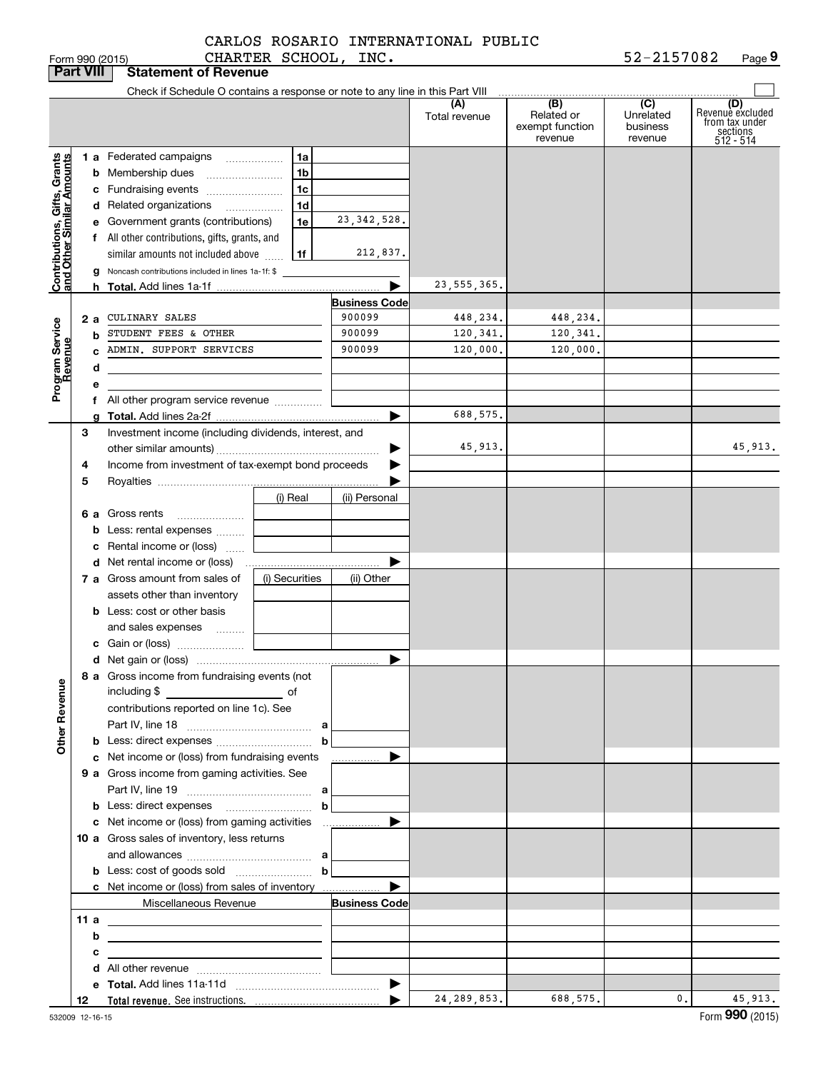Form 990 (2015) CARLOS ROSARIO INTERNATIONAL PUBLIC CHARTER SCHOOL, INC. 52-2157082 Page 9

## Part VIII Statement of Revenue

Check if Schedule O contains a response or note to any line in this Part VIII

| | | | | (A) Total revenue | (B) Related or exempt function revenue | (C) Unrelated business revenue | (D) Revenue excluded from tax under sections 512 - 514 |
|---|---|---|---|---|---|---|---|
| **Contributions, Gifts, Grants and Other Similar Amounts** | 1 a Federated campaigns | 1a | | | | | |
| | b Membership dues | 1b | | | | | |
| | c Fundraising events | 1c | | | | | |
| | d Related organizations | 1d | | | | | |
| | e Government grants (contributions) | 1e | 23,342,528. | | | | |
| | f All other contributions, gifts, grants, and similar amounts not included above | 1f | 212,837. | | | | |
| | g Noncash contributions included in lines 1a-1f: $ | | | | | | |
| | h **Total.** Add lines 1a-1f | | | 23,555,365. | | | |
| **Program Service Revenue** | | | **Business Code** | | | | |
| | 2 a CULINARY SALES | | 900099 | 448,234. | 448,234. | | |
| | b STUDENT FEES & OTHER | | 900099 | 120,341. | 120,341. | | |
| | c ADMIN. SUPPORT SERVICES | | 900099 | 120,000. | 120,000. | | |
| | d | | | | | | |
| | e | | | | | | |
| | f All other program service revenue | | | | | | |
| | g **Total.** Add lines 2a-2f | | | 688,575. | | | |
| **Other Revenue** | 3 Investment income (including dividends, interest, and other similar amounts) | | | 45,913. | | | 45,913. |
| | 4 Income from investment of tax-exempt bond proceeds | | | | | | |
| | 5 Royalties | | | | | | |
| | | (i) Real | (ii) Personal | | | | |
| | 6 a Gross rents | | | | | | |
| | b Less: rental expenses | | | | | | |
| | c Rental income or (loss) | | | | | | |
| | d Net rental income or (loss) | | | | | | |
| | 7 a Gross amount from sales of assets other than inventory | (i) Securities | (ii) Other | | | | |
| | b Less: cost or other basis and sales expenses | | | | | | |
| | c Gain or (loss) | | | | | | |
| | d Net gain or (loss) | | | | | | |
| | 8 a Gross income from fundraising events (not including $ of contributions reported on line 1c). See Part IV, line 18 | a | | | | | |
| | b Less: direct expenses | b | | | | | |
| | c Net income or (loss) from fundraising events | | | | | | |
| | 9 a Gross income from gaming activities. See Part IV, line 19 | a | | | | | |
| | b Less: direct expenses | b | | | | | |
| | c Net income or (loss) from gaming activities | | | | | | |
| | 10 a Gross sales of inventory, less returns and allowances | a | | | | | |
| | b Less: cost of goods sold | b | | | | | |
| | c Net income or (loss) from sales of inventory | | | | | | |
| | Miscellaneous Revenue | | **Business Code** | | | | |
| | 11 a | | | | | | |
| | b | | | | | | |
| | c | | | | | | |
| | d All other revenue | | | | | | |
| | e **Total.** Add lines 11a-11d | | | | | | |
| | 12 **Total revenue.** See instructions. | | | 24,289,853. | 688,575. | 0. | 45,913. |

532009 12-16-15 Form **990** (2015)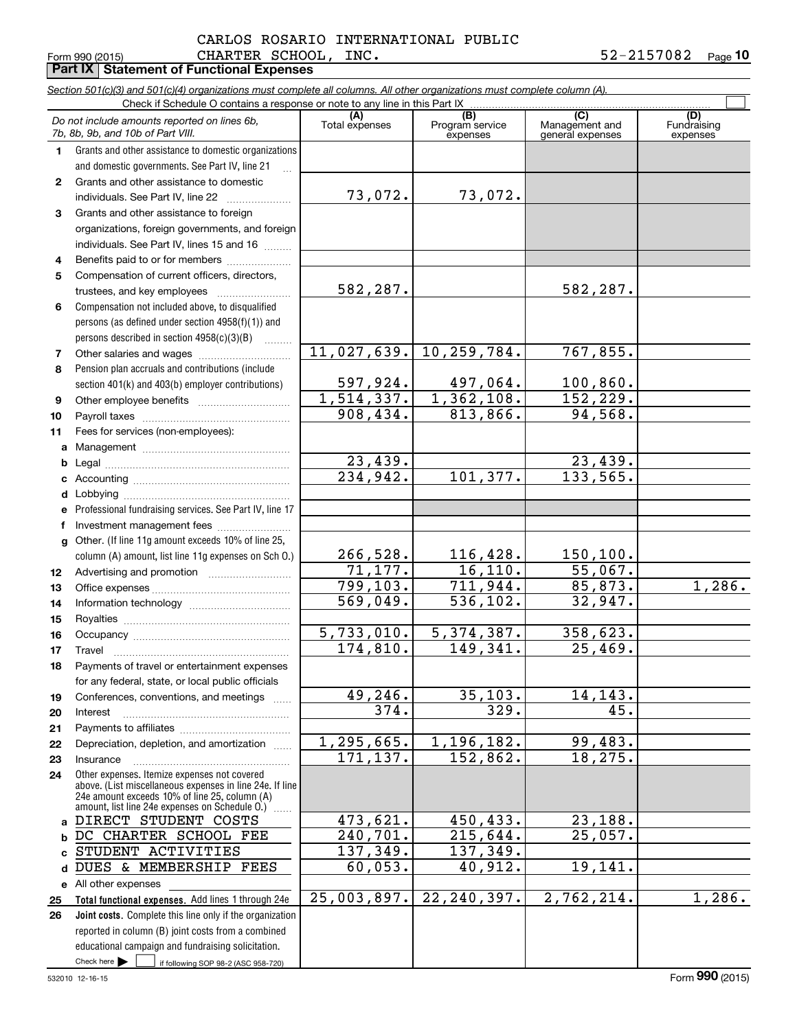CARLOS ROSARIO INTERNATIONAL PUBLIC CHARTER SCHOOL, INC. 52-2157082

Form 990 (2015) Page **10**

## Part IX Statement of Functional Expenses

*Section 501(c)(3) and 501(c)(4) organizations must complete all columns. All other organizations must complete column (A).*

Check if Schedule O contains a response or note to any line in this Part IX

| | *Do not include amounts reported on lines 6b, 7b, 8b, 9b, and 10b of Part VIII.* | (A) Total expenses | (B) Program service expenses | (C) Management and general expenses | (D) Fundraising expenses |
|---|---|---|---|---|---|
| 1 | Grants and other assistance to domestic organizations and domestic governments. See Part IV, line 21 | | | | |
| 2 | Grants and other assistance to domestic individuals. See Part IV, line 22 | 73,072. | 73,072. | | |
| 3 | Grants and other assistance to foreign organizations, foreign governments, and foreign individuals. See Part IV, lines 15 and 16 | | | | |
| 4 | Benefits paid to or for members | | | | |
| 5 | Compensation of current officers, directors, trustees, and key employees | 582,287. | | 582,287. | |
| 6 | Compensation not included above, to disqualified persons (as defined under section 4958(f)(1)) and persons described in section 4958(c)(3)(B) | | | | |
| 7 | Other salaries and wages | 11,027,639. | 10,259,784. | 767,855. | |
| 8 | Pension plan accruals and contributions (include section 401(k) and 403(b) employer contributions) | 597,924. | 497,064. | 100,860. | |
| 9 | Other employee benefits | 1,514,337. | 1,362,108. | 152,229. | |
| 10 | Payroll taxes | 908,434. | 813,866. | 94,568. | |
| 11 | Fees for services (non-employees): | | | | |
| a | Management | | | | |
| b | Legal | 23,439. | | 23,439. | |
| c | Accounting | 234,942. | 101,377. | 133,565. | |
| d | Lobbying | | | | |
| e | Professional fundraising services. See Part IV, line 17 | | | | |
| f | Investment management fees | | | | |
| g | Other. (If line 11g amount exceeds 10% of line 25, column (A) amount, list line 11g expenses on Sch O.) | 266,528. | 116,428. | 150,100. | |
| 12 | Advertising and promotion | 71,177. | 16,110. | 55,067. | |
| 13 | Office expenses | 799,103. | 711,944. | 85,873. | 1,286. |
| 14 | Information technology | 569,049. | 536,102. | 32,947. | |
| 15 | Royalties | | | | |
| 16 | Occupancy | 5,733,010. | 5,374,387. | 358,623. | |
| 17 | Travel | 174,810. | 149,341. | 25,469. | |
| 18 | Payments of travel or entertainment expenses for any federal, state, or local public officials | | | | |
| 19 | Conferences, conventions, and meetings | 49,246. | 35,103. | 14,143. | |
| 20 | Interest | 374. | 329. | 45. | |
| 21 | Payments to affiliates | | | | |
| 22 | Depreciation, depletion, and amortization | 1,295,665. | 1,196,182. | 99,483. | |
| 23 | Insurance | 171,137. | 152,862. | 18,275. | |
| 24 | Other expenses. Itemize expenses not covered above. (List miscellaneous expenses in line 24e. If line 24e amount exceeds 10% of line 25, column (A) amount, list line 24e expenses on Schedule O.) | | | | |
| a | DIRECT STUDENT COSTS | 473,621. | 450,433. | 23,188. | |
| b | DC CHARTER SCHOOL FEE | 240,701. | 215,644. | 25,057. | |
| c | STUDENT ACTIVITIES | 137,349. | 137,349. | | |
| d | DUES & MEMBERSHIP FEES | 60,053. | 40,912. | 19,141. | |
| e | All other expenses | | | | |
| 25 | **Total functional expenses.** Add lines 1 through 24e | 25,003,897. | 22,240,397. | 2,762,214. | 1,286. |
| 26 | **Joint costs.** Complete this line only if the organization reported in column (B) joint costs from a combined educational campaign and fundraising solicitation. Check here ☐ if following SOP 98-2 (ASC 958-720) | | | | |

532010 12-16-15 Form **990** (2015)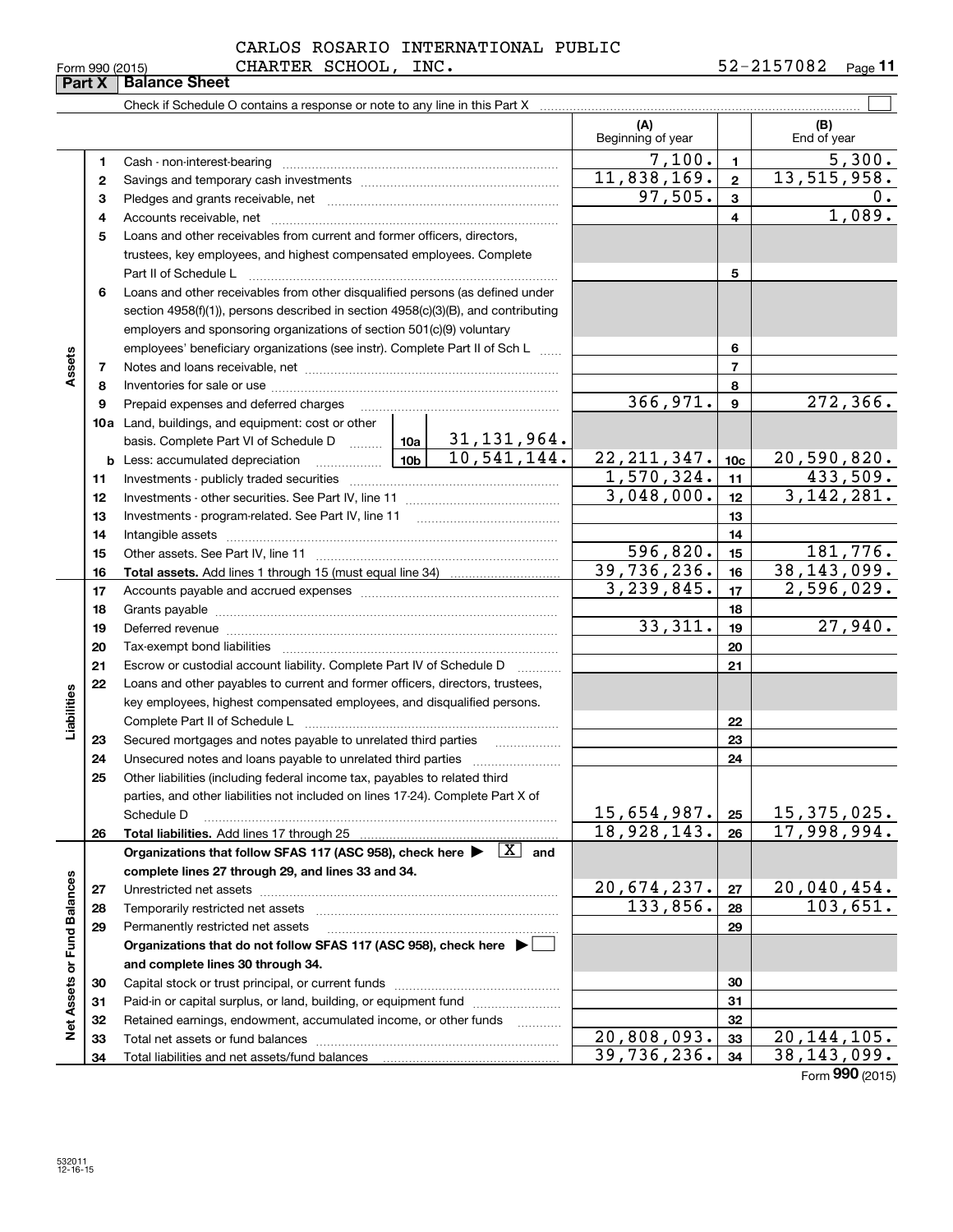CARLOS ROSARIO INTERNATIONAL PUBLIC CHARTER SCHOOL, INC. 52-2157082

Form 990 (2015)

## Part X Balance Sheet

Check if Schedule O contains a response or note to any line in this Part X

| | | | (A) Beginning of year | | (B) End of year |
|---|---|---|---|---|---|
| **Assets** | 1 | Cash - non-interest-bearing | 7,100. | 1 | 5,300. |
| | 2 | Savings and temporary cash investments | 11,838,169. | 2 | 13,515,958. |
| | 3 | Pledges and grants receivable, net | 97,505. | 3 | 0. |
| | 4 | Accounts receivable, net | | 4 | 1,089. |
| | 5 | Loans and other receivables from current and former officers, directors, trustees, key employees, and highest compensated employees. Complete Part II of Schedule L | | 5 | |
| | 6 | Loans and other receivables from other disqualified persons (as defined under section 4958(f)(1)), persons described in section 4958(c)(3)(B), and contributing employers and sponsoring organizations of section 501(c)(9) voluntary employees' beneficiary organizations (see instr). Complete Part II of Sch L | | 6 | |
| | 7 | Notes and loans receivable, net | | 7 | |
| | 8 | Inventories for sale or use | | 8 | |
| | 9 | Prepaid expenses and deferred charges | 366,971. | 9 | 272,366. |
| | 10a | Land, buildings, and equipment: cost or other basis. Complete Part VI of Schedule D — 10a: 31,131,964. | | | |
| | b | Less: accumulated depreciation — 10b: 10,541,144. | 22,211,347. | 10c | 20,590,820. |
| | 11 | Investments - publicly traded securities | 1,570,324. | 11 | 433,509. |
| | 12 | Investments - other securities. See Part IV, line 11 | 3,048,000. | 12 | 3,142,281. |
| | 13 | Investments - program-related. See Part IV, line 11 | | 13 | |
| | 14 | Intangible assets | | 14 | |
| | 15 | Other assets. See Part IV, line 11 | 596,820. | 15 | 181,776. |
| | 16 | **Total assets.** Add lines 1 through 15 (must equal line 34) | 39,736,236. | 16 | 38,143,099. |
| **Liabilities** | 17 | Accounts payable and accrued expenses | 3,239,845. | 17 | 2,596,029. |
| | 18 | Grants payable | | 18 | |
| | 19 | Deferred revenue | 33,311. | 19 | 27,940. |
| | 20 | Tax-exempt bond liabilities | | 20 | |
| | 21 | Escrow or custodial account liability. Complete Part IV of Schedule D | | 21 | |
| | 22 | Loans and other payables to current and former officers, directors, trustees, key employees, highest compensated employees, and disqualified persons. Complete Part II of Schedule L | | 22 | |
| | 23 | Secured mortgages and notes payable to unrelated third parties | | 23 | |
| | 24 | Unsecured notes and loans payable to unrelated third parties | | 24 | |
| | 25 | Other liabilities (including federal income tax, payables to related third parties, and other liabilities not included on lines 17-24). Complete Part X of Schedule D | 15,654,987. | 25 | 15,375,025. |
| | 26 | **Total liabilities.** Add lines 17 through 25 | 18,928,143. | 26 | 17,998,994. |
| **Net Assets or Fund Balances** | | **Organizations that follow SFAS 117 (ASC 958), check here ▶ [X] and complete lines 27 through 29, and lines 33 and 34.** | | | |
| | 27 | Unrestricted net assets | 20,674,237. | 27 | 20,040,454. |
| | 28 | Temporarily restricted net assets | 133,856. | 28 | 103,651. |
| | 29 | Permanently restricted net assets | | 29 | |
| | | **Organizations that do not follow SFAS 117 (ASC 958), check here ▶ [ ] and complete lines 30 through 34.** | | | |
| | 30 | Capital stock or trust principal, or current funds | | 30 | |
| | 31 | Paid-in or capital surplus, or land, building, or equipment fund | | 31 | |
| | 32 | Retained earnings, endowment, accumulated income, or other funds | | 32 | |
| | 33 | Total net assets or fund balances | 20,808,093. | 33 | 20,144,105. |
| | 34 | Total liabilities and net assets/fund balances | 39,736,236. | 34 | 38,143,099. |

Form **990** (2015)

532011 12-16-15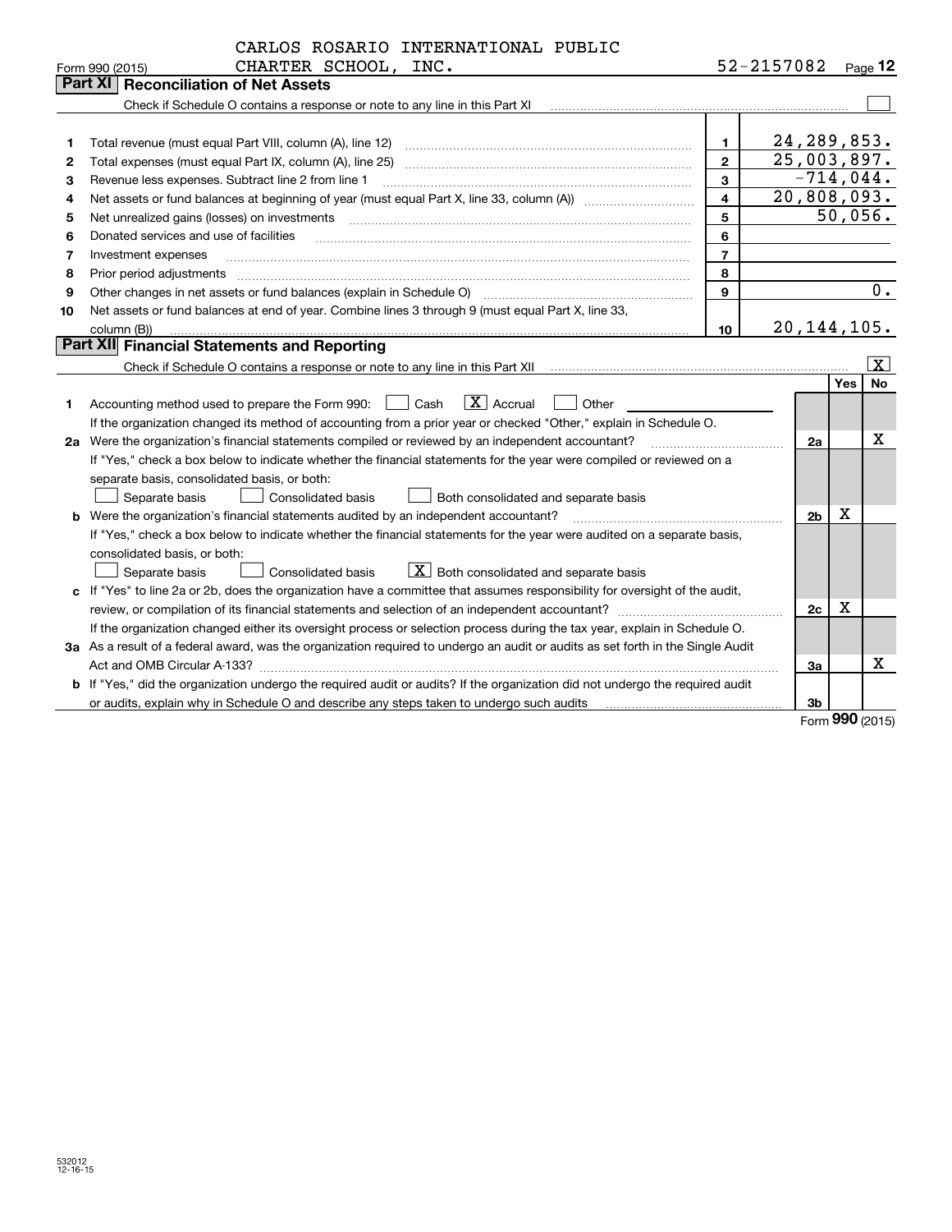CARLOS ROSARIO INTERNATIONAL PUBLIC CHARTER SCHOOL, INC. 52-2157082

Form 990 (2015) Page 12

## Part XI Reconciliation of Net Assets

Check if Schedule O contains a response or note to any line in this Part XI ☐

| | | | |
|---|---|---|---|
| 1 | Total revenue (must equal Part VIII, column (A), line 12) | 1 | 24,289,853. |
| 2 | Total expenses (must equal Part IX, column (A), line 25) | 2 | 25,003,897. |
| 3 | Revenue less expenses. Subtract line 2 from line 1 | 3 | -714,044. |
| 4 | Net assets or fund balances at beginning of year (must equal Part X, line 33, column (A)) | 4 | 20,808,093. |
| 5 | Net unrealized gains (losses) on investments | 5 | 50,056. |
| 6 | Donated services and use of facilities | 6 | |
| 7 | Investment expenses | 7 | |
| 8 | Prior period adjustments | 8 | |
| 9 | Other changes in net assets or fund balances (explain in Schedule O) | 9 | 0. |
| 10 | Net assets or fund balances at end of year. Combine lines 3 through 9 (must equal Part X, line 33, column (B)) | 10 | 20,144,105. |

## Part XII Financial Statements and Reporting

Check if Schedule O contains a response or note to any line in this Part XII ☒

| | | | Yes | No |
|---|---|---|---|---|
| 1 | Accounting method used to prepare the Form 990: ☐ Cash ☒ Accrual ☐ Other<br>If the organization changed its method of accounting from a prior year or checked "Other," explain in Schedule O. | | | |
| 2a | Were the organization's financial statements compiled or reviewed by an independent accountant?<br>If "Yes," check a box below to indicate whether the financial statements for the year were compiled or reviewed on a separate basis, consolidated basis, or both:<br>☐ Separate basis ☐ Consolidated basis ☐ Both consolidated and separate basis | 2a | | X |
| b | Were the organization's financial statements audited by an independent accountant?<br>If "Yes," check a box below to indicate whether the financial statements for the year were audited on a separate basis, consolidated basis, or both:<br>☐ Separate basis ☐ Consolidated basis ☒ Both consolidated and separate basis | 2b | X | |
| c | If "Yes" to line 2a or 2b, does the organization have a committee that assumes responsibility for oversight of the audit, review, or compilation of its financial statements and selection of an independent accountant?<br>If the organization changed either its oversight process or selection process during the tax year, explain in Schedule O. | 2c | X | |
| 3a | As a result of a federal award, was the organization required to undergo an audit or audits as set forth in the Single Audit Act and OMB Circular A-133? | 3a | | X |
| b | If "Yes," did the organization undergo the required audit or audits? If the organization did not undergo the required audit or audits, explain why in Schedule O and describe any steps taken to undergo such audits | 3b | | |

Form 990 (2015)

532012 12-16-15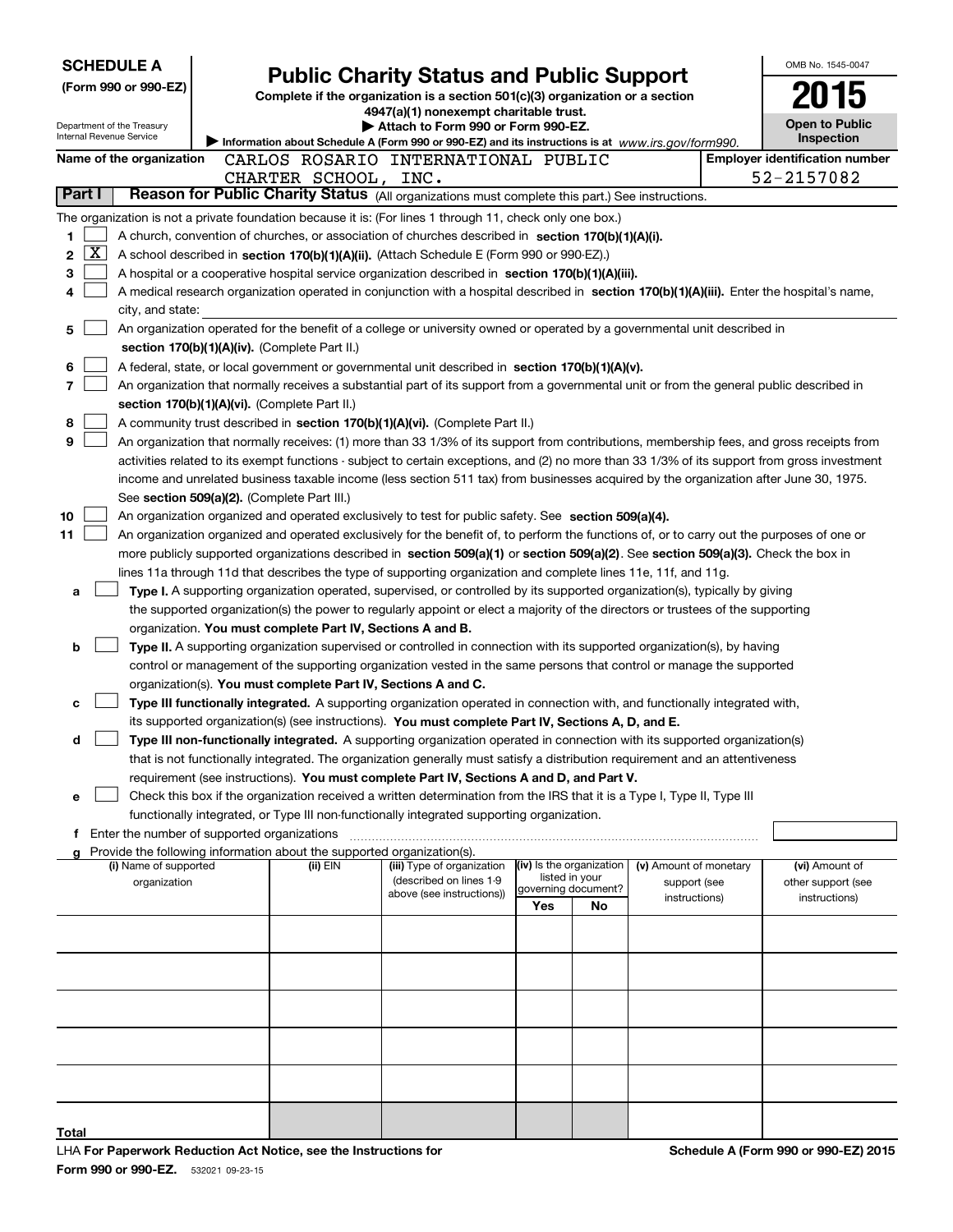**SCHEDULE A**
**(Form 990 or 990-EZ)**

Department of the Treasury
Internal Revenue Service

# Public Charity Status and Public Support

**Complete if the organization is a section 501(c)(3) organization or a section 4947(a)(1) nonexempt charitable trust.**
**▶ Attach to Form 990 or Form 990-EZ.**
▶ Information about Schedule A (Form 990 or 990-EZ) and its instructions is at *www.irs.gov/form990.*

OMB No. 1545-0047
**2015**
**Open to Public Inspection**

**Name of the organization** CARLOS ROSARIO INTERNATIONAL PUBLIC CHARTER SCHOOL, INC.
**Employer identification number** 52-2157082

## Part I Reason for Public Charity Status (All organizations must complete this part.) See instructions.

The organization is not a private foundation because it is: (For lines 1 through 11, check only one box.)

1 [ ] A church, convention of churches, or association of churches described in **section 170(b)(1)(A)(i).**

2 [X] A school described in **section 170(b)(1)(A)(ii).** (Attach Schedule E (Form 990 or 990-EZ).)

3 [ ] A hospital or a cooperative hospital service organization described in **section 170(b)(1)(A)(iii).**

4 [ ] A medical research organization operated in conjunction with a hospital described in **section 170(b)(1)(A)(iii).** Enter the hospital's name, city, and state:

5 [ ] An organization operated for the benefit of a college or university owned or operated by a governmental unit described in **section 170(b)(1)(A)(iv).** (Complete Part II.)

6 [ ] A federal, state, or local government or governmental unit described in **section 170(b)(1)(A)(v).**

7 [ ] An organization that normally receives a substantial part of its support from a governmental unit or from the general public described in **section 170(b)(1)(A)(vi).** (Complete Part II.)

8 [ ] A community trust described in **section 170(b)(1)(A)(vi).** (Complete Part II.)

9 [ ] An organization that normally receives: (1) more than 33 1/3% of its support from contributions, membership fees, and gross receipts from activities related to its exempt functions - subject to certain exceptions, and (2) no more than 33 1/3% of its support from gross investment income and unrelated business taxable income (less section 511 tax) from businesses acquired by the organization after June 30, 1975. See **section 509(a)(2).** (Complete Part III.)

10 [ ] An organization organized and operated exclusively to test for public safety. See **section 509(a)(4).**

11 [ ] An organization organized and operated exclusively for the benefit of, to perform the functions of, or to carry out the purposes of one or more publicly supported organizations described in **section 509(a)(1)** or **section 509(a)(2).** See **section 509(a)(3).** Check the box in lines 11a through 11d that describes the type of supporting organization and complete lines 11e, 11f, and 11g.

a [ ] **Type I.** A supporting organization operated, supervised, or controlled by its supported organization(s), typically by giving the supported organization(s) the power to regularly appoint or elect a majority of the directors or trustees of the supporting organization. **You must complete Part IV, Sections A and B.**

b [ ] **Type II.** A supporting organization supervised or controlled in connection with its supported organization(s), by having control or management of the supporting organization vested in the same persons that control or manage the supported organization(s). **You must complete Part IV, Sections A and C.**

c [ ] **Type III functionally integrated.** A supporting organization operated in connection with, and functionally integrated with, its supported organization(s) (see instructions). **You must complete Part IV, Sections A, D, and E.**

d [ ] **Type III non-functionally integrated.** A supporting organization operated in connection with its supported organization(s) that is not functionally integrated. The organization generally must satisfy a distribution requirement and an attentiveness requirement (see instructions). **You must complete Part IV, Sections A and D, and Part V.**

e [ ] Check this box if the organization received a written determination from the IRS that it is a Type I, Type II, Type III functionally integrated, or Type III non-functionally integrated supporting organization.

f Enter the number of supported organizations

g Provide the following information about the supported organization(s).

| (i) Name of supported organization | (ii) EIN | (iii) Type of organization (described on lines 1-9 above (see instructions)) | (iv) Is the organization listed in your governing document? Yes | No | (v) Amount of monetary support (see instructions) | (vi) Amount of other support (see instructions) |
|---|---|---|---|---|---|---|
| | | | | | | |
| | | | | | | |
| | | | | | | |
| | | | | | | |
| | | | | | | |
| **Total** | | | | | | |

LHA **For Paperwork Reduction Act Notice, see the Instructions for Form 990 or 990-EZ.** 532021 09-23-15

**Schedule A (Form 990 or 990-EZ) 2015**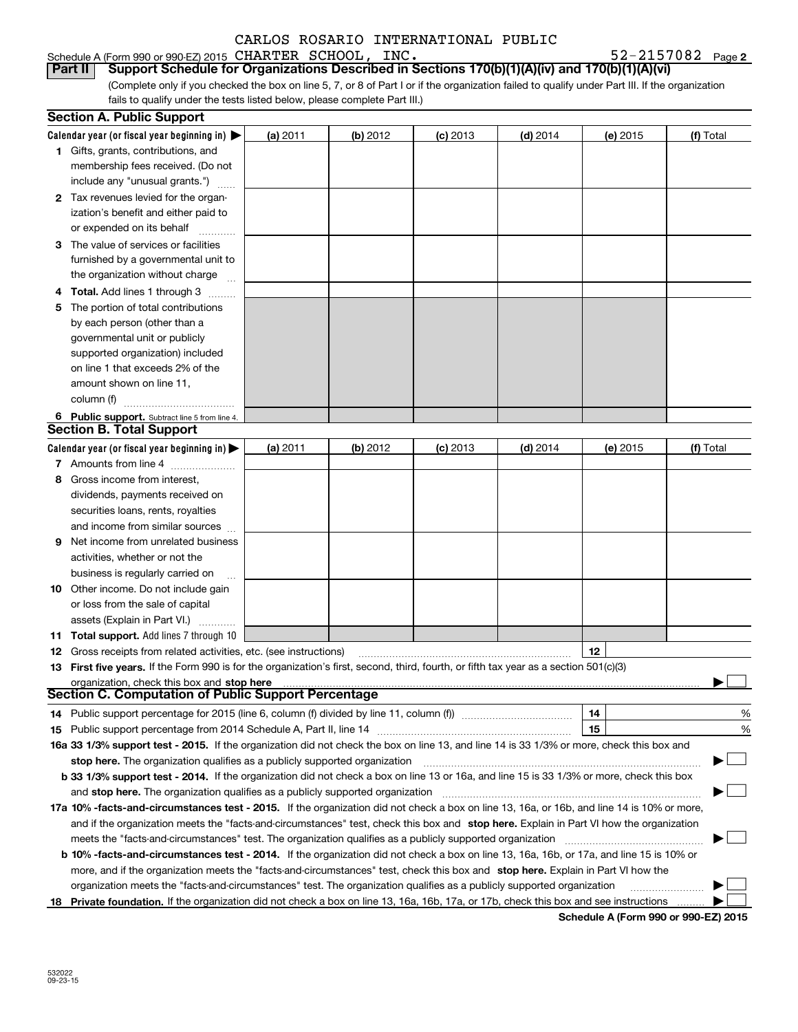CARLOS ROSARIO INTERNATIONAL PUBLIC

Schedule A (Form 990 or 990-EZ) 2015 CHARTER SCHOOL, INC. 52-2157082 Page 2

**Part II Support Schedule for Organizations Described in Sections 170(b)(1)(A)(iv) and 170(b)(1)(A)(vi)**

(Complete only if you checked the box on line 5, 7, or 8 of Part I or if the organization failed to qualify under Part III. If the organization fails to qualify under the tests listed below, please complete Part III.)

**Section A. Public Support**

| Calendar year (or fiscal year beginning in) ▶ | (a) 2011 | (b) 2012 | (c) 2013 | (d) 2014 | (e) 2015 | (f) Total |
|---|---|---|---|---|---|---|
| **1** Gifts, grants, contributions, and membership fees received. (Do not include any "unusual grants.") | | | | | | |
| **2** Tax revenues levied for the organization's benefit and either paid to or expended on its behalf | | | | | | |
| **3** The value of services or facilities furnished by a governmental unit to the organization without charge | | | | | | |
| **4 Total.** Add lines 1 through 3 | | | | | | |
| **5** The portion of total contributions by each person (other than a governmental unit or publicly supported organization) included on line 1 that exceeds 2% of the amount shown on line 11, column (f) | | | | | | |
| **6 Public support.** Subtract line 5 from line 4. | | | | | | |

**Section B. Total Support**

| Calendar year (or fiscal year beginning in) ▶ | (a) 2011 | (b) 2012 | (c) 2013 | (d) 2014 | (e) 2015 | (f) Total |
|---|---|---|---|---|---|---|
| **7** Amounts from line 4 | | | | | | |
| **8** Gross income from interest, dividends, payments received on securities loans, rents, royalties and income from similar sources | | | | | | |
| **9** Net income from unrelated business activities, whether or not the business is regularly carried on | | | | | | |
| **10** Other income. Do not include gain or loss from the sale of capital assets (Explain in Part VI.) | | | | | | |
| **11 Total support.** Add lines 7 through 10 | | | | | | |

**12** Gross receipts from related activities, etc. (see instructions) **12**

**13 First five years.** If the Form 990 is for the organization's first, second, third, fourth, or fifth tax year as a section 501(c)(3) organization, check this box and **stop here** ▶ ☐

**Section C. Computation of Public Support Percentage**

**14** Public support percentage for 2015 (line 6, column (f) divided by line 11, column (f)) **14** %

**15** Public support percentage from 2014 Schedule A, Part II, line 14 **15** %

**16a 33 1/3% support test - 2015.** If the organization did not check the box on line 13, and line 14 is 33 1/3% or more, check this box and **stop here.** The organization qualifies as a publicly supported organization ▶ ☐

**b 33 1/3% support test - 2014.** If the organization did not check a box on line 13 or 16a, and line 15 is 33 1/3% or more, check this box and **stop here.** The organization qualifies as a publicly supported organization ▶ ☐

**17a 10% -facts-and-circumstances test - 2015.** If the organization did not check a box on line 13, 16a, or 16b, and line 14 is 10% or more, and if the organization meets the "facts-and-circumstances" test, check this box and **stop here.** Explain in Part VI how the organization meets the "facts-and-circumstances" test. The organization qualifies as a publicly supported organization ▶ ☐

**b 10% -facts-and-circumstances test - 2014.** If the organization did not check a box on line 13, 16a, 16b, or 17a, and line 15 is 10% or more, and if the organization meets the "facts-and-circumstances" test, check this box and **stop here.** Explain in Part VI how the organization meets the "facts-and-circumstances" test. The organization qualifies as a publicly supported organization ▶ ☐

**18 Private foundation.** If the organization did not check a box on line 13, 16a, 16b, 17a, or 17b, check this box and see instructions ▶ ☐

**Schedule A (Form 990 or 990-EZ) 2015**

532022 09-23-15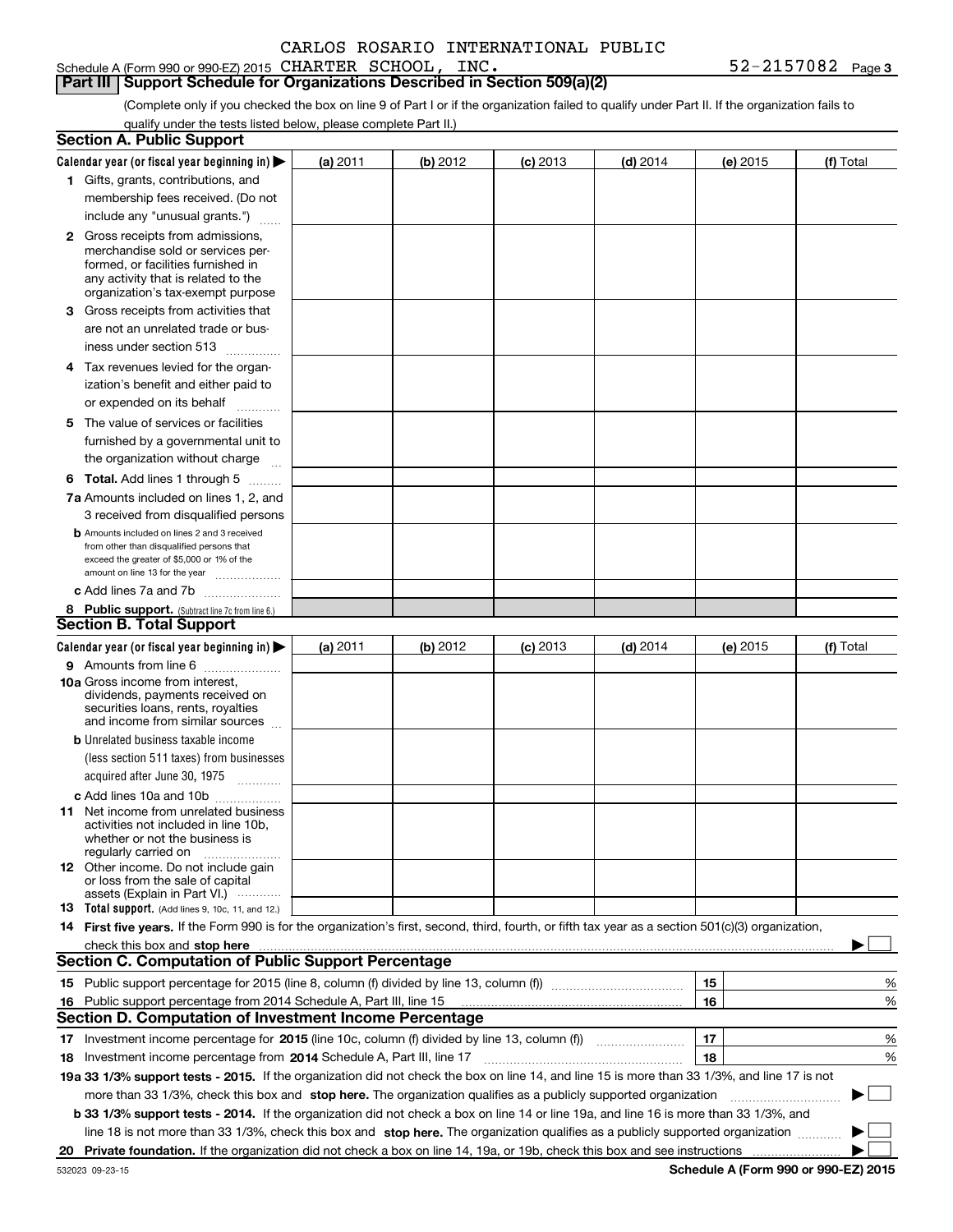CARLOS ROSARIO INTERNATIONAL PUBLIC

Schedule A (Form 990 or 990-EZ) 2015 CHARTER SCHOOL, INC. 52-2157082 Page 3

**Part III | Support Schedule for Organizations Described in Section 509(a)(2)**

(Complete only if you checked the box on line 9 of Part I or if the organization failed to qualify under Part II. If the organization fails to qualify under the tests listed below, please complete Part II.)

## Section A. Public Support

| Calendar year (or fiscal year beginning in) ▶ | (a) 2011 | (b) 2012 | (c) 2013 | (d) 2014 | (e) 2015 | (f) Total |
|---|---|---|---|---|---|---|
| 1 Gifts, grants, contributions, and membership fees received. (Do not include any "unusual grants.") | | | | | | |
| 2 Gross receipts from admissions, merchandise sold or services performed, or facilities furnished in any activity that is related to the organization's tax-exempt purpose | | | | | | |
| 3 Gross receipts from activities that are not an unrelated trade or business under section 513 | | | | | | |
| 4 Tax revenues levied for the organization's benefit and either paid to or expended on its behalf | | | | | | |
| 5 The value of services or facilities furnished by a governmental unit to the organization without charge | | | | | | |
| 6 **Total.** Add lines 1 through 5 | | | | | | |
| 7a Amounts included on lines 1, 2, and 3 received from disqualified persons | | | | | | |
| b Amounts included on lines 2 and 3 received from other than disqualified persons that exceed the greater of $5,000 or 1% of the amount on line 13 for the year | | | | | | |
| c Add lines 7a and 7b | | | | | | |
| 8 **Public support.** (Subtract line 7c from line 6.) | | | | | | |

## Section B. Total Support

| Calendar year (or fiscal year beginning in) ▶ | (a) 2011 | (b) 2012 | (c) 2013 | (d) 2014 | (e) 2015 | (f) Total |
|---|---|---|---|---|---|---|
| 9 Amounts from line 6 | | | | | | |
| 10a Gross income from interest, dividends, payments received on securities loans, rents, royalties and income from similar sources | | | | | | |
| b Unrelated business taxable income (less section 511 taxes) from businesses acquired after June 30, 1975 | | | | | | |
| c Add lines 10a and 10b | | | | | | |
| 11 Net income from unrelated business activities not included in line 10b, whether or not the business is regularly carried on | | | | | | |
| 12 Other income. Do not include gain or loss from the sale of capital assets (Explain in Part VI.) | | | | | | |
| 13 **Total support.** (Add lines 9, 10c, 11, and 12.) | | | | | | |

14 **First five years.** If the Form 990 is for the organization's first, second, third, fourth, or fifth tax year as a section 501(c)(3) organization, check this box and **stop here** ▶ ☐

## Section C. Computation of Public Support Percentage

| | | | |
|---|---|---|---|
| 15 | Public support percentage for 2015 (line 8, column (f) divided by line 13, column (f)) | 15 | % |
| 16 | Public support percentage from 2014 Schedule A, Part III, line 15 | 16 | % |

## Section D. Computation of Investment Income Percentage

| | | | |
|---|---|---|---|
| 17 | Investment income percentage for **2015** (line 10c, column (f) divided by line 13, column (f)) | 17 | % |
| 18 | Investment income percentage from **2014** Schedule A, Part III, line 17 | 18 | % |

**19a 33 1/3% support tests - 2015.** If the organization did not check the box on line 14, and line 15 is more than 33 1/3%, and line 17 is not more than 33 1/3%, check this box and **stop here.** The organization qualifies as a publicly supported organization ▶ ☐

**b 33 1/3% support tests - 2014.** If the organization did not check a box on line 14 or line 19a, and line 16 is more than 33 1/3%, and line 18 is not more than 33 1/3%, check this box and **stop here.** The organization qualifies as a publicly supported organization ▶ ☐

**20 Private foundation.** If the organization did not check a box on line 14, 19a, or 19b, check this box and see instructions ▶ ☐

532023 09-23-15 **Schedule A (Form 990 or 990-EZ) 2015**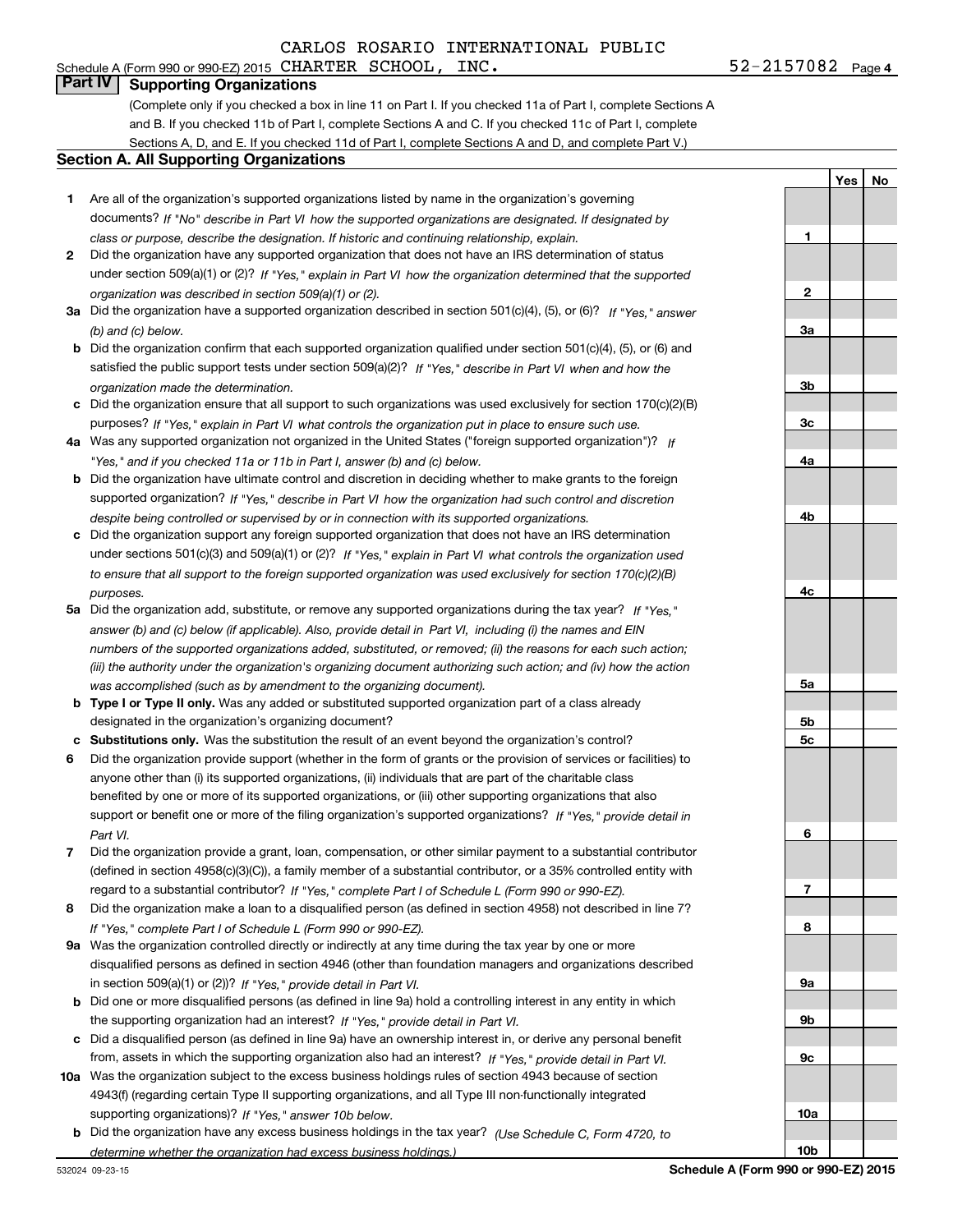CARLOS ROSARIO INTERNATIONAL PUBLIC

Schedule A (Form 990 or 990-EZ) 2015 CHARTER SCHOOL, INC. 52-2157082 Page 4

## Part IV Supporting Organizations

(Complete only if you checked a box in line 11 on Part I. If you checked 11a of Part I, complete Sections A and B. If you checked 11b of Part I, complete Sections A and C. If you checked 11c of Part I, complete Sections A, D, and E. If you checked 11d of Part I, complete Sections A and D, and complete Part V.)

### Section A. All Supporting Organizations

| | | Line | Yes | No |
|---|---|---|---|---|
| **1** | Are all of the organization's supported organizations listed by name in the organization's governing documents? *If "No" describe in Part VI how the supported organizations are designated. If designated by class or purpose, describe the designation. If historic and continuing relationship, explain.* | 1 | | |
| **2** | Did the organization have any supported organization that does not have an IRS determination of status under section 509(a)(1) or (2)? *If "Yes," explain in Part VI how the organization determined that the supported organization was described in section 509(a)(1) or (2).* | 2 | | |
| **3a** | Did the organization have a supported organization described in section 501(c)(4), (5), or (6)? *If "Yes," answer (b) and (c) below.* | 3a | | |
| **b** | Did the organization confirm that each supported organization qualified under section 501(c)(4), (5), or (6) and satisfied the public support tests under section 509(a)(2)? *If "Yes," describe in Part VI when and how the organization made the determination.* | 3b | | |
| **c** | Did the organization ensure that all support to such organizations was used exclusively for section 170(c)(2)(B) purposes? *If "Yes," explain in Part VI what controls the organization put in place to ensure such use.* | 3c | | |
| **4a** | Was any supported organization not organized in the United States ("foreign supported organization")? *If "Yes," and if you checked 11a or 11b in Part I, answer (b) and (c) below.* | 4a | | |
| **b** | Did the organization have ultimate control and discretion in deciding whether to make grants to the foreign supported organization? *If "Yes," describe in Part VI how the organization had such control and discretion despite being controlled or supervised by or in connection with its supported organizations.* | 4b | | |
| **c** | Did the organization support any foreign supported organization that does not have an IRS determination under sections 501(c)(3) and 509(a)(1) or (2)? *If "Yes," explain in Part VI what controls the organization used to ensure that all support to the foreign supported organization was used exclusively for section 170(c)(2)(B) purposes.* | 4c | | |
| **5a** | Did the organization add, substitute, or remove any supported organizations during the tax year? *If "Yes," answer (b) and (c) below (if applicable). Also, provide detail in Part VI, including (i) the names and EIN numbers of the supported organizations added, substituted, or removed; (ii) the reasons for each such action; (iii) the authority under the organization's organizing document authorizing such action; and (iv) how the action was accomplished (such as by amendment to the organizing document).* | 5a | | |
| **b** | **Type I or Type II only.** Was any added or substituted supported organization part of a class already designated in the organization's organizing document? | 5b | | |
| **c** | **Substitutions only.** Was the substitution the result of an event beyond the organization's control? | 5c | | |
| **6** | Did the organization provide support (whether in the form of grants or the provision of services or facilities) to anyone other than (i) its supported organizations, (ii) individuals that are part of the charitable class benefited by one or more of its supported organizations, or (iii) other supporting organizations that also support or benefit one or more of the filing organization's supported organizations? *If "Yes," provide detail in Part VI.* | 6 | | |
| **7** | Did the organization provide a grant, loan, compensation, or other similar payment to a substantial contributor (defined in section 4958(c)(3)(C)), a family member of a substantial contributor, or a 35% controlled entity with regard to a substantial contributor? *If "Yes," complete Part I of Schedule L (Form 990 or 990-EZ).* | 7 | | |
| **8** | Did the organization make a loan to a disqualified person (as defined in section 4958) not described in line 7? *If "Yes," complete Part I of Schedule L (Form 990 or 990-EZ).* | 8 | | |
| **9a** | Was the organization controlled directly or indirectly at any time during the tax year by one or more disqualified persons as defined in section 4946 (other than foundation managers and organizations described in section 509(a)(1) or (2))? *If "Yes," provide detail in Part VI.* | 9a | | |
| **b** | Did one or more disqualified persons (as defined in line 9a) hold a controlling interest in any entity in which the supporting organization had an interest? *If "Yes," provide detail in Part VI.* | 9b | | |
| **c** | Did a disqualified person (as defined in line 9a) have an ownership interest in, or derive any personal benefit from, assets in which the supporting organization also had an interest? *If "Yes," provide detail in Part VI.* | 9c | | |
| **10a** | Was the organization subject to the excess business holdings rules of section 4943 because of section 4943(f) (regarding certain Type II supporting organizations, and all Type III non-functionally integrated supporting organizations)? *If "Yes," answer 10b below.* | 10a | | |
| **b** | Did the organization have any excess business holdings in the tax year? *(Use Schedule C, Form 4720, to determine whether the organization had excess business holdings.)* | 10b | | |

532024 09-23-15 **Schedule A (Form 990 or 990-EZ) 2015**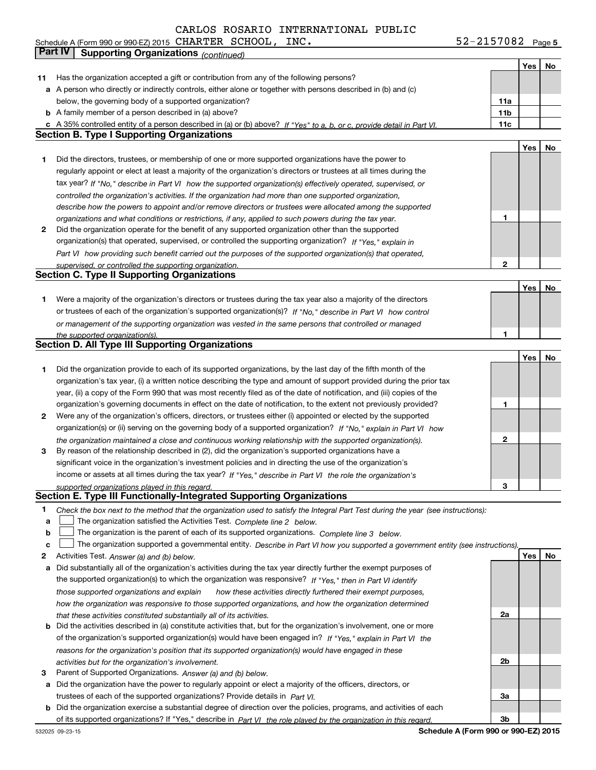CARLOS ROSARIO INTERNATIONAL PUBLIC

Schedule A (Form 990 or 990-EZ) 2015 CHARTER SCHOOL, INC. 52-2157082 Page 5

**Part IV | Supporting Organizations** *(continued)*

| | | | Yes | No |
|---|---|---|---|---|
| **11** | Has the organization accepted a gift or contribution from any of the following persons? | | | |
| **a** | A person who directly or indirectly controls, either alone or together with persons described in (b) and (c) below, the governing body of a supported organization? | **11a** | | |
| **b** | A family member of a person described in (a) above? | **11b** | | |
| **c** | A 35% controlled entity of a person described in (a) or (b) above? *If "Yes" to a, b, or c, provide detail in Part VI.* | **11c** | | |

## Section B. Type I Supporting Organizations

| | | | Yes | No |
|---|---|---|---|---|
| **1** | Did the directors, trustees, or membership of one or more supported organizations have the power to regularly appoint or elect at least a majority of the organization's directors or trustees at all times during the tax year? *If "No," describe in Part VI how the supported organization(s) effectively operated, supervised, or controlled the organization's activities. If the organization had more than one supported organization, describe how the powers to appoint and/or remove directors or trustees were allocated among the supported organizations and what conditions or restrictions, if any, applied to such powers during the tax year.* | **1** | | |
| **2** | Did the organization operate for the benefit of any supported organization other than the supported organization(s) that operated, supervised, or controlled the supporting organization? *If "Yes," explain in Part VI how providing such benefit carried out the purposes of the supported organization(s) that operated, supervised, or controlled the supporting organization.* | **2** | | |

## Section C. Type II Supporting Organizations

| | | | Yes | No |
|---|---|---|---|---|
| **1** | Were a majority of the organization's directors or trustees during the tax year also a majority of the directors or trustees of each of the organization's supported organization(s)? *If "No," describe in Part VI how control or management of the supporting organization was vested in the same persons that controlled or managed the supported organization(s).* | **1** | | |

## Section D. All Type III Supporting Organizations

| | | | Yes | No |
|---|---|---|---|---|
| **1** | Did the organization provide to each of its supported organizations, by the last day of the fifth month of the organization's tax year, (i) a written notice describing the type and amount of support provided during the prior tax year, (ii) a copy of the Form 990 that was most recently filed as of the date of notification, and (iii) copies of the organization's governing documents in effect on the date of notification, to the extent not previously provided? | **1** | | |
| **2** | Were any of the organization's officers, directors, or trustees either (i) appointed or elected by the supported organization(s) or (ii) serving on the governing body of a supported organization? *If "No," explain in Part VI how the organization maintained a close and continuous working relationship with the supported organization(s).* | **2** | | |
| **3** | By reason of the relationship described in (2), did the organization's supported organizations have a significant voice in the organization's investment policies and in directing the use of the organization's income or assets at all times during the tax year? *If "Yes," describe in Part VI the role the organization's supported organizations played in this regard.* | **3** | | |

## Section E. Type III Functionally-Integrated Supporting Organizations

**1** *Check the box next to the method that the organization used to satisfy the Integral Part Test during the year (see instructions):*

**a** ☐ The organization satisfied the Activities Test. *Complete line 2 below.*

**b** ☐ The organization is the parent of each of its supported organizations. *Complete line 3 below.*

**c** ☐ The organization supported a governmental entity. *Describe in Part VI how you supported a government entity (see instructions).*

| | | | Yes | No |
|---|---|---|---|---|
| **2** | Activities Test. *Answer (a) and (b) below.* | | | |
| **a** | Did substantially all of the organization's activities during the tax year directly further the exempt purposes of the supported organization(s) to which the organization was responsive? *If "Yes," then in Part VI identify those supported organizations and explain how these activities directly furthered their exempt purposes, how the organization was responsive to those supported organizations, and how the organization determined that these activities constituted substantially all of its activities.* | **2a** | | |
| **b** | Did the activities described in (a) constitute activities that, but for the organization's involvement, one or more of the organization's supported organization(s) would have been engaged in? *If "Yes," explain in Part VI the reasons for the organization's position that its supported organization(s) would have engaged in these activities but for the organization's involvement.* | **2b** | | |
| **3** | Parent of Supported Organizations. *Answer (a) and (b) below.* | | | |
| **a** | Did the organization have the power to regularly appoint or elect a majority of the officers, directors, or trustees of each of the supported organizations? Provide details in *Part VI.* | **3a** | | |
| **b** | Did the organization exercise a substantial degree of direction over the policies, programs, and activities of each of its supported organizations? If "Yes," describe in *Part VI the role played by the organization in this regard.* | **3b** | | |

532025 09-23-15 **Schedule A (Form 990 or 990-EZ) 2015**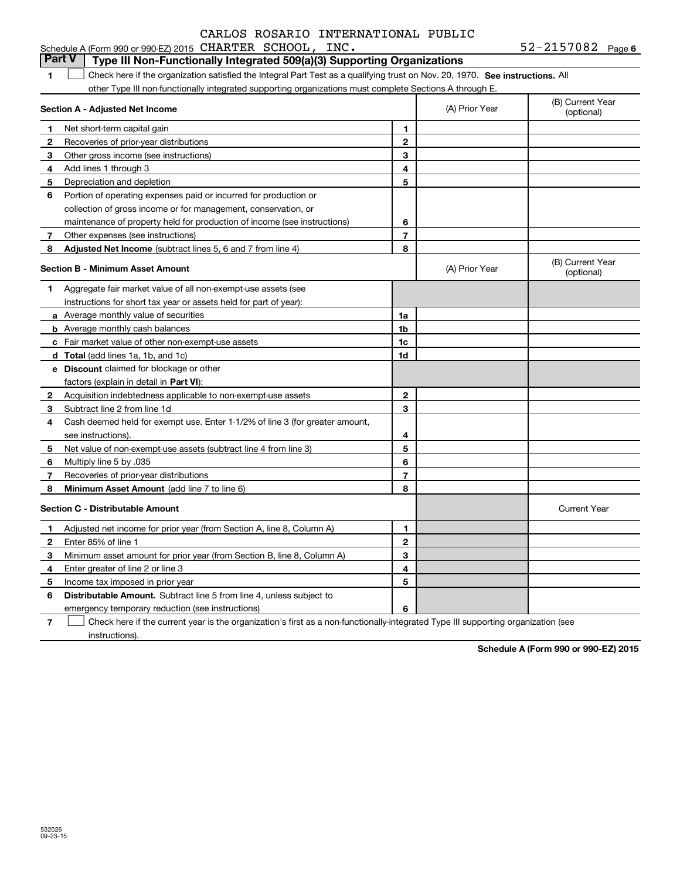CARLOS ROSARIO INTERNATIONAL PUBLIC

Schedule A (Form 990 or 990-EZ) 2015 CHARTER SCHOOL, INC. 52-2157082 Page 6

## Part V | Type III Non-Functionally Integrated 509(a)(3) Supporting Organizations

1 ☐ Check here if the organization satisfied the Integral Part Test as a qualifying trust on Nov. 20, 1970. **See instructions.** All other Type III non-functionally integrated supporting organizations must complete Sections A through E.

| **Section A - Adjusted Net Income** | | (A) Prior Year | (B) Current Year (optional) |
|---|---|---|---|
| **1** Net short-term capital gain | **1** | | |
| **2** Recoveries of prior-year distributions | **2** | | |
| **3** Other gross income (see instructions) | **3** | | |
| **4** Add lines 1 through 3 | **4** | | |
| **5** Depreciation and depletion | **5** | | |
| **6** Portion of operating expenses paid or incurred for production or collection of gross income or for management, conservation, or maintenance of property held for production of income (see instructions) | **6** | | |
| **7** Other expenses (see instructions) | **7** | | |
| **8** **Adjusted Net Income** (subtract lines 5, 6 and 7 from line 4) | **8** | | |

| **Section B - Minimum Asset Amount** | | (A) Prior Year | (B) Current Year (optional) |
|---|---|---|---|
| **1** Aggregate fair market value of all non-exempt-use assets (see instructions for short tax year or assets held for part of year): | | | |
| **a** Average monthly value of securities | **1a** | | |
| **b** Average monthly cash balances | **1b** | | |
| **c** Fair market value of other non-exempt-use assets | **1c** | | |
| **d** **Total** (add lines 1a, 1b, and 1c) | **1d** | | |
| **e** **Discount** claimed for blockage or other factors (explain in detail in **Part VI**): | | | |
| **2** Acquisition indebtedness applicable to non-exempt-use assets | **2** | | |
| **3** Subtract line 2 from line 1d | **3** | | |
| **4** Cash deemed held for exempt use. Enter 1-1/2% of line 3 (for greater amount, see instructions). | **4** | | |
| **5** Net value of non-exempt-use assets (subtract line 4 from line 3) | **5** | | |
| **6** Multiply line 5 by .035 | **6** | | |
| **7** Recoveries of prior-year distributions | **7** | | |
| **8** **Minimum Asset Amount** (add line 7 to line 6) | **8** | | |

| **Section C - Distributable Amount** | | | Current Year |
|---|---|---|---|
| **1** Adjusted net income for prior year (from Section A, line 8, Column A) | **1** | | |
| **2** Enter 85% of line 1 | **2** | | |
| **3** Minimum asset amount for prior year (from Section B, line 8, Column A) | **3** | | |
| **4** Enter greater of line 2 or line 3 | **4** | | |
| **5** Income tax imposed in prior year | **5** | | |
| **6** **Distributable Amount.** Subtract line 5 from line 4, unless subject to emergency temporary reduction (see instructions) | **6** | | |

7 ☐ Check here if the current year is the organization's first as a non-functionally-integrated Type III supporting organization (see instructions).

**Schedule A (Form 990 or 990-EZ) 2015**

532026 09-23-15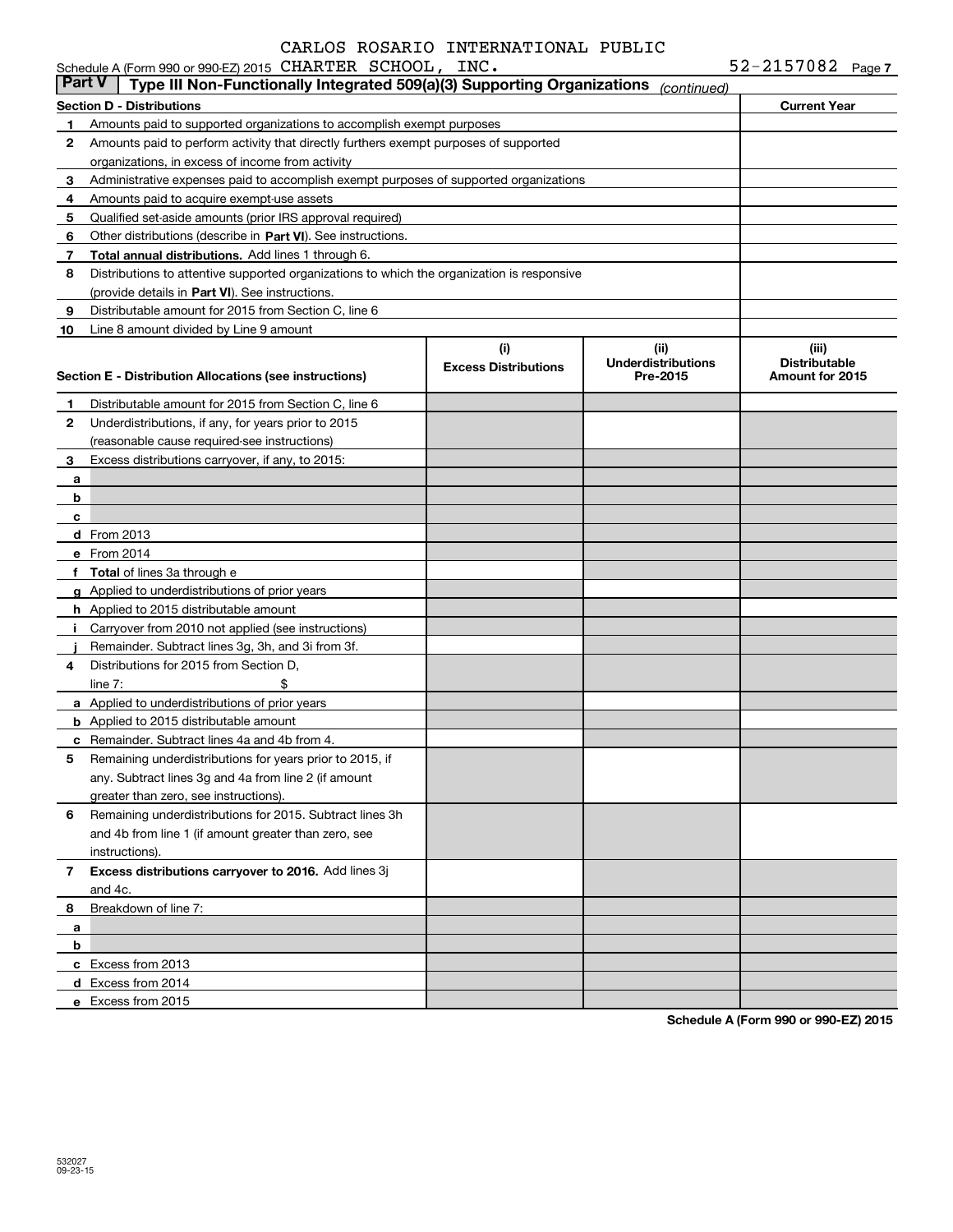CARLOS ROSARIO INTERNATIONAL PUBLIC

Schedule A (Form 990 or 990-EZ) 2015 CHARTER SCHOOL, INC. 52-2157082 Page 7

## Part V | Type III Non-Functionally Integrated 509(a)(3) Supporting Organizations *(continued)*

| Section D - Distributions | | Current Year |
|---|---|---|
| 1 | Amounts paid to supported organizations to accomplish exempt purposes | |
| 2 | Amounts paid to perform activity that directly furthers exempt purposes of supported organizations, in excess of income from activity | |
| 3 | Administrative expenses paid to accomplish exempt purposes of supported organizations | |
| 4 | Amounts paid to acquire exempt-use assets | |
| 5 | Qualified set-aside amounts (prior IRS approval required) | |
| 6 | Other distributions (describe in **Part VI**). See instructions. | |
| 7 | **Total annual distributions.** Add lines 1 through 6. | |
| 8 | Distributions to attentive supported organizations to which the organization is responsive (provide details in **Part VI**). See instructions. | |
| 9 | Distributable amount for 2015 from Section C, line 6 | |
| 10 | Line 8 amount divided by Line 9 amount | |

| Section E - Distribution Allocations (see instructions) | | (i) Excess Distributions | (ii) Underdistributions Pre-2015 | (iii) Distributable Amount for 2015 |
|---|---|---|---|---|
| 1 | Distributable amount for 2015 from Section C, line 6 | | | |
| 2 | Underdistributions, if any, for years prior to 2015 (reasonable cause required-see instructions) | | | |
| 3 | Excess distributions carryover, if any, to 2015: | | | |
| a | | | | |
| b | | | | |
| c | | | | |
| d | From 2013 | | | |
| e | From 2014 | | | |
| f | **Total** of lines 3a through e | | | |
| g | Applied to underdistributions of prior years | | | |
| h | Applied to 2015 distributable amount | | | |
| i | Carryover from 2010 not applied (see instructions) | | | |
| j | Remainder. Subtract lines 3g, 3h, and 3i from 3f. | | | |
| 4 | Distributions for 2015 from Section D, line 7: $ | | | |
| a | Applied to underdistributions of prior years | | | |
| b | Applied to 2015 distributable amount | | | |
| c | Remainder. Subtract lines 4a and 4b from 4. | | | |
| 5 | Remaining underdistributions for years prior to 2015, if any. Subtract lines 3g and 4a from line 2 (if amount greater than zero, see instructions). | | | |
| 6 | Remaining underdistributions for 2015. Subtract lines 3h and 4b from line 1 (if amount greater than zero, see instructions). | | | |
| 7 | **Excess distributions carryover to 2016.** Add lines 3j and 4c. | | | |
| 8 | Breakdown of line 7: | | | |
| a | | | | |
| b | | | | |
| c | Excess from 2013 | | | |
| d | Excess from 2014 | | | |
| e | Excess from 2015 | | | |

**Schedule A (Form 990 or 990-EZ) 2015**

532027
09-23-15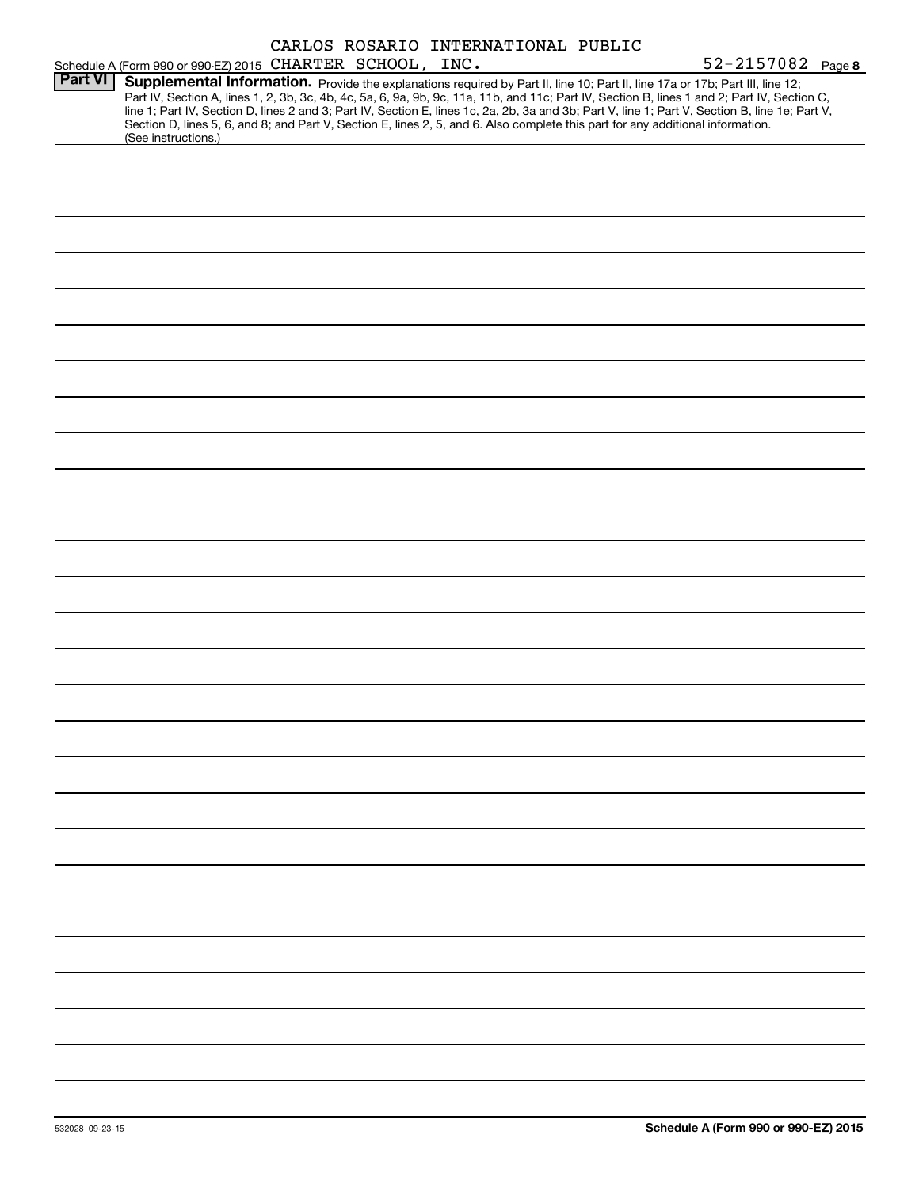Schedule A (Form 990 or 990-EZ) 2015 CARLOS ROSARIO INTERNATIONAL PUBLIC CHARTER SCHOOL, INC. 52-2157082 Page 8

**Part VI** **Supplemental Information.** Provide the explanations required by Part II, line 10; Part II, line 17a or 17b; Part III, line 12; Part IV, Section A, lines 1, 2, 3b, 3c, 4b, 4c, 5a, 6, 9a, 9b, 9c, 11a, 11b, and 11c; Part IV, Section B, lines 1 and 2; Part IV, Section C, line 1; Part IV, Section D, lines 2 and 3; Part IV, Section E, lines 1c, 2a, 2b, 3a and 3b; Part V, line 1; Part V, Section B, line 1e; Part V, Section D, lines 5, 6, and 8; and Part V, Section E, lines 2, 5, and 6. Also complete this part for any additional information. (See instructions.)

532028 09-23-15 **Schedule A (Form 990 or 990-EZ) 2015**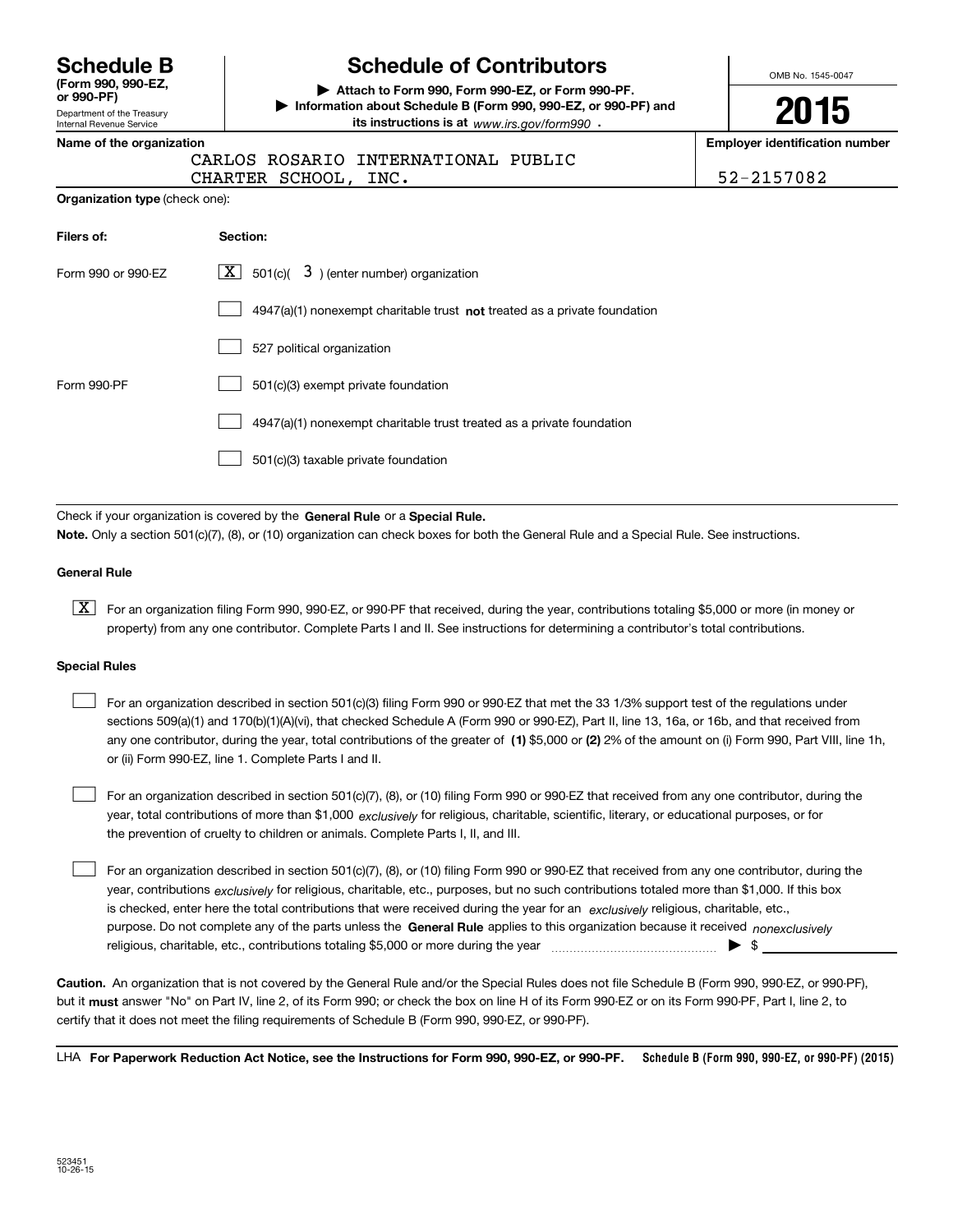# Schedule B

**(Form 990, 990-EZ, or 990-PF)**

Department of the Treasury
Internal Revenue Service

# Schedule of Contributors

▶ **Attach to Form 990, Form 990-EZ, or Form 990-PF.**

▶ **Information about Schedule B (Form 990, 990-EZ, or 990-PF) and its instructions is at** *www.irs.gov/form990* .

OMB No. 1545-0047

**2015**

| Name of the organization | Employer identification number |
|---|---|
| CARLOS ROSARIO INTERNATIONAL PUBLIC CHARTER SCHOOL, INC. | 52-2157082 |

**Organization type** (check one):

| Filers of: | Section: |
|---|---|
| Form 990 or 990-EZ | [X] 501(c)( 3 ) (enter number) organization |
| | [ ] 4947(a)(1) nonexempt charitable trust **not** treated as a private foundation |
| | [ ] 527 political organization |
| Form 990-PF | [ ] 501(c)(3) exempt private foundation |
| | [ ] 4947(a)(1) nonexempt charitable trust treated as a private foundation |
| | [ ] 501(c)(3) taxable private foundation |

Check if your organization is covered by the **General Rule** or a **Special Rule.**

**Note.** Only a section 501(c)(7), (8), or (10) organization can check boxes for both the General Rule and a Special Rule. See instructions.

**General Rule**

[X] For an organization filing Form 990, 990-EZ, or 990-PF that received, during the year, contributions totaling $5,000 or more (in money or property) from any one contributor. Complete Parts I and II. See instructions for determining a contributor's total contributions.

**Special Rules**

[ ] For an organization described in section 501(c)(3) filing Form 990 or 990-EZ that met the 33 1/3% support test of the regulations under sections 509(a)(1) and 170(b)(1)(A)(vi), that checked Schedule A (Form 990 or 990-EZ), Part II, line 13, 16a, or 16b, and that received from any one contributor, during the year, total contributions of the greater of **(1)** $5,000 or **(2)** 2% of the amount on (i) Form 990, Part VIII, line 1h, or (ii) Form 990-EZ, line 1. Complete Parts I and II.

[ ] For an organization described in section 501(c)(7), (8), or (10) filing Form 990 or 990-EZ that received from any one contributor, during the year, total contributions of more than $1,000 *exclusively* for religious, charitable, scientific, literary, or educational purposes, or for the prevention of cruelty to children or animals. Complete Parts I, II, and III.

[ ] For an organization described in section 501(c)(7), (8), or (10) filing Form 990 or 990-EZ that received from any one contributor, during the year, contributions *exclusively* for religious, charitable, etc., purposes, but no such contributions totaled more than $1,000. If this box is checked, enter here the total contributions that were received during the year for an *exclusively* religious, charitable, etc., purpose. Do not complete any of the parts unless the **General Rule** applies to this organization because it received *nonexclusively* religious, charitable, etc., contributions totaling $5,000 or more during the year ▶ $

**Caution.** An organization that is not covered by the General Rule and/or the Special Rules does not file Schedule B (Form 990, 990-EZ, or 990-PF), but it **must** answer "No" on Part IV, line 2, of its Form 990; or check the box on line H of its Form 990-EZ or on its Form 990-PF, Part I, line 2, to certify that it does not meet the filing requirements of Schedule B (Form 990, 990-EZ, or 990-PF).

LHA **For Paperwork Reduction Act Notice, see the Instructions for Form 990, 990-EZ, or 990-PF.** **Schedule B (Form 990, 990-EZ, or 990-PF) (2015)**

523451
10-26-15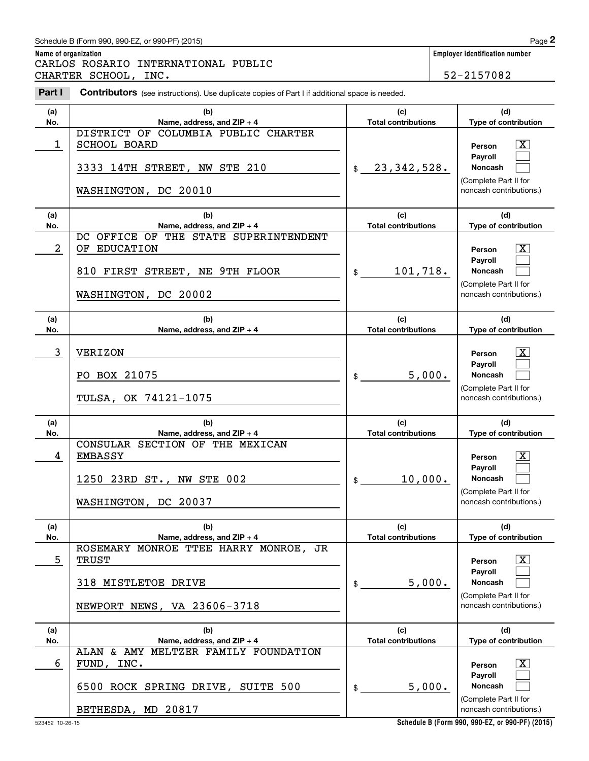Schedule B (Form 990, 990-EZ, or 990-PF) (2015)

**Name of organization**
CARLOS ROSARIO INTERNATIONAL PUBLIC CHARTER SCHOOL, INC.

**Employer identification number**
52-2157082

**Part I** **Contributors** (see instructions). Use duplicate copies of Part I if additional space is needed.

| (a) No. | (b) Name, address, and ZIP + 4 | (c) Total contributions | (d) Type of contribution |
|---|---|---|---|
| 1 | DISTRICT OF COLUMBIA PUBLIC CHARTER SCHOOL BOARD<br>3333 14TH STREET, NW STE 210<br>WASHINGTON, DC 20010 | $ 23,342,528. | Person [X]<br>Payroll [ ]<br>Noncash [ ]<br>(Complete Part II for noncash contributions.) |
| 2 | DC OFFICE OF THE STATE SUPERINTENDENT OF EDUCATION<br>810 FIRST STREET, NE 9TH FLOOR<br>WASHINGTON, DC 20002 | $ 101,718. | Person [X]<br>Payroll [ ]<br>Noncash [ ]<br>(Complete Part II for noncash contributions.) |
| 3 | VERIZON<br>PO BOX 21075<br>TULSA, OK 74121-1075 | $ 5,000. | Person [X]<br>Payroll [ ]<br>Noncash [ ]<br>(Complete Part II for noncash contributions.) |
| 4 | CONSULAR SECTION OF THE MEXICAN EMBASSY<br>1250 23RD ST., NW STE 002<br>WASHINGTON, DC 20037 | $ 10,000. | Person [X]<br>Payroll [ ]<br>Noncash [ ]<br>(Complete Part II for noncash contributions.) |
| 5 | ROSEMARY MONROE TTEE HARRY MONROE, JR TRUST<br>318 MISTLETOE DRIVE<br>NEWPORT NEWS, VA 23606-3718 | $ 5,000. | Person [X]<br>Payroll [ ]<br>Noncash [ ]<br>(Complete Part II for noncash contributions.) |
| 6 | ALAN & AMY MELTZER FAMILY FOUNDATION FUND, INC.<br>6500 ROCK SPRING DRIVE, SUITE 500<br>BETHESDA, MD 20817 | $ 5,000. | Person [X]<br>Payroll [ ]<br>Noncash [ ]<br>(Complete Part II for noncash contributions.) |

523452 10-26-15

Schedule B (Form 990, 990-EZ, or 990-PF) (2015)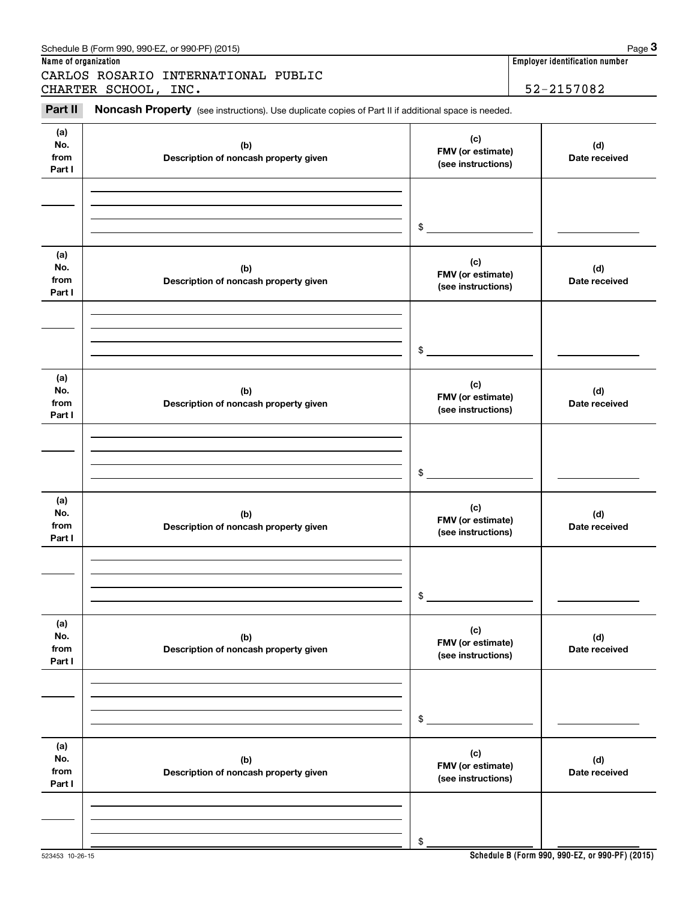Schedule B (Form 990, 990-EZ, or 990-PF) (2015)

**Name of organization**

CARLOS ROSARIO INTERNATIONAL PUBLIC CHARTER SCHOOL, INC.

**Employer identification number**

52-2157082

**Part II** **Noncash Property** (see instructions). Use duplicate copies of Part II if additional space is needed.

| (a) No. from Part I | (b) Description of noncash property given | (c) FMV (or estimate) (see instructions) | (d) Date received |
|---|---|---|---|
| | | $ | |

| (a) No. from Part I | (b) Description of noncash property given | (c) FMV (or estimate) (see instructions) | (d) Date received |
|---|---|---|---|
| | | $ | |

| (a) No. from Part I | (b) Description of noncash property given | (c) FMV (or estimate) (see instructions) | (d) Date received |
|---|---|---|---|
| | | $ | |

| (a) No. from Part I | (b) Description of noncash property given | (c) FMV (or estimate) (see instructions) | (d) Date received |
|---|---|---|---|
| | | $ | |

| (a) No. from Part I | (b) Description of noncash property given | (c) FMV (or estimate) (see instructions) | (d) Date received |
|---|---|---|---|
| | | $ | |

| (a) No. from Part I | (b) Description of noncash property given | (c) FMV (or estimate) (see instructions) | (d) Date received |
|---|---|---|---|
| | | $ | |

523453 10-26-15

**Schedule B (Form 990, 990-EZ, or 990-PF) (2015)**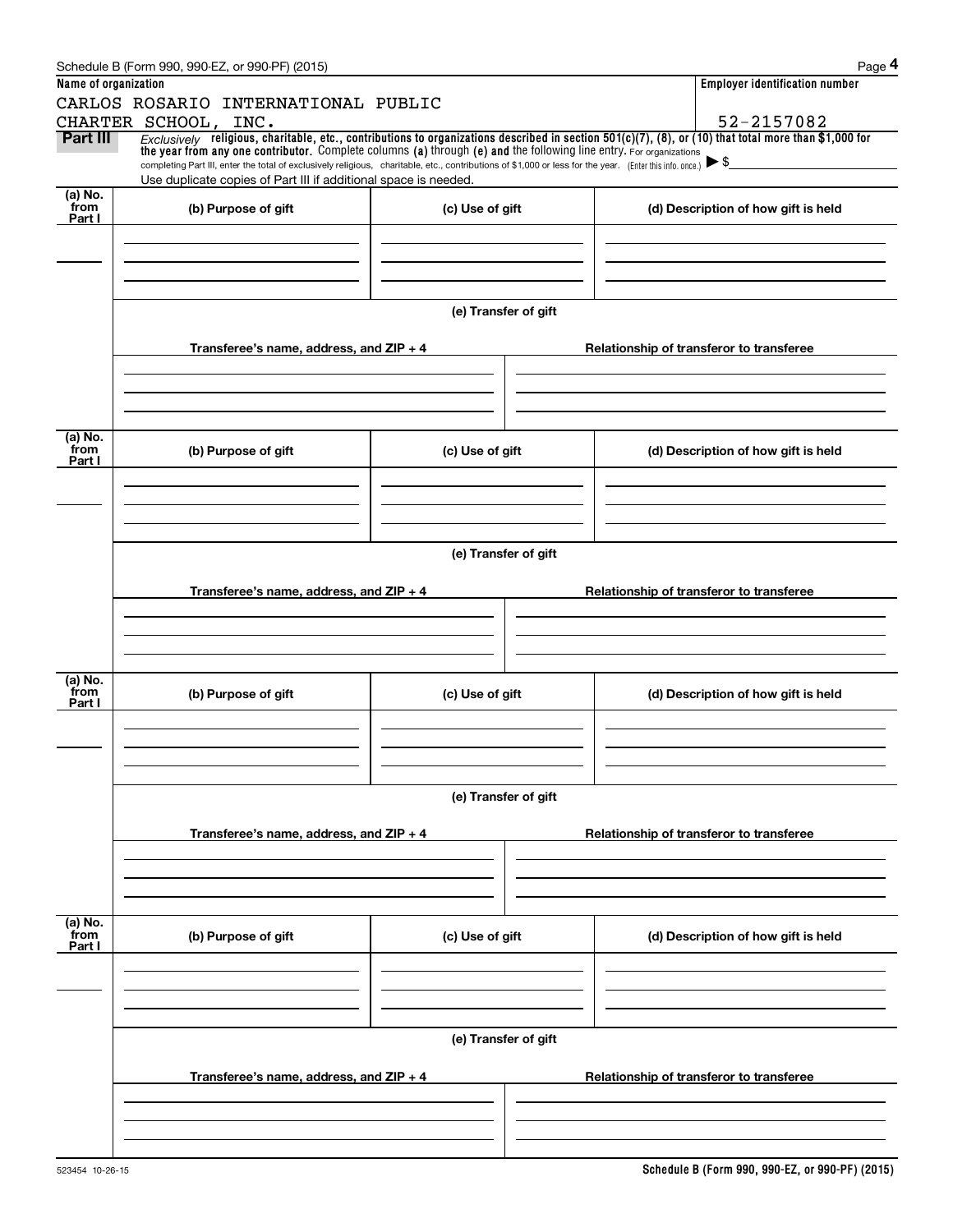Schedule B (Form 990, 990-EZ, or 990-PF) (2015)

**Name of organization**

CARLOS ROSARIO INTERNATIONAL PUBLIC CHARTER SCHOOL, INC.

**Employer identification number**

52-2157082

**Part III** *Exclusively* **religious, charitable, etc., contributions to organizations described in section 501(c)(7), (8), or (10) that total more than $1,000 for the year from any one contributor.** Complete columns **(a)** through **(e) and** the following line entry. For organizations completing Part III, enter the total of exclusively religious, charitable, etc., contributions of $1,000 or less for the year. (Enter this info. once.) ▶ $\_\_\_\_\_\_\_\_

Use duplicate copies of Part III if additional space is needed.

| (a) No. from Part I | (b) Purpose of gift | (c) Use of gift | (d) Description of how gift is held |
|---|---|---|---|
| | | | |

**(e) Transfer of gift**

| Transferee's name, address, and ZIP + 4 | Relationship of transferor to transferee |
|---|---|
| | |

| (a) No. from Part I | (b) Purpose of gift | (c) Use of gift | (d) Description of how gift is held |
|---|---|---|---|
| | | | |

**(e) Transfer of gift**

| Transferee's name, address, and ZIP + 4 | Relationship of transferor to transferee |
|---|---|
| | |

| (a) No. from Part I | (b) Purpose of gift | (c) Use of gift | (d) Description of how gift is held |
|---|---|---|---|
| | | | |

**(e) Transfer of gift**

| Transferee's name, address, and ZIP + 4 | Relationship of transferor to transferee |
|---|---|
| | |

| (a) No. from Part I | (b) Purpose of gift | (c) Use of gift | (d) Description of how gift is held |
|---|---|---|---|
| | | | |

**(e) Transfer of gift**

| Transferee's name, address, and ZIP + 4 | Relationship of transferor to transferee |
|---|---|
| | |

523454 10-26-15

**Schedule B (Form 990, 990-EZ, or 990-PF) (2015)**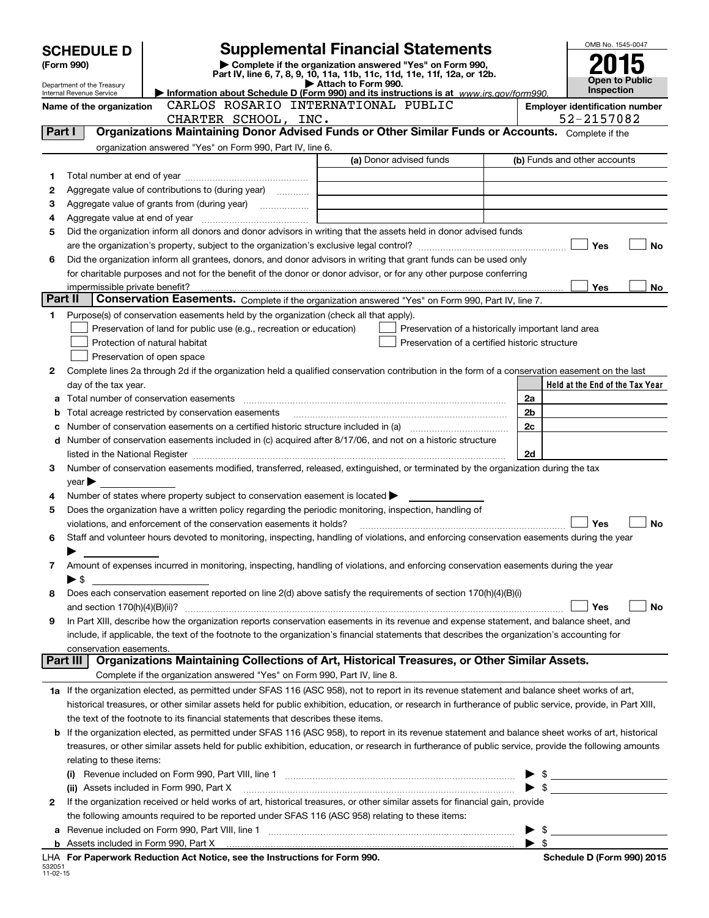# SCHEDULE D (Form 990)

Department of the Treasury
Internal Revenue Service

## Supplemental Financial Statements

▶ Complete if the organization answered "Yes" on Form 990, Part IV, line 6, 7, 8, 9, 10, 11a, 11b, 11c, 11d, 11e, 11f, 12a, or 12b.
▶ Attach to Form 990.
▶ Information about Schedule D (Form 990) and its instructions is at www.irs.gov/form990.

OMB No. 1545-0047

**2015**

**Open to Public Inspection**

**Name of the organization:** CARLOS ROSARIO INTERNATIONAL PUBLIC CHARTER SCHOOL, INC.

**Employer identification number:** 52-2157082

## Part I — Organizations Maintaining Donor Advised Funds or Other Similar Funds or Accounts.

Complete if the organization answered "Yes" on Form 990, Part IV, line 6.

| | | (a) Donor advised funds | (b) Funds and other accounts |
|---|---|---|---|
| 1 | Total number at end of year | | |
| 2 | Aggregate value of contributions to (during year) | | |
| 3 | Aggregate value of grants from (during year) | | |
| 4 | Aggregate value at end of year | | |

5 Did the organization inform all donors and donor advisors in writing that the assets held in donor advised funds are the organization's property, subject to the organization's exclusive legal control? ☐ Yes ☐ No

6 Did the organization inform all grantees, donors, and donor advisors in writing that grant funds can be used only for charitable purposes and not for the benefit of the donor or donor advisor, or for any other purpose conferring impermissible private benefit? ☐ Yes ☐ No

## Part II — Conservation Easements.

Complete if the organization answered "Yes" on Form 990, Part IV, line 7.

1 Purpose(s) of conservation easements held by the organization (check all that apply).

- ☐ Preservation of land for public use (e.g., recreation or education)
- ☐ Protection of natural habitat
- ☐ Preservation of open space
- ☐ Preservation of a historically important land area
- ☐ Preservation of a certified historic structure

2 Complete lines 2a through 2d if the organization held a qualified conservation contribution in the form of a conservation easement on the last day of the tax year.

| | | | Held at the End of the Tax Year |
|---|---|---|---|
| a | Total number of conservation easements | 2a | |
| b | Total acreage restricted by conservation easements | 2b | |
| c | Number of conservation easements on a certified historic structure included in (a) | 2c | |
| d | Number of conservation easements included in (c) acquired after 8/17/06, and not on a historic structure listed in the National Register | 2d | |

3 Number of conservation easements modified, transferred, released, extinguished, or terminated by the organization during the tax year ▶

4 Number of states where property subject to conservation easement is located ▶

5 Does the organization have a written policy regarding the periodic monitoring, inspection, handling of violations, and enforcement of the conservation easements it holds? ☐ Yes ☐ No

6 Staff and volunteer hours devoted to monitoring, inspecting, handling of violations, and enforcing conservation easements during the year ▶

7 Amount of expenses incurred in monitoring, inspecting, handling of violations, and enforcing conservation easements during the year ▶ $

8 Does each conservation easement reported on line 2(d) above satisfy the requirements of section 170(h)(4)(B)(i) and section 170(h)(4)(B)(ii)? ☐ Yes ☐ No

9 In Part XIII, describe how the organization reports conservation easements in its revenue and expense statement, and balance sheet, and include, if applicable, the text of the footnote to the organization's financial statements that describes the organization's accounting for conservation easements.

## Part III — Organizations Maintaining Collections of Art, Historical Treasures, or Other Similar Assets.

Complete if the organization answered "Yes" on Form 990, Part IV, line 8.

1a If the organization elected, as permitted under SFAS 116 (ASC 958), not to report in its revenue statement and balance sheet works of art, historical treasures, or other similar assets held for public exhibition, education, or research in furtherance of public service, provide, in Part XIII, the text of the footnote to its financial statements that describes these items.

b If the organization elected, as permitted under SFAS 116 (ASC 958), to report in its revenue statement and balance sheet works of art, historical treasures, or other similar assets held for public exhibition, education, or research in furtherance of public service, provide the following amounts relating to these items:

(i) Revenue included on Form 990, Part VIII, line 1 ▶ $

(ii) Assets included in Form 990, Part X ▶ $

2 If the organization received or held works of art, historical treasures, or other similar assets for financial gain, provide the following amounts required to be reported under SFAS 116 (ASC 958) relating to these items:

a Revenue included on Form 990, Part VIII, line 1 ▶ $

b Assets included in Form 990, Part X ▶ $

LHA For Paperwork Reduction Act Notice, see the Instructions for Form 990.

532051 11-02-15

Schedule D (Form 990) 2015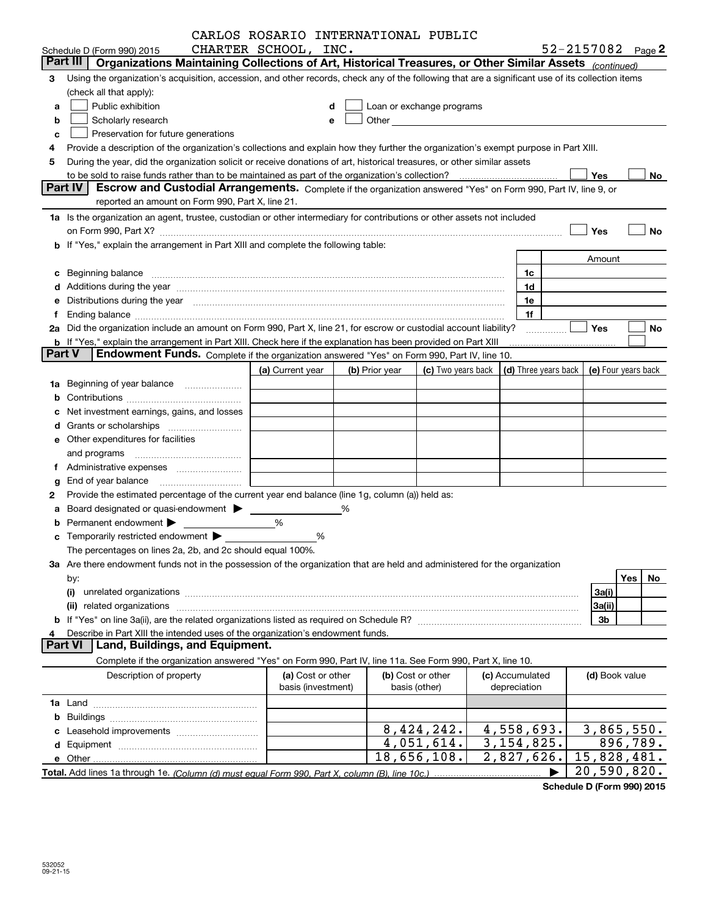CARLOS ROSARIO INTERNATIONAL PUBLIC CHARTER SCHOOL, INC.

Schedule D (Form 990) 2015 52-2157082 Page 2

**Part III** **Organizations Maintaining Collections of Art, Historical Treasures, or Other Similar Assets** *(continued)*

3 Using the organization's acquisition, accession, and other records, check any of the following that are a significant use of its collection items (check all that apply):

a ☐ Public exhibition
b ☐ Scholarly research
c ☐ Preservation for future generations
d ☐ Loan or exchange programs
e ☐ Other

4 Provide a description of the organization's collections and explain how they further the organization's exempt purpose in Part XIII.

5 During the year, did the organization solicit or receive donations of art, historical treasures, or other similar assets to be sold to raise funds rather than to be maintained as part of the organization's collection? ☐ Yes ☐ No

**Part IV** **Escrow and Custodial Arrangements.** Complete if the organization answered "Yes" on Form 990, Part IV, line 9, or reported an amount on Form 990, Part X, line 21.

1a Is the organization an agent, trustee, custodian or other intermediary for contributions or other assets not included on Form 990, Part X? ☐ Yes ☐ No

b If "Yes," explain the arrangement in Part XIII and complete the following table:

| | | Amount |
|---|---|---|
| c Beginning balance | 1c | |
| d Additions during the year | 1d | |
| e Distributions during the year | 1e | |
| f Ending balance | 1f | |

2a Did the organization include an amount on Form 990, Part X, line 21, for escrow or custodial account liability? ☐ Yes ☐ No

b If "Yes," explain the arrangement in Part XIII. Check here if the explanation has been provided on Part XIII ☐

**Part V** **Endowment Funds.** Complete if the organization answered "Yes" on Form 990, Part IV, line 10.

| | (a) Current year | (b) Prior year | (c) Two years back | (d) Three years back | (e) Four years back |
|---|---|---|---|---|---|
| 1a Beginning of year balance | | | | | |
| b Contributions | | | | | |
| c Net investment earnings, gains, and losses | | | | | |
| d Grants or scholarships | | | | | |
| e Other expenditures for facilities and programs | | | | | |
| f Administrative expenses | | | | | |
| g End of year balance | | | | | |

2 Provide the estimated percentage of the current year end balance (line 1g, column (a)) held as:

a Board designated or quasi-endowment ▶ ______ %
b Permanent endowment ▶ ______ %
c Temporarily restricted endowment ▶ ______ %

The percentages on lines 2a, 2b, and 2c should equal 100%.

3a Are there endowment funds not in the possession of the organization that are held and administered for the organization by:

| | | Yes | No |
|---|---|---|---|
| (i) unrelated organizations | 3a(i) | | |
| (ii) related organizations | 3a(ii) | | |
| b If "Yes" on line 3a(ii), are the related organizations listed as required on Schedule R? | 3b | | |

4 Describe in Part XIII the intended uses of the organization's endowment funds.

**Part VI** **Land, Buildings, and Equipment.**

Complete if the organization answered "Yes" on Form 990, Part IV, line 11a. See Form 990, Part X, line 10.

| Description of property | (a) Cost or other basis (investment) | (b) Cost or other basis (other) | (c) Accumulated depreciation | (d) Book value |
|---|---|---|---|---|
| 1a Land | | | | |
| b Buildings | | | | |
| c Leasehold improvements | | 8,424,242. | 4,558,693. | 3,865,550. |
| d Equipment | | 4,051,614. | 3,154,825. | 896,789. |
| e Other | | 18,656,108. | 2,827,626. | 15,828,481. |
| **Total.** Add lines 1a through 1e. *(Column (d) must equal Form 990, Part X, column (B), line 10c.)* ▶ | | | | 20,590,820. |

**Schedule D (Form 990) 2015**

532052 09-21-15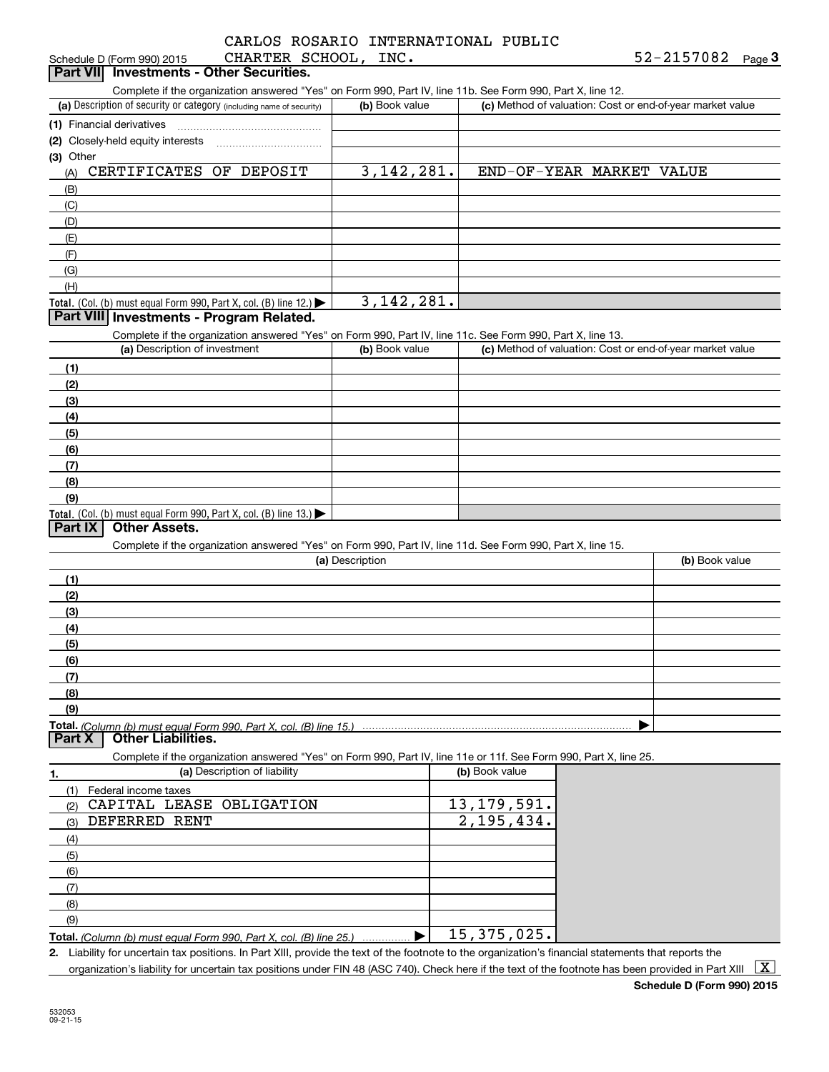Schedule D (Form 990) 2015 CARLOS ROSARIO INTERNATIONAL PUBLIC CHARTER SCHOOL, INC. 52-2157082 Page **3**

## Part VII Investments - Other Securities.

Complete if the organization answered "Yes" on Form 990, Part IV, line 11b. See Form 990, Part X, line 12.

| (a) Description of security or category (including name of security) | (b) Book value | (c) Method of valuation: Cost or end-of-year market value |
|---|---|---|
| (1) Financial derivatives | | |
| (2) Closely-held equity interests | | |
| (3) Other | | |
| (A) CERTIFICATES OF DEPOSIT | 3,142,281. | END-OF-YEAR MARKET VALUE |
| (B) | | |
| (C) | | |
| (D) | | |
| (E) | | |
| (F) | | |
| (G) | | |
| (H) | | |
| **Total.** (Col. (b) must equal Form 990, Part X, col. (B) line 12.) ▶ | 3,142,281. | |

## Part VIII Investments - Program Related.

Complete if the organization answered "Yes" on Form 990, Part IV, line 11c. See Form 990, Part X, line 13.

| (a) Description of investment | (b) Book value | (c) Method of valuation: Cost or end-of-year market value |
|---|---|---|
| (1) | | |
| (2) | | |
| (3) | | |
| (4) | | |
| (5) | | |
| (6) | | |
| (7) | | |
| (8) | | |
| (9) | | |
| **Total.** (Col. (b) must equal Form 990, Part X, col. (B) line 13.) ▶ | | |

## Part IX Other Assets.

Complete if the organization answered "Yes" on Form 990, Part IV, line 11d. See Form 990, Part X, line 15.

| (a) Description | (b) Book value |
|---|---|
| (1) | |
| (2) | |
| (3) | |
| (4) | |
| (5) | |
| (6) | |
| (7) | |
| (8) | |
| (9) | |
| **Total.** *(Column (b) must equal Form 990, Part X, col. (B) line 15.)* ▶ | |

## Part X Other Liabilities.

Complete if the organization answered "Yes" on Form 990, Part IV, line 11e or 11f. See Form 990, Part X, line 25.

| 1. (a) Description of liability | (b) Book value |
|---|---|
| (1) Federal income taxes | |
| (2) CAPITAL LEASE OBLIGATION | 13,179,591. |
| (3) DEFERRED RENT | 2,195,434. |
| (4) | |
| (5) | |
| (6) | |
| (7) | |
| (8) | |
| (9) | |
| **Total.** *(Column (b) must equal Form 990, Part X, col. (B) line 25.)* ▶ | 15,375,025. |

**2.** Liability for uncertain tax positions. In Part XIII, provide the text of the footnote to the organization's financial statements that reports the organization's liability for uncertain tax positions under FIN 48 (ASC 740). Check here if the text of the footnote has been provided in Part XIII [X]

**Schedule D (Form 990) 2015**

532053 09-21-15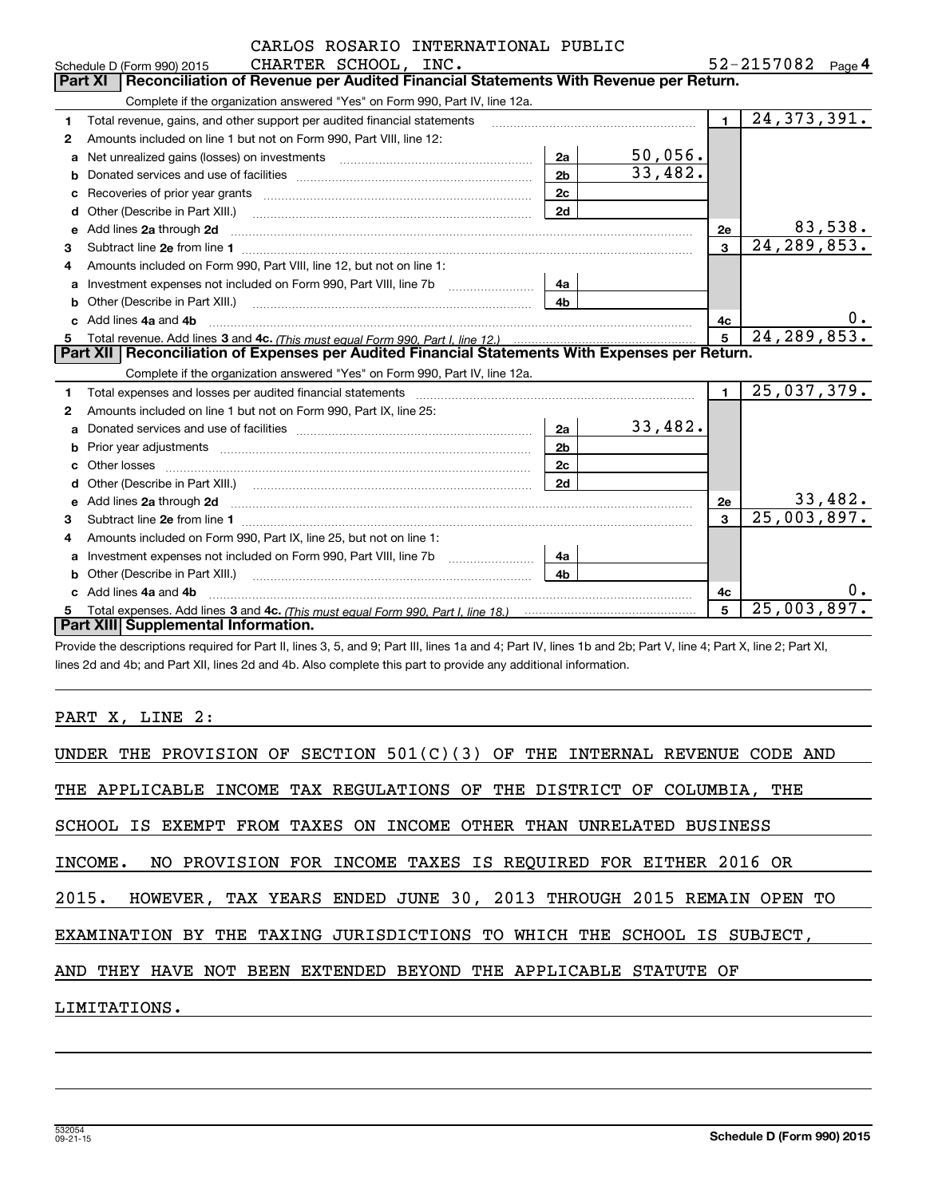Schedule D (Form 990) 2015 CARLOS ROSARIO INTERNATIONAL PUBLIC CHARTER SCHOOL, INC. 52-2157082 Page 4

## Part XI Reconciliation of Revenue per Audited Financial Statements With Revenue per Return.

Complete if the organization answered "Yes" on Form 990, Part IV, line 12a.

| | | | | | |
|---|---|---|---|---|---|
| 1 | Total revenue, gains, and other support per audited financial statements | | | 1 | 24,373,391. |
| 2 | Amounts included on line 1 but not on Form 990, Part VIII, line 12: | | | | |
| a | Net unrealized gains (losses) on investments | 2a | 50,056. | | |
| b | Donated services and use of facilities | 2b | 33,482. | | |
| c | Recoveries of prior year grants | 2c | | | |
| d | Other (Describe in Part XIII.) | 2d | | | |
| e | Add lines 2a through 2d | | | 2e | 83,538. |
| 3 | Subtract line 2e from line 1 | | | 3 | 24,289,853. |
| 4 | Amounts included on Form 990, Part VIII, line 12, but not on line 1: | | | | |
| a | Investment expenses not included on Form 990, Part VIII, line 7b | 4a | | | |
| b | Other (Describe in Part XIII.) | 4b | | | |
| c | Add lines 4a and 4b | | | 4c | 0. |
| 5 | Total revenue. Add lines 3 and 4c. (This must equal Form 990, Part I, line 12.) | | | 5 | 24,289,853. |

## Part XII Reconciliation of Expenses per Audited Financial Statements With Expenses per Return.

Complete if the organization answered "Yes" on Form 990, Part IV, line 12a.

| | | | | | |
|---|---|---|---|---|---|
| 1 | Total expenses and losses per audited financial statements | | | 1 | 25,037,379. |
| 2 | Amounts included on line 1 but not on Form 990, Part IX, line 25: | | | | |
| a | Donated services and use of facilities | 2a | 33,482. | | |
| b | Prior year adjustments | 2b | | | |
| c | Other losses | 2c | | | |
| d | Other (Describe in Part XIII.) | 2d | | | |
| e | Add lines 2a through 2d | | | 2e | 33,482. |
| 3 | Subtract line 2e from line 1 | | | 3 | 25,003,897. |
| 4 | Amounts included on Form 990, Part IX, line 25, but not on line 1: | | | | |
| a | Investment expenses not included on Form 990, Part VIII, line 7b | 4a | | | |
| b | Other (Describe in Part XIII.) | 4b | | | |
| c | Add lines 4a and 4b | | | 4c | 0. |
| 5 | Total expenses. Add lines 3 and 4c. (This must equal Form 990, Part I, line 18.) | | | 5 | 25,003,897. |

## Part XIII Supplemental Information.

Provide the descriptions required for Part II, lines 3, 5, and 9; Part III, lines 1a and 4; Part IV, lines 1b and 2b; Part V, line 4; Part X, line 2; Part XI, lines 2d and 4b; and Part XII, lines 2d and 4b. Also complete this part to provide any additional information.

PART X, LINE 2:

UNDER THE PROVISION OF SECTION 501(C)(3) OF THE INTERNAL REVENUE CODE AND THE APPLICABLE INCOME TAX REGULATIONS OF THE DISTRICT OF COLUMBIA, THE SCHOOL IS EXEMPT FROM TAXES ON INCOME OTHER THAN UNRELATED BUSINESS INCOME. NO PROVISION FOR INCOME TAXES IS REQUIRED FOR EITHER 2016 OR 2015. HOWEVER, TAX YEARS ENDED JUNE 30, 2013 THROUGH 2015 REMAIN OPEN TO EXAMINATION BY THE TAXING JURISDICTIONS TO WHICH THE SCHOOL IS SUBJECT, AND THEY HAVE NOT BEEN EXTENDED BEYOND THE APPLICABLE STATUTE OF LIMITATIONS.

532054 09-21-15 Schedule D (Form 990) 2015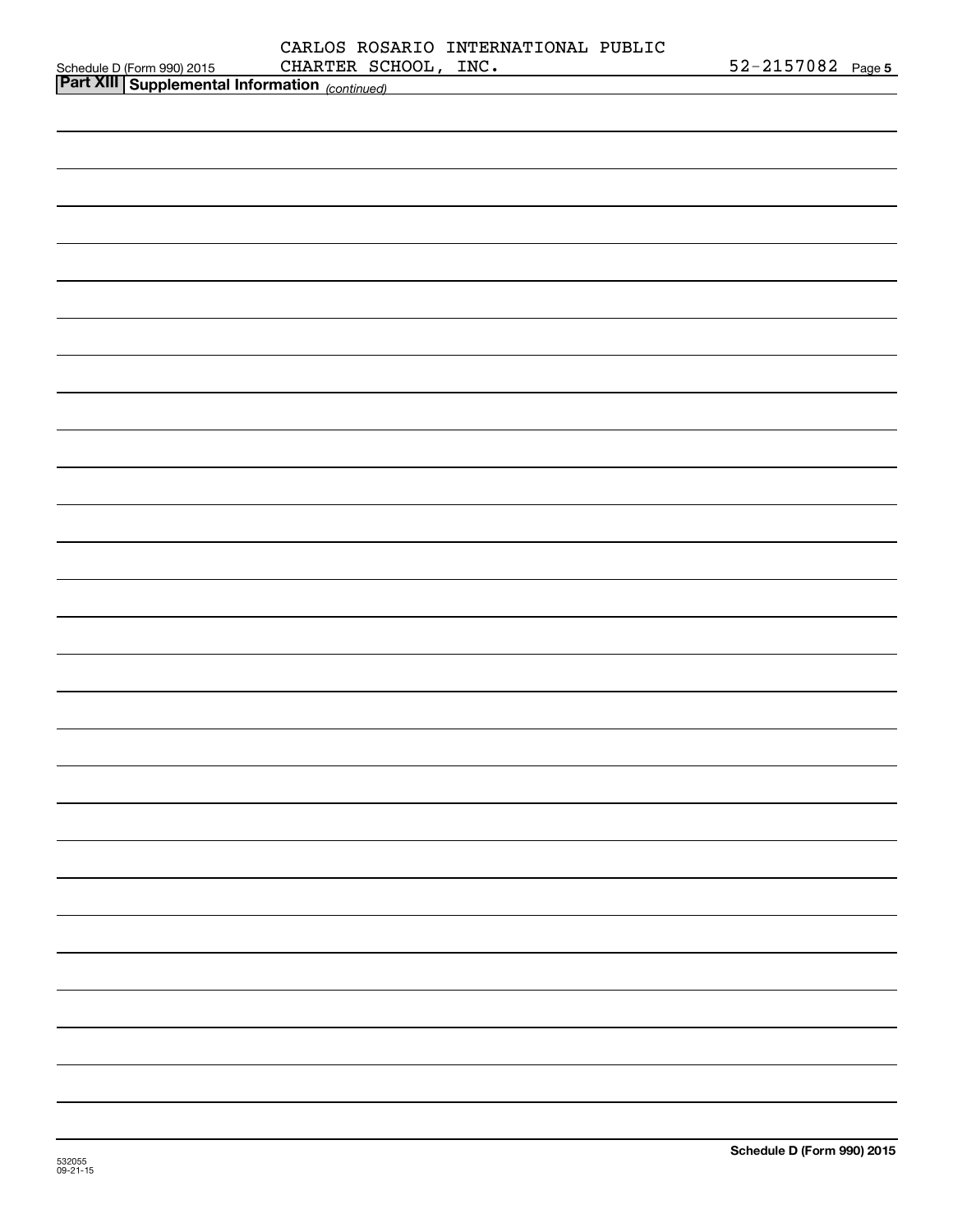## Part XIII Supplemental Information *(continued)*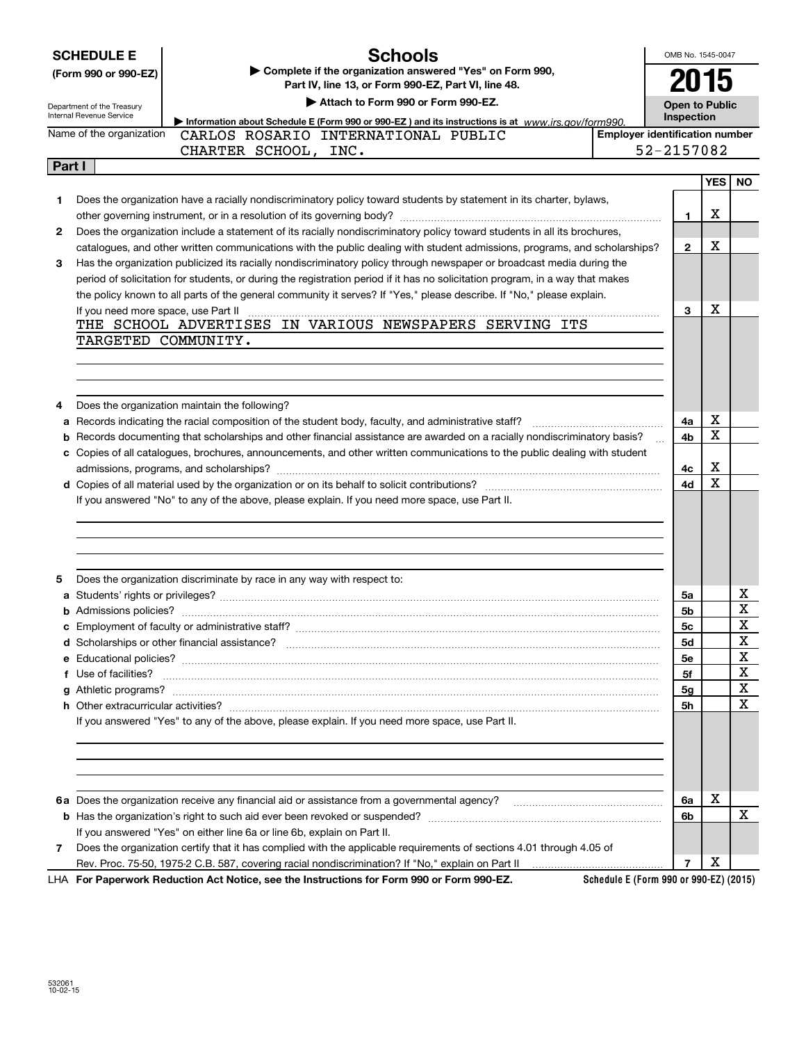**SCHEDULE E (Form 990 or 990-EZ)**

Department of the Treasury
Internal Revenue Service

# Schools

▶ Complete if the organization answered "Yes" on Form 990, Part IV, line 13, or Form 990-EZ, Part VI, line 48.

▶ Attach to Form 990 or Form 990-EZ.

▶ Information about Schedule E (Form 990 or 990-EZ) and its instructions is at www.irs.gov/form990.

OMB No. 1545-0047

**2015**

**Open to Public Inspection**

Name of the organization: CARLOS ROSARIO INTERNATIONAL PUBLIC CHARTER SCHOOL, INC.

Employer identification number: 52-2157082

## Part I

| | | | YES | NO |
|---|---|---|---|---|
| 1 | Does the organization have a racially nondiscriminatory policy toward students by statement in its charter, bylaws, other governing instrument, or in a resolution of its governing body? | 1 | X | |
| 2 | Does the organization include a statement of its racially nondiscriminatory policy toward students in all its brochures, catalogues, and other written communications with the public dealing with student admissions, programs, and scholarships? | 2 | X | |
| 3 | Has the organization publicized its racially nondiscriminatory policy through newspaper or broadcast media during the period of solicitation for students, or during the registration period if it has no solicitation program, in a way that makes the policy known to all parts of the general community it serves? If "Yes," please describe. If "No," please explain. If you need more space, use Part II | 3 | X | |

THE SCHOOL ADVERTISES IN VARIOUS NEWSPAPERS SERVING ITS TARGETED COMMUNITY.

| | | | YES | NO |
|---|---|---|---|---|
| 4 | Does the organization maintain the following? | | | |
| a | Records indicating the racial composition of the student body, faculty, and administrative staff? | 4a | X | |
| b | Records documenting that scholarships and other financial assistance are awarded on a racially nondiscriminatory basis? | 4b | X | |
| c | Copies of all catalogues, brochures, announcements, and other written communications to the public dealing with student admissions, programs, and scholarships? | 4c | X | |
| d | Copies of all material used by the organization or on its behalf to solicit contributions? | 4d | X | |

If you answered "No" to any of the above, please explain. If you need more space, use Part II.

| | | | YES | NO |
|---|---|---|---|---|
| 5 | Does the organization discriminate by race in any way with respect to: | | | |
| a | Students' rights or privileges? | 5a | | X |
| b | Admissions policies? | 5b | | X |
| c | Employment of faculty or administrative staff? | 5c | | X |
| d | Scholarships or other financial assistance? | 5d | | X |
| e | Educational policies? | 5e | | X |
| f | Use of facilities? | 5f | | X |
| g | Athletic programs? | 5g | | X |
| h | Other extracurricular activities? | 5h | | X |

If you answered "Yes" to any of the above, please explain. If you need more space, use Part II.

| | | | YES | NO |
|---|---|---|---|---|
| 6a | Does the organization receive any financial aid or assistance from a governmental agency? | 6a | X | |
| b | Has the organization's right to such aid ever been revoked or suspended? | 6b | | X |
| | If you answered "Yes" on either line 6a or line 6b, explain on Part II. | | | |
| 7 | Does the organization certify that it has complied with the applicable requirements of sections 4.01 through 4.05 of Rev. Proc. 75-50, 1975-2 C.B. 587, covering racial nondiscrimination? If "No," explain on Part II | 7 | X | |

LHA **For Paperwork Reduction Act Notice, see the Instructions for Form 990 or Form 990-EZ.** **Schedule E (Form 990 or 990-EZ) (2015)**

532061
10-02-15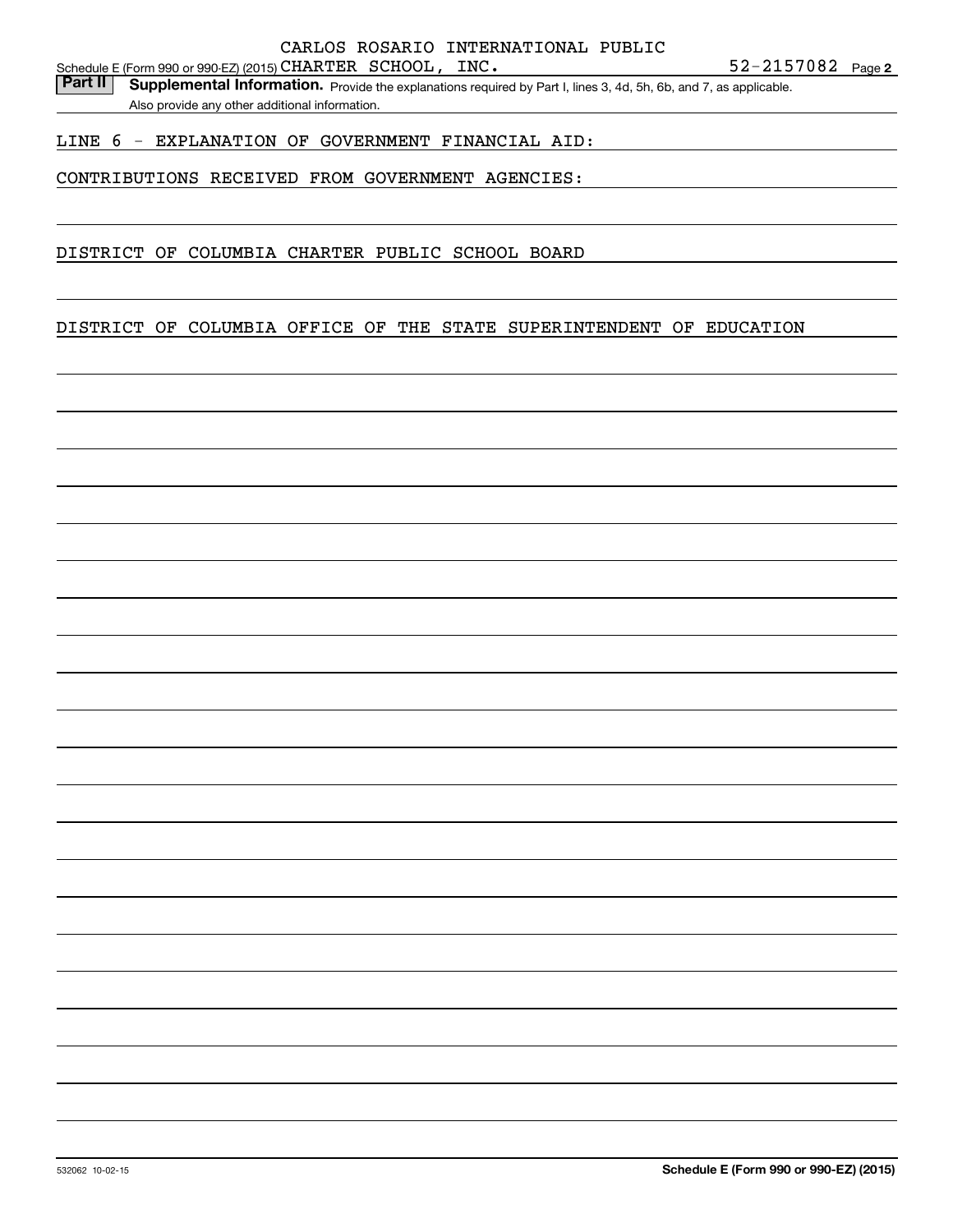Schedule E (Form 990 or 990-EZ) (2015) CARLOS ROSARIO INTERNATIONAL PUBLIC CHARTER SCHOOL, INC. 52-2157082 Page 2

**Part II** **Supplemental Information.** Provide the explanations required by Part I, lines 3, 4d, 5h, 6b, and 7, as applicable. Also provide any other additional information.

LINE 6 - EXPLANATION OF GOVERNMENT FINANCIAL AID:

CONTRIBUTIONS RECEIVED FROM GOVERNMENT AGENCIES:

DISTRICT OF COLUMBIA CHARTER PUBLIC SCHOOL BOARD

DISTRICT OF COLUMBIA OFFICE OF THE STATE SUPERINTENDENT OF EDUCATION

532062 10-02-15

**Schedule E (Form 990 or 990-EZ) (2015)**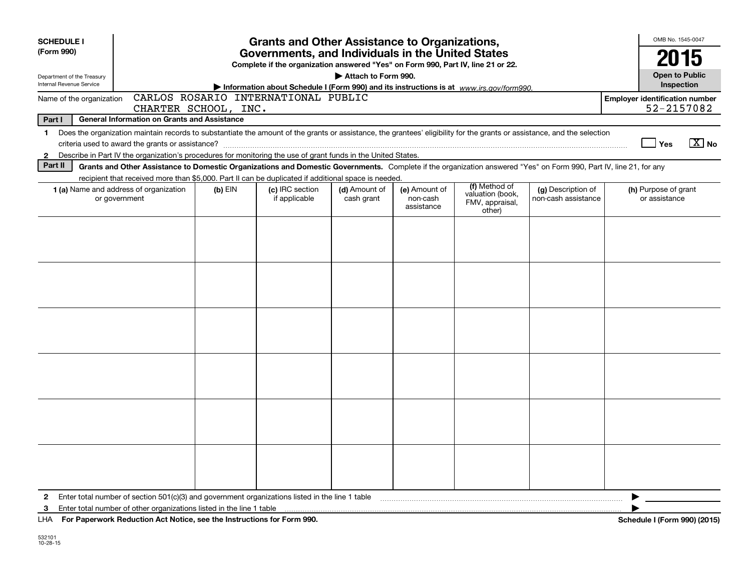**SCHEDULE I**
**(Form 990)**

Department of the Treasury
Internal Revenue Service

# Grants and Other Assistance to Organizations, Governments, and Individuals in the United States

**Complete if the organization answered "Yes" on Form 990, Part IV, line 21 or 22.**

**▶ Attach to Form 990.**

**▶ Information about Schedule I (Form 990) and its instructions is at** *www.irs.gov/form990.*

OMB No. 1545-0047

**2015**

**Open to Public Inspection**

Name of the organization: CARLOS ROSARIO INTERNATIONAL PUBLIC CHARTER SCHOOL, INC.

**Employer identification number**: 52-2157082

**Part I — General Information on Grants and Assistance**

1 Does the organization maintain records to substantiate the amount of the grants or assistance, the grantees' eligibility for the grants or assistance, and the selection criteria used to award the grants or assistance? ☐ Yes ☒ No

2 Describe in Part IV the organization's procedures for monitoring the use of grant funds in the United States.

**Part II — Grants and Other Assistance to Domestic Organizations and Domestic Governments.** Complete if the organization answered "Yes" on Form 990, Part IV, line 21, for any recipient that received more than $5,000. Part II can be duplicated if additional space is needed.

| 1 (a) Name and address of organization or government | (b) EIN | (c) IRC section if applicable | (d) Amount of cash grant | (e) Amount of non-cash assistance | (f) Method of valuation (book, FMV, appraisal, other) | (g) Description of non-cash assistance | (h) Purpose of grant or assistance |
|---|---|---|---|---|---|---|---|
| | | | | | | | |
| | | | | | | | |
| | | | | | | | |
| | | | | | | | |
| | | | | | | | |
| | | | | | | | |

2 Enter total number of section 501(c)(3) and government organizations listed in the line 1 table ▶

3 Enter total number of other organizations listed in the line 1 table ▶

LHA **For Paperwork Reduction Act Notice, see the Instructions for Form 990.** **Schedule I (Form 990) (2015)**

532101
10-28-15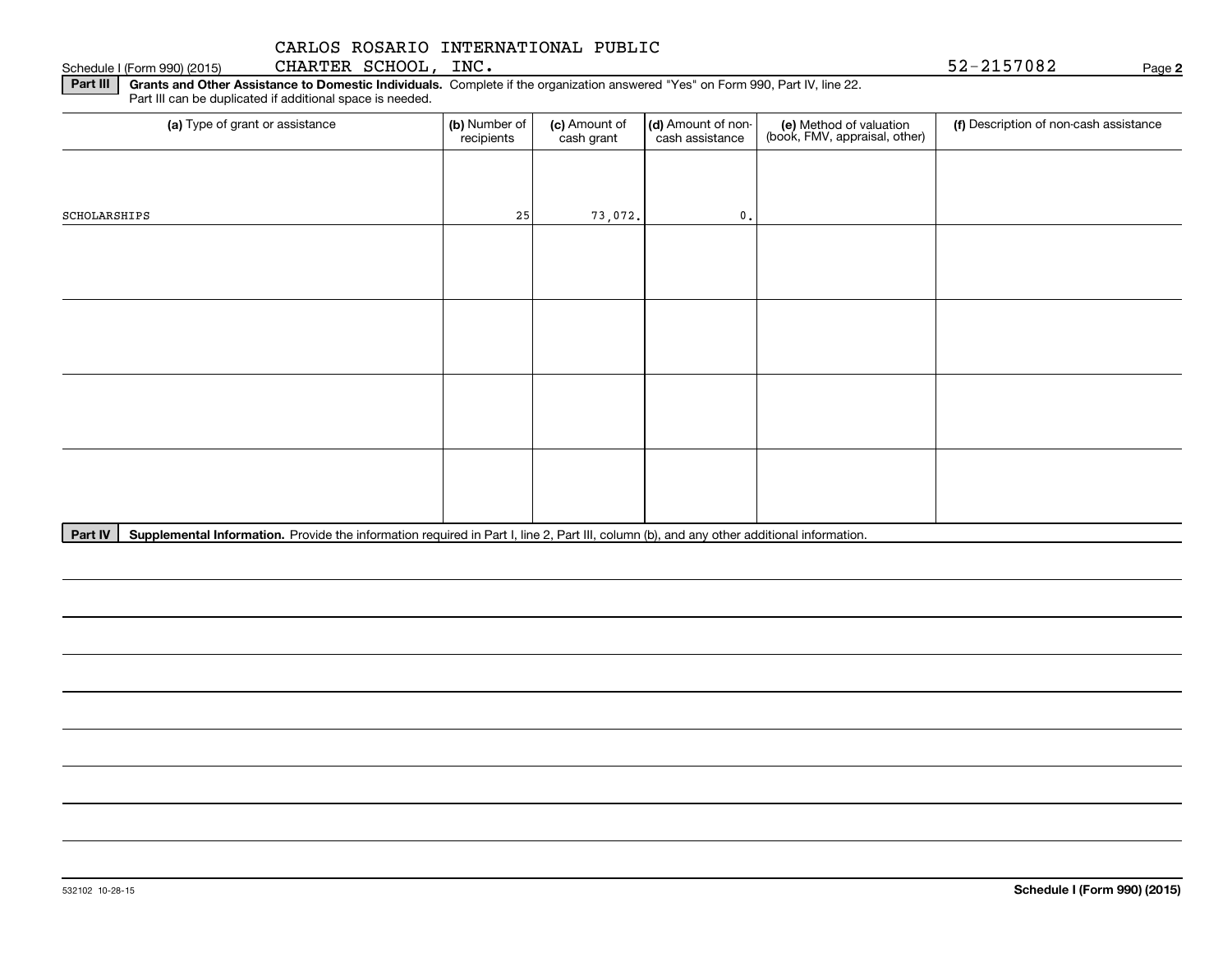Schedule I (Form 990) (2015) CARLOS ROSARIO INTERNATIONAL PUBLIC CHARTER SCHOOL, INC. 52-2157082 Page **2**

**Part III** **Grants and Other Assistance to Domestic Individuals.** Complete if the organization answered "Yes" on Form 990, Part IV, line 22. Part III can be duplicated if additional space is needed.

| (a) Type of grant or assistance | (b) Number of recipients | (c) Amount of cash grant | (d) Amount of non-cash assistance | (e) Method of valuation (book, FMV, appraisal, other) | (f) Description of non-cash assistance |
|---|---|---|---|---|---|
| SCHOLARSHIPS | 25 | 73,072. | 0. | | |
| | | | | | |
| | | | | | |
| | | | | | |
| | | | | | |

**Part IV** **Supplemental Information.** Provide the information required in Part I, line 2, Part III, column (b), and any other additional information.

532102 10-28-15 **Schedule I (Form 990) (2015)**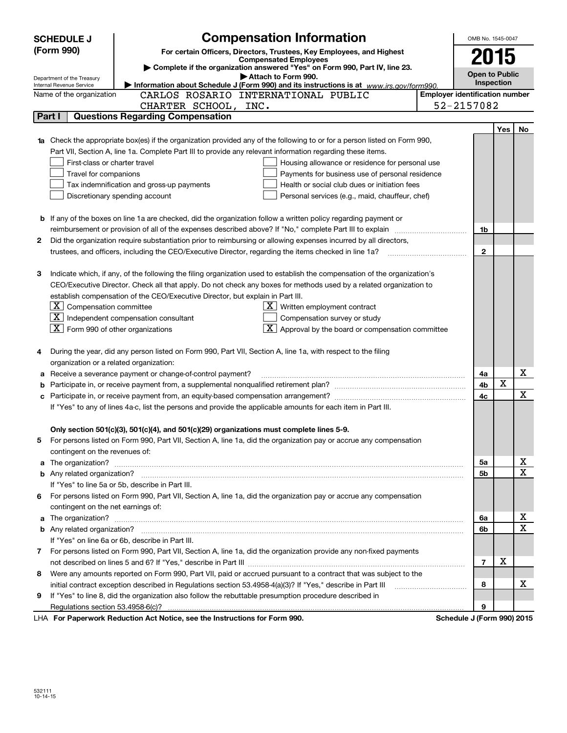# SCHEDULE J (Form 990)

## Compensation Information

**For certain Officers, Directors, Trustees, Key Employees, and Highest Compensated Employees**

▶ Complete if the organization answered "Yes" on Form 990, Part IV, line 23.

▶ Attach to Form 990.

▶ Information about Schedule J (Form 990) and its instructions is at *www.irs.gov/form990.*

Department of the Treasury
Internal Revenue Service

OMB No. 1545-0047

**2015**

**Open to Public Inspection**

Name of the organization: CARLOS ROSARIO INTERNATIONAL PUBLIC CHARTER SCHOOL, INC.

Employer identification number: 52-2157082

### Part I — Questions Regarding Compensation

| | | | Yes | No |
|---|---|---|---|---|
| **1a** | Check the appropriate box(es) if the organization provided any of the following to or for a person listed on Form 990, Part VII, Section A, line 1a. Complete Part III to provide any relevant information regarding these items.<br>☐ First-class or charter travel ☐ Housing allowance or residence for personal use<br>☐ Travel for companions ☐ Payments for business use of personal residence<br>☐ Tax indemnification and gross-up payments ☐ Health or social club dues or initiation fees<br>☐ Discretionary spending account ☐ Personal services (e.g., maid, chauffeur, chef) | | | |
| **b** | If any of the boxes on line 1a are checked, did the organization follow a written policy regarding payment or reimbursement or provision of all of the expenses described above? If "No," complete Part III to explain | 1b | | |
| **2** | Did the organization require substantiation prior to reimbursing or allowing expenses incurred by all directors, trustees, and officers, including the CEO/Executive Director, regarding the items checked in line 1a? | 2 | | |
| **3** | Indicate which, if any, of the following the filing organization used to establish the compensation of the organization's CEO/Executive Director. Check all that apply. Do not check any boxes for methods used by a related organization to establish compensation of the CEO/Executive Director, but explain in Part III.<br>☒ Compensation committee ☒ Written employment contract<br>☒ Independent compensation consultant ☐ Compensation survey or study<br>☒ Form 990 of other organizations ☒ Approval by the board or compensation committee | | | |
| **4** | During the year, did any person listed on Form 990, Part VII, Section A, line 1a, with respect to the filing organization or a related organization: | | | |
| **a** | Receive a severance payment or change-of-control payment? | 4a | | X |
| **b** | Participate in, or receive payment from, a supplemental nonqualified retirement plan? | 4b | X | |
| **c** | Participate in, or receive payment from, an equity-based compensation arrangement? | 4c | | X |
| | If "Yes" to any of lines 4a-c, list the persons and provide the applicable amounts for each item in Part III. | | | |
| | **Only section 501(c)(3), 501(c)(4), and 501(c)(29) organizations must complete lines 5-9.** | | | |
| **5** | For persons listed on Form 990, Part VII, Section A, line 1a, did the organization pay or accrue any compensation contingent on the revenues of: | | | |
| **a** | The organization? | 5a | | X |
| **b** | Any related organization? | 5b | | X |
| | If "Yes" to line 5a or 5b, describe in Part III. | | | |
| **6** | For persons listed on Form 990, Part VII, Section A, line 1a, did the organization pay or accrue any compensation contingent on the net earnings of: | | | |
| **a** | The organization? | 6a | | X |
| **b** | Any related organization? | 6b | | X |
| | If "Yes" on line 6a or 6b, describe in Part III. | | | |
| **7** | For persons listed on Form 990, Part VII, Section A, line 1a, did the organization provide any non-fixed payments not described on lines 5 and 6? If "Yes," describe in Part III | 7 | X | |
| **8** | Were any amounts reported on Form 990, Part VII, paid or accrued pursuant to a contract that was subject to the initial contract exception described in Regulations section 53.4958-4(a)(3)? If "Yes," describe in Part III | 8 | | X |
| **9** | If "Yes" to line 8, did the organization also follow the rebuttable presumption procedure described in Regulations section 53.4958-6(c)? | 9 | | |

LHA **For Paperwork Reduction Act Notice, see the Instructions for Form 990.** **Schedule J (Form 990) 2015**

532111
10-14-15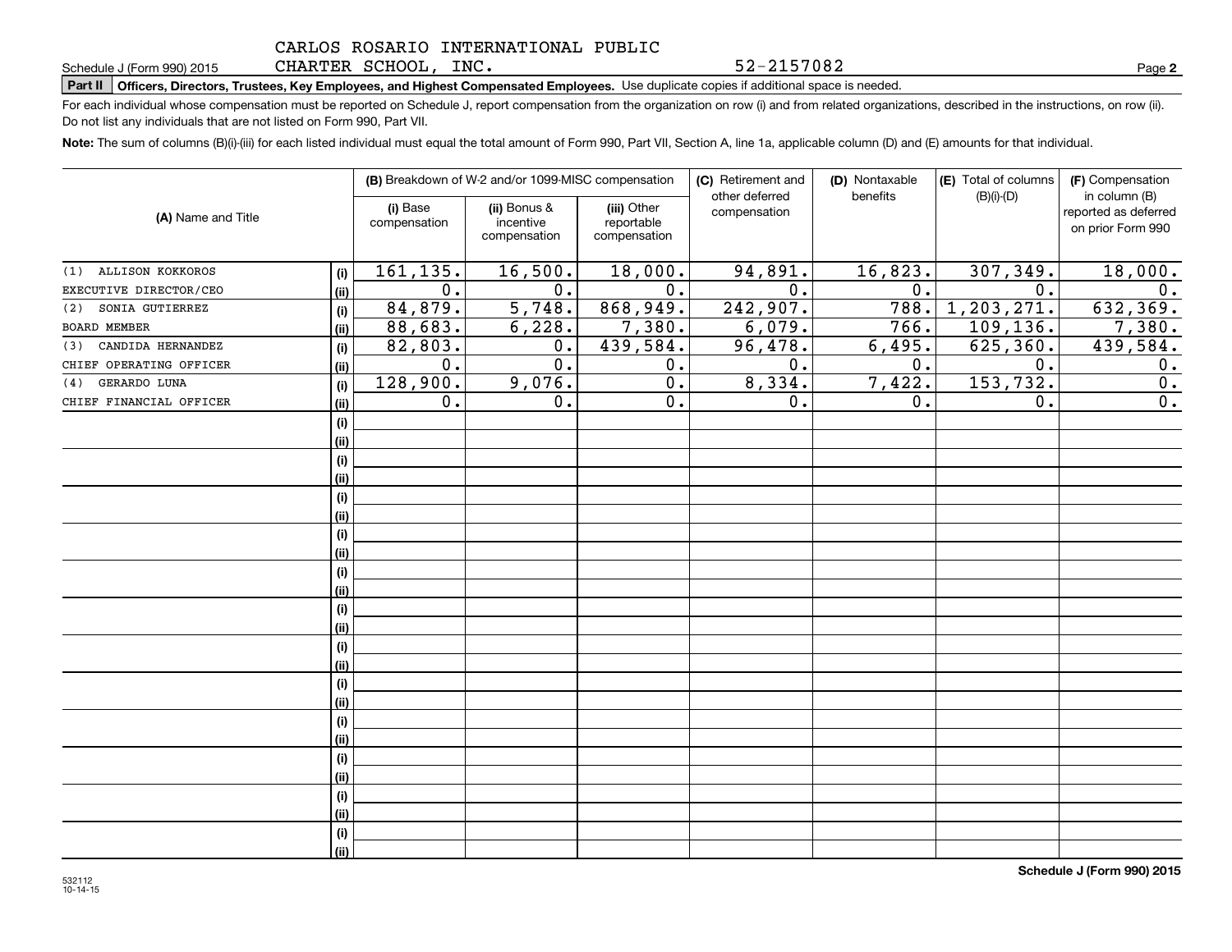CARLOS ROSARIO INTERNATIONAL PUBLIC CHARTER SCHOOL, INC. 52-2157082

Schedule J (Form 990) 2015 Page **2**

**Part II Officers, Directors, Trustees, Key Employees, and Highest Compensated Employees.** Use duplicate copies if additional space is needed.

For each individual whose compensation must be reported on Schedule J, report compensation from the organization on row (i) and from related organizations, described in the instructions, on row (ii). Do not list any individuals that are not listed on Form 990, Part VII.

**Note:** The sum of columns (B)(i)-(iii) for each listed individual must equal the total amount of Form 990, Part VII, Section A, line 1a, applicable column (D) and (E) amounts for that individual.

| (A) Name and Title | | (B) Breakdown of W-2 and/or 1099-MISC compensation | | | (C) Retirement and other deferred compensation | (D) Nontaxable benefits | (E) Total of columns (B)(i)-(D) | (F) Compensation in column (B) reported as deferred on prior Form 990 |
|---|---|---|---|---|---|---|---|---|
| | | (i) Base compensation | (ii) Bonus & incentive compensation | (iii) Other reportable compensation | | | | |
| (1) ALLISON KOKKOROS | (i) | 161,135. | 16,500. | 18,000. | 94,891. | 16,823. | 307,349. | 18,000. |
| EXECUTIVE DIRECTOR/CEO | (ii) | 0. | 0. | 0. | 0. | 0. | 0. | 0. |
| (2) SONIA GUTIERREZ | (i) | 84,879. | 5,748. | 868,949. | 242,907. | 788. | 1,203,271. | 632,369. |
| BOARD MEMBER | (ii) | 88,683. | 6,228. | 7,380. | 6,079. | 766. | 109,136. | 7,380. |
| (3) CANDIDA HERNANDEZ | (i) | 82,803. | 0. | 439,584. | 96,478. | 6,495. | 625,360. | 439,584. |
| CHIEF OPERATING OFFICER | (ii) | 0. | 0. | 0. | 0. | 0. | 0. | 0. |
| (4) GERARDO LUNA | (i) | 128,900. | 9,076. | 0. | 8,334. | 7,422. | 153,732. | 0. |
| CHIEF FINANCIAL OFFICER | (ii) | 0. | 0. | 0. | 0. | 0. | 0. | 0. |

532112 10-14-15

**Schedule J (Form 990) 2015**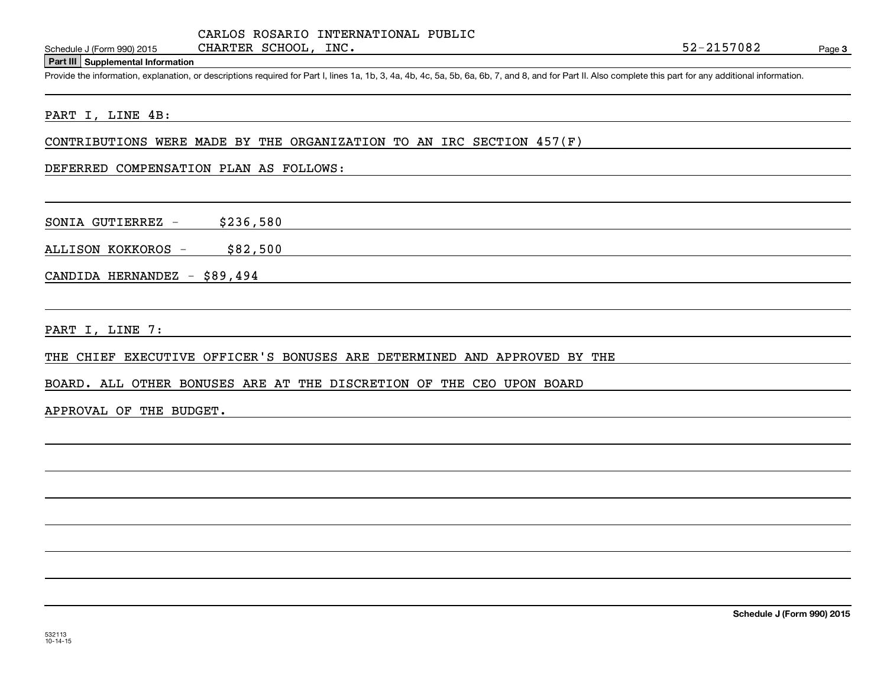CARLOS ROSARIO INTERNATIONAL PUBLIC CHARTER SCHOOL, INC. 52-2157082

## Part III Supplemental Information

Provide the information, explanation, or descriptions required for Part I, lines 1a, 1b, 3, 4a, 4b, 4c, 5a, 5b, 6a, 6b, 7, and 8, and for Part II. Also complete this part for any additional information.

PART I, LINE 4B:

CONTRIBUTIONS WERE MADE BY THE ORGANIZATION TO AN IRC SECTION 457(F) DEFERRED COMPENSATION PLAN AS FOLLOWS:

SONIA GUTIERREZ - $236,580

ALLISON KOKKOROS - $82,500

CANDIDA HERNANDEZ - $89,494

PART I, LINE 7:

THE CHIEF EXECUTIVE OFFICER'S BONUSES ARE DETERMINED AND APPROVED BY THE BOARD. ALL OTHER BONUSES ARE AT THE DISCRETION OF THE CEO UPON BOARD APPROVAL OF THE BUDGET.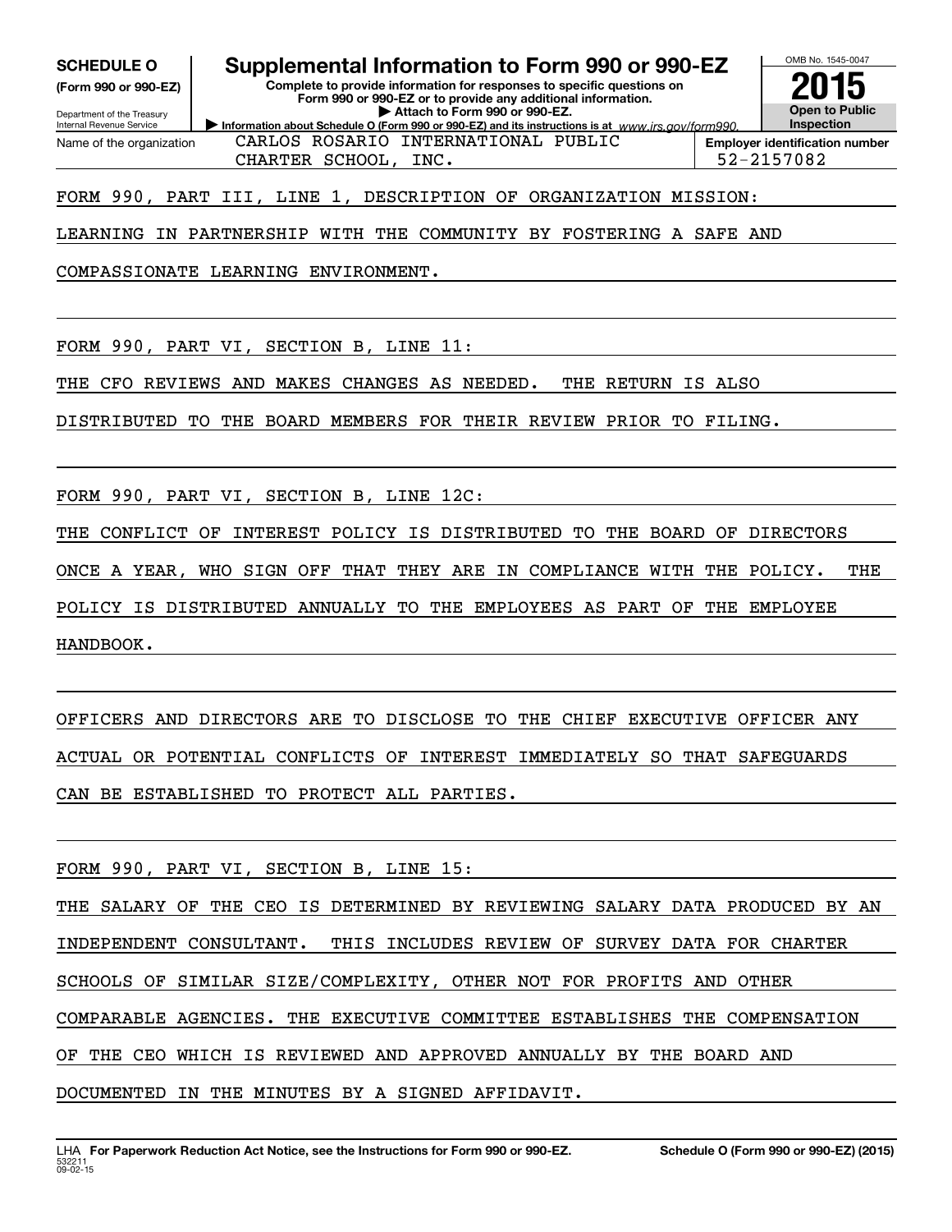**SCHEDULE O** (Form 990 or 990-EZ)

Department of the Treasury
Internal Revenue Service

# Supplemental Information to Form 990 or 990-EZ

**Complete to provide information for responses to specific questions on Form 990 or 990-EZ or to provide any additional information.**
**▶ Attach to Form 990 or 990-EZ.**
**▶ Information about Schedule O (Form 990 or 990-EZ) and its instructions is at** *www.irs.gov/form990.*

OMB No. 1545-0047

**2015**

**Open to Public Inspection**

| Name of the organization | Employer identification number |
|---|---|
| CARLOS ROSARIO INTERNATIONAL PUBLIC CHARTER SCHOOL, INC. | 52-2157082 |

FORM 990, PART III, LINE 1, DESCRIPTION OF ORGANIZATION MISSION:

LEARNING IN PARTNERSHIP WITH THE COMMUNITY BY FOSTERING A SAFE AND COMPASSIONATE LEARNING ENVIRONMENT.

FORM 990, PART VI, SECTION B, LINE 11:

THE CFO REVIEWS AND MAKES CHANGES AS NEEDED. THE RETURN IS ALSO DISTRIBUTED TO THE BOARD MEMBERS FOR THEIR REVIEW PRIOR TO FILING.

FORM 990, PART VI, SECTION B, LINE 12C:

THE CONFLICT OF INTEREST POLICY IS DISTRIBUTED TO THE BOARD OF DIRECTORS ONCE A YEAR, WHO SIGN OFF THAT THEY ARE IN COMPLIANCE WITH THE POLICY. THE POLICY IS DISTRIBUTED ANNUALLY TO THE EMPLOYEES AS PART OF THE EMPLOYEE HANDBOOK.

OFFICERS AND DIRECTORS ARE TO DISCLOSE TO THE CHIEF EXECUTIVE OFFICER ANY ACTUAL OR POTENTIAL CONFLICTS OF INTEREST IMMEDIATELY SO THAT SAFEGUARDS CAN BE ESTABLISHED TO PROTECT ALL PARTIES.

FORM 990, PART VI, SECTION B, LINE 15:

THE SALARY OF THE CEO IS DETERMINED BY REVIEWING SALARY DATA PRODUCED BY AN INDEPENDENT CONSULTANT. THIS INCLUDES REVIEW OF SURVEY DATA FOR CHARTER SCHOOLS OF SIMILAR SIZE/COMPLEXITY, OTHER NOT FOR PROFITS AND OTHER COMPARABLE AGENCIES. THE EXECUTIVE COMMITTEE ESTABLISHES THE COMPENSATION OF THE CEO WHICH IS REVIEWED AND APPROVED ANNUALLY BY THE BOARD AND DOCUMENTED IN THE MINUTES BY A SIGNED AFFIDAVIT.

LHA **For Paperwork Reduction Act Notice, see the Instructions for Form 990 or 990-EZ.** **Schedule O (Form 990 or 990-EZ) (2015)**
532211
09-02-15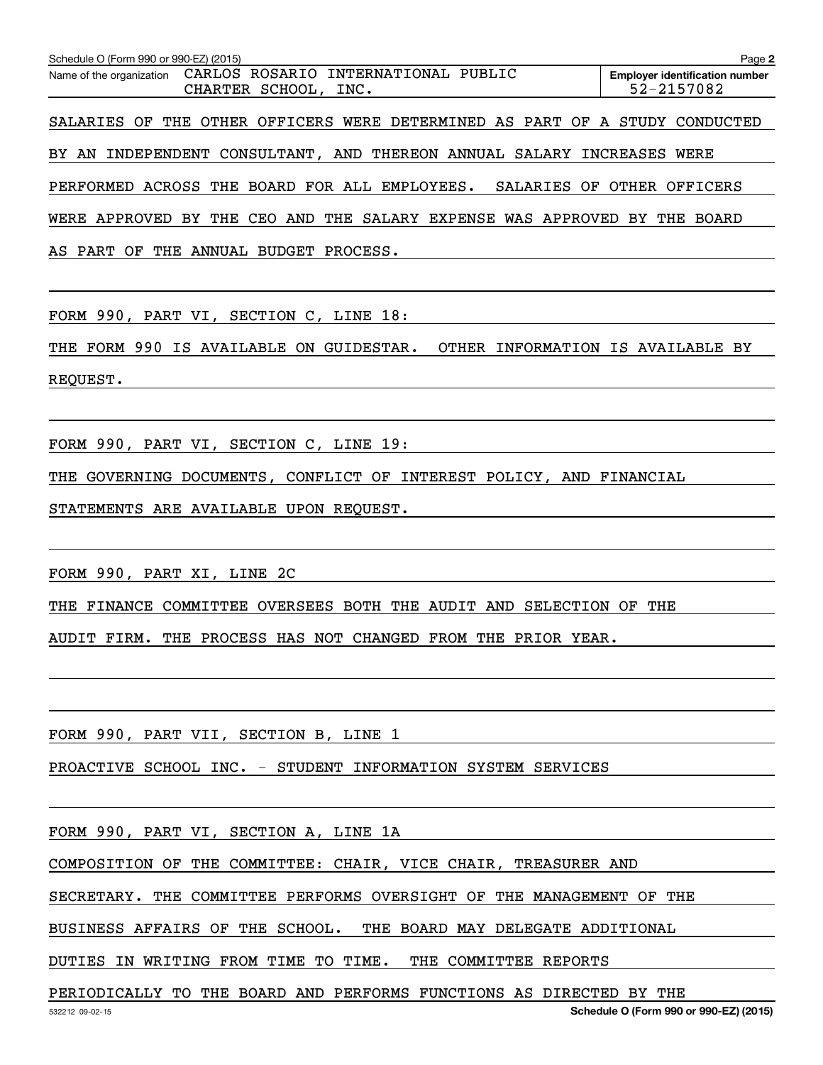Schedule O (Form 990 or 990-EZ) (2015) Page **2**

| Name of the organization | Employer identification number |
|---|---|
| CARLOS ROSARIO INTERNATIONAL PUBLIC CHARTER SCHOOL, INC. | 52-2157082 |

SALARIES OF THE OTHER OFFICERS WERE DETERMINED AS PART OF A STUDY CONDUCTED BY AN INDEPENDENT CONSULTANT, AND THEREON ANNUAL SALARY INCREASES WERE PERFORMED ACROSS THE BOARD FOR ALL EMPLOYEES. SALARIES OF OTHER OFFICERS WERE APPROVED BY THE CEO AND THE SALARY EXPENSE WAS APPROVED BY THE BOARD AS PART OF THE ANNUAL BUDGET PROCESS.

FORM 990, PART VI, SECTION C, LINE 18:

THE FORM 990 IS AVAILABLE ON GUIDESTAR. OTHER INFORMATION IS AVAILABLE BY REQUEST.

FORM 990, PART VI, SECTION C, LINE 19:

THE GOVERNING DOCUMENTS, CONFLICT OF INTEREST POLICY, AND FINANCIAL STATEMENTS ARE AVAILABLE UPON REQUEST.

FORM 990, PART XI, LINE 2C

THE FINANCE COMMITTEE OVERSEES BOTH THE AUDIT AND SELECTION OF THE AUDIT FIRM. THE PROCESS HAS NOT CHANGED FROM THE PRIOR YEAR.

FORM 990, PART VII, SECTION B, LINE 1

PROACTIVE SCHOOL INC. - STUDENT INFORMATION SYSTEM SERVICES

FORM 990, PART VI, SECTION A, LINE 1A

COMPOSITION OF THE COMMITTEE: CHAIR, VICE CHAIR, TREASURER AND SECRETARY. THE COMMITTEE PERFORMS OVERSIGHT OF THE MANAGEMENT OF THE BUSINESS AFFAIRS OF THE SCHOOL. THE BOARD MAY DELEGATE ADDITIONAL DUTIES IN WRITING FROM TIME TO TIME. THE COMMITTEE REPORTS PERIODICALLY TO THE BOARD AND PERFORMS FUNCTIONS AS DIRECTED BY THE

532212 09-02-15 **Schedule O (Form 990 or 990-EZ) (2015)**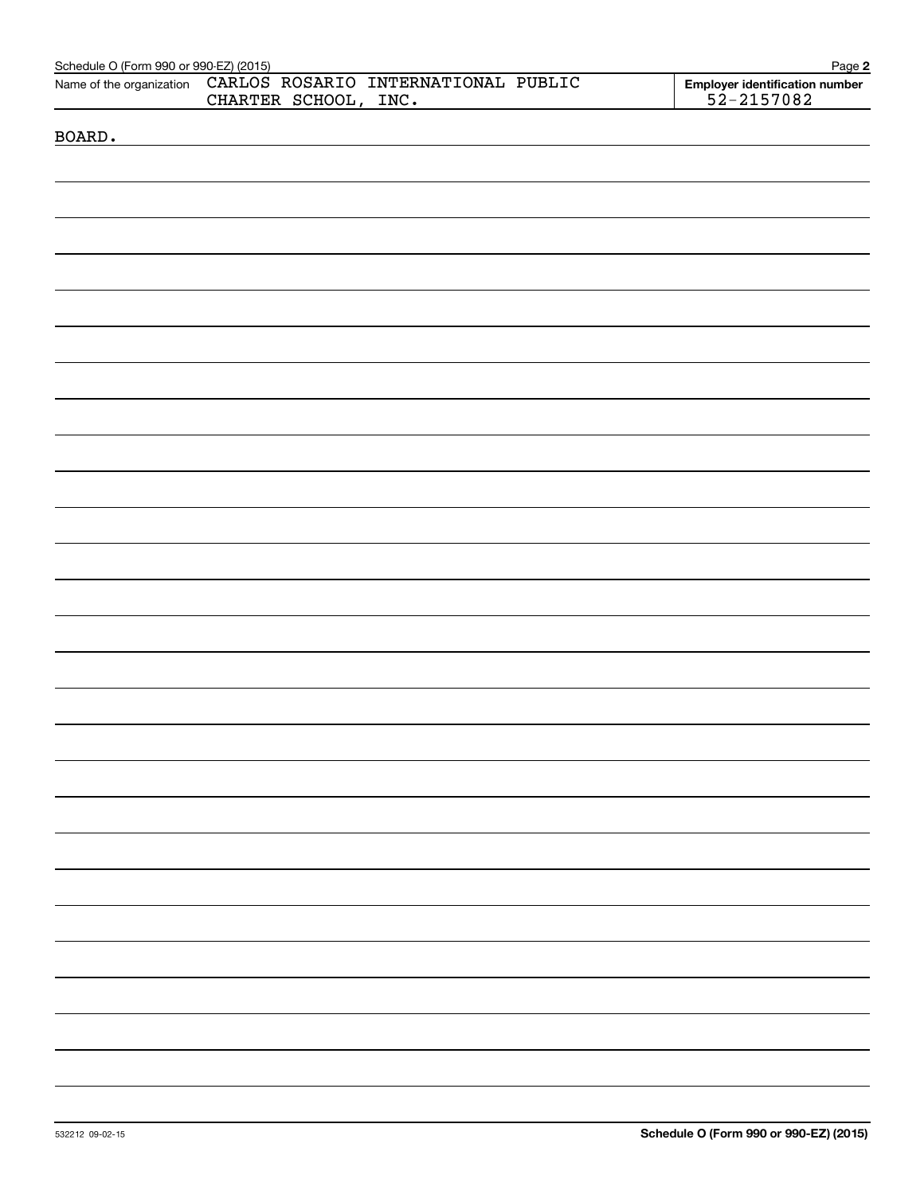Name of the organization: CARLOS ROSARIO INTERNATIONAL PUBLIC CHARTER SCHOOL, INC.

Employer identification number: 52-2157082

BOARD.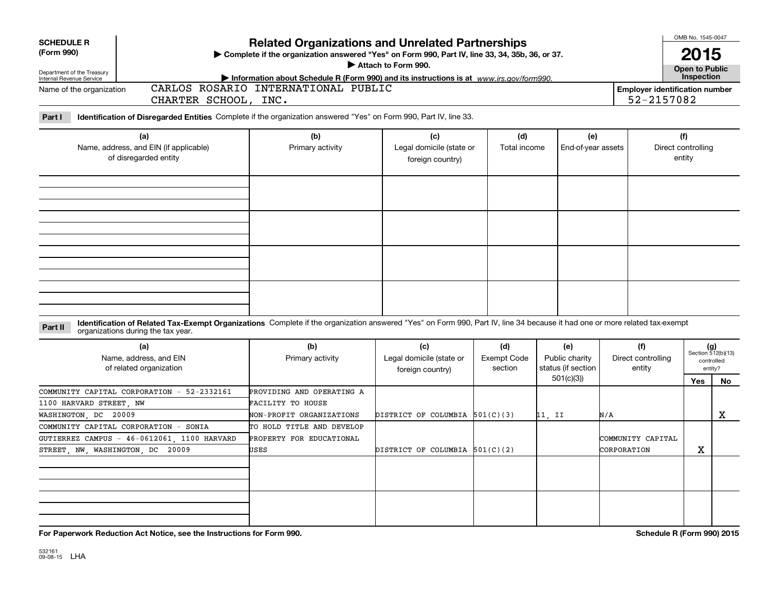**SCHEDULE R (Form 990)**

Department of the Treasury
Internal Revenue Service

# Related Organizations and Unrelated Partnerships

▶ Complete if the organization answered "Yes" on Form 990, Part IV, line 33, 34, 35b, 36, or 37.

▶ Attach to Form 990.

▶ Information about Schedule R (Form 990) and its instructions is at *www.irs.gov/form990.*

OMB No. 1545-0047

**2015**

**Open to Public Inspection**

Name of the organization: CARLOS ROSARIO INTERNATIONAL PUBLIC CHARTER SCHOOL, INC.

Employer identification number: 52-2157082

**Part I** **Identification of Disregarded Entities** Complete if the organization answered "Yes" on Form 990, Part IV, line 33.

| (a) Name, address, and EIN (if applicable) of disregarded entity | (b) Primary activity | (c) Legal domicile (state or foreign country) | (d) Total income | (e) End-of-year assets | (f) Direct controlling entity |
|---|---|---|---|---|---|
| | | | | | |
| | | | | | |
| | | | | | |
| | | | | | |

**Part II** **Identification of Related Tax-Exempt Organizations** Complete if the organization answered "Yes" on Form 990, Part IV, line 34 because it had one or more related tax-exempt organizations during the tax year.

| (a) Name, address, and EIN of related organization | (b) Primary activity | (c) Legal domicile (state or foreign country) | (d) Exempt Code section | (e) Public charity status (if section 501(c)(3)) | (f) Direct controlling entity | (g) Section 512(b)(13) controlled entity? Yes | No |
|---|---|---|---|---|---|---|---|
| COMMUNITY CAPITAL CORPORATION - 52-2332161 1100 HARVARD STREET, NW WASHINGTON, DC 20009 | PROVIDING AND OPERATING A FACILITY TO HOUSE NON-PROFIT ORGANIZATIONS | DISTRICT OF COLUMBIA | 501(C)(3) | 11, II | N/A | | X |
| COMMUNITY CAPITAL CORPORATION - SONIA GUTIERREZ CAMPUS - 46-0612061, 1100 HARVARD STREET, NW, WASHINGTON, DC 20009 | TO HOLD TITLE AND DEVELOP PROPERTY FOR EDUCATIONAL USES | DISTRICT OF COLUMBIA | 501(C)(2) | | COMMUNITY CAPITAL CORPORATION | X | |
| | | | | | | | |
| | | | | | | | |

**For Paperwork Reduction Act Notice, see the Instructions for Form 990.**

**Schedule R (Form 990) 2015**

532161 09-08-15 LHA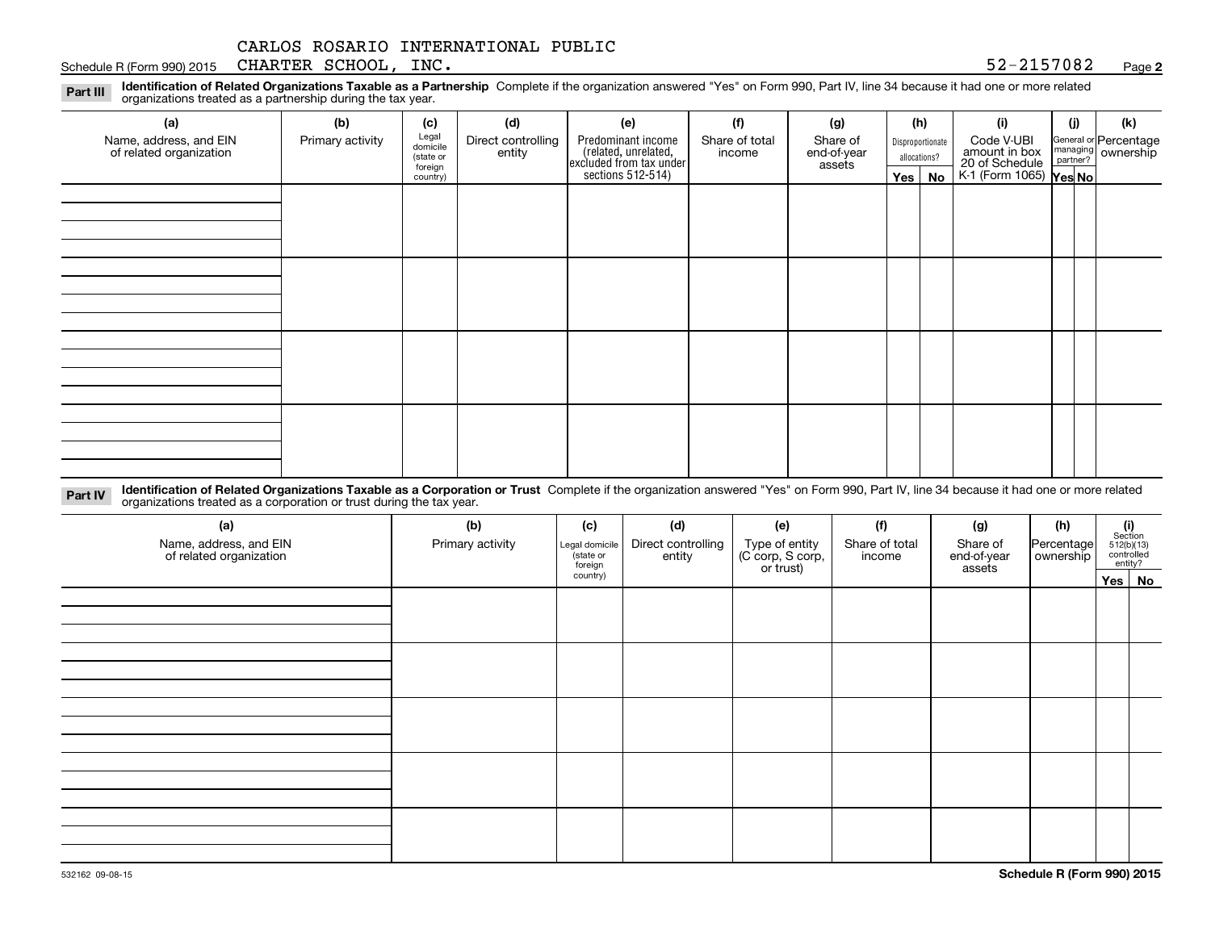CARLOS ROSARIO INTERNATIONAL PUBLIC CHARTER SCHOOL, INC.

52-2157082

**Part III** **Identification of Related Organizations Taxable as a Partnership** Complete if the organization answered "Yes" on Form 990, Part IV, line 34 because it had one or more related organizations treated as a partnership during the tax year.

| (a) Name, address, and EIN of related organization | (b) Primary activity | (c) Legal domicile (state or foreign country) | (d) Direct controlling entity | (e) Predominant income (related, unrelated, excluded from tax under sections 512-514) | (f) Share of total income | (g) Share of end-of-year assets | (h) Disproportionate allocations? | | (i) Code V-UBI amount in box 20 of Schedule K-1 (Form 1065) | (j) General or managing partner? | | (k) Percentage ownership |
|---|---|---|---|---|---|---|---|---|---|---|---|---|
| | | | | | | | Yes | No | | Yes | No | |
| | | | | | | | | | | | | |
| | | | | | | | | | | | | |
| | | | | | | | | | | | | |
| | | | | | | | | | | | | |

**Part IV** **Identification of Related Organizations Taxable as a Corporation or Trust** Complete if the organization answered "Yes" on Form 990, Part IV, line 34 because it had one or more related organizations treated as a corporation or trust during the tax year.

| (a) Name, address, and EIN of related organization | (b) Primary activity | (c) Legal domicile (state or foreign country) | (d) Direct controlling entity | (e) Type of entity (C corp, S corp, or trust) | (f) Share of total income | (g) Share of end-of-year assets | (h) Percentage ownership | (i) Section 512(b)(13) controlled entity? | |
|---|---|---|---|---|---|---|---|---|---|
| | | | | | | | | Yes | No |
| | | | | | | | | | |
| | | | | | | | | | |
| | | | | | | | | | |
| | | | | | | | | | |
| | | | | | | | | | |

532162 09-08-15

**Schedule R (Form 990) 2015**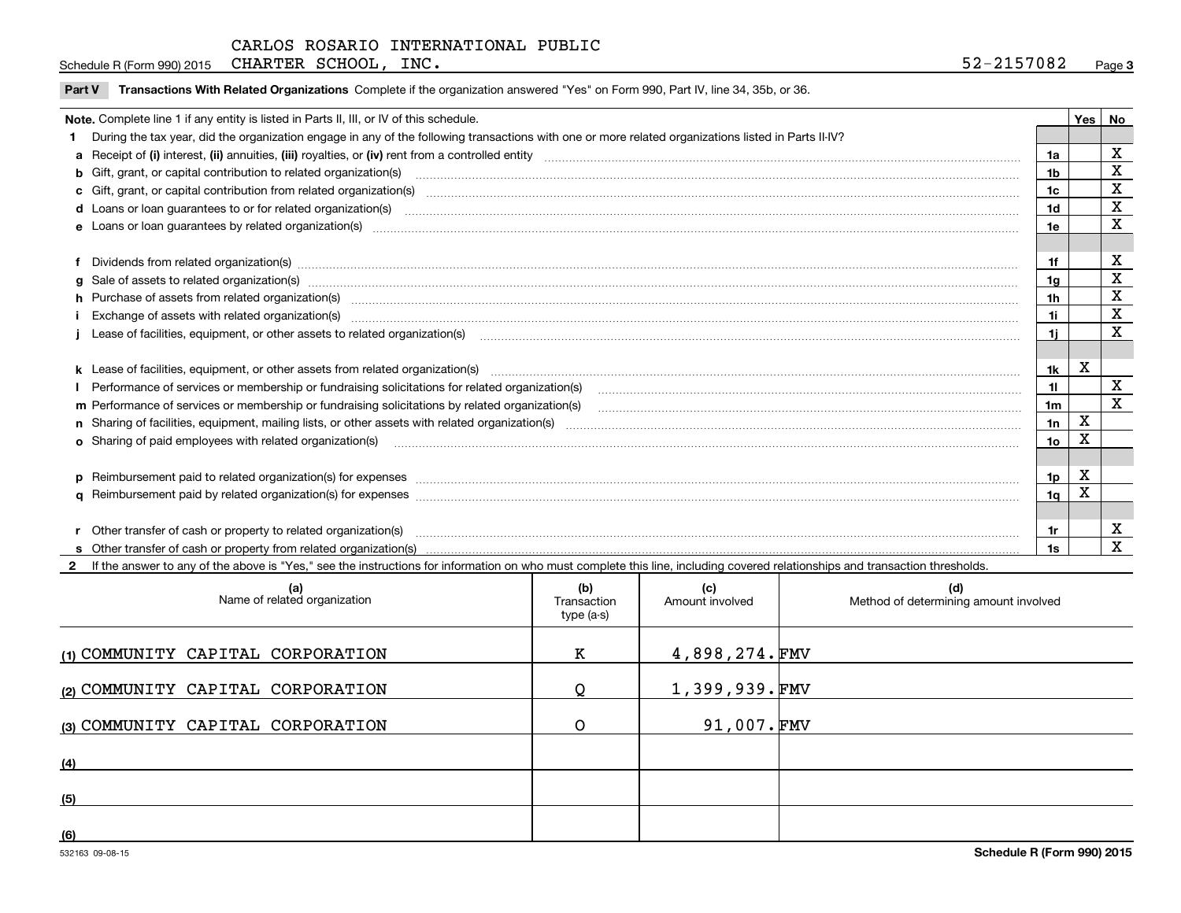CARLOS ROSARIO INTERNATIONAL PUBLIC CHARTER SCHOOL, INC. 52-2157082

Schedule R (Form 990) 2015

**Part V Transactions With Related Organizations** Complete if the organization answered "Yes" on Form 990, Part IV, line 34, 35b, or 36.

| **Note.** Complete line 1 if any entity is listed in Parts II, III, or IV of this schedule. | | Yes | No |
|---|---|---|---|
| **1** During the tax year, did the organization engage in any of the following transactions with one or more related organizations listed in Parts II-IV? | | | |
| **a** Receipt of **(i)** interest, **(ii)** annuities, **(iii)** royalties, or **(iv)** rent from a controlled entity | 1a | | X |
| **b** Gift, grant, or capital contribution to related organization(s) | 1b | | X |
| **c** Gift, grant, or capital contribution from related organization(s) | 1c | | X |
| **d** Loans or loan guarantees to or for related organization(s) | 1d | | X |
| **e** Loans or loan guarantees by related organization(s) | 1e | | X |
| **f** Dividends from related organization(s) | 1f | | X |
| **g** Sale of assets to related organization(s) | 1g | | X |
| **h** Purchase of assets from related organization(s) | 1h | | X |
| **i** Exchange of assets with related organization(s) | 1i | | X |
| **j** Lease of facilities, equipment, or other assets to related organization(s) | 1j | | X |
| **k** Lease of facilities, equipment, or other assets from related organization(s) | 1k | X | |
| **l** Performance of services or membership or fundraising solicitations for related organization(s) | 1l | | X |
| **m** Performance of services or membership or fundraising solicitations by related organization(s) | 1m | | X |
| **n** Sharing of facilities, equipment, mailing lists, or other assets with related organization(s) | 1n | X | |
| **o** Sharing of paid employees with related organization(s) | 1o | X | |
| **p** Reimbursement paid to related organization(s) for expenses | 1p | X | |
| **q** Reimbursement paid by related organization(s) for expenses | 1q | X | |
| **r** Other transfer of cash or property to related organization(s) | 1r | | X |
| **s** Other transfer of cash or property from related organization(s) | 1s | | X |

**2** If the answer to any of the above is "Yes," see the instructions for information on who must complete this line, including covered relationships and transaction thresholds.

| | (a) Name of related organization | (b) Transaction type (a-s) | (c) Amount involved | (d) Method of determining amount involved |
|---|---|---|---|---|
| (1) | COMMUNITY CAPITAL CORPORATION | K | 4,898,274. | FMV |
| (2) | COMMUNITY CAPITAL CORPORATION | Q | 1,399,939. | FMV |
| (3) | COMMUNITY CAPITAL CORPORATION | O | 91,007. | FMV |
| (4) | | | | |
| (5) | | | | |
| (6) | | | | |

532163 09-08-15 **Schedule R (Form 990) 2015**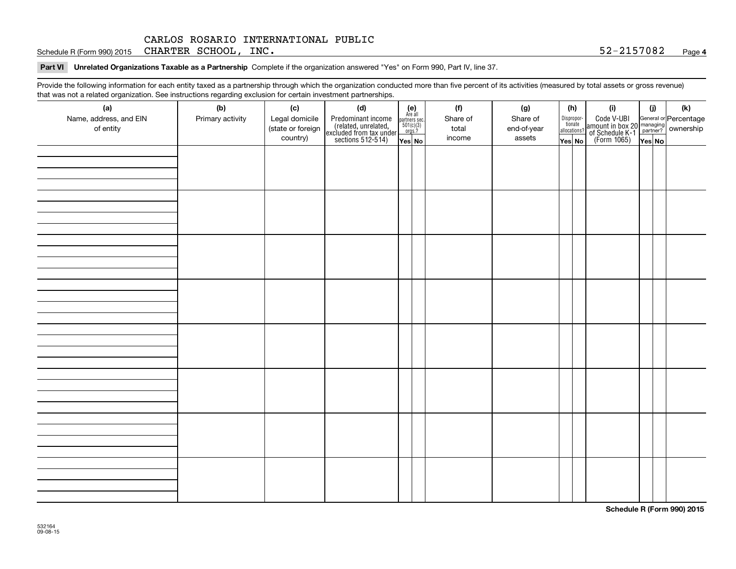CARLOS ROSARIO INTERNATIONAL PUBLIC CHARTER SCHOOL, INC. 52-2157082

Schedule R (Form 990) 2015

**Part VI Unrelated Organizations Taxable as a Partnership** Complete if the organization answered "Yes" on Form 990, Part IV, line 37.

Provide the following information for each entity taxed as a partnership through which the organization conducted more than five percent of its activities (measured by total assets or gross revenue) that was not a related organization. See instructions regarding exclusion for certain investment partnerships.

| (a) Name, address, and EIN of entity | (b) Primary activity | (c) Legal domicile (state or foreign country) | (d) Predominant income (related, unrelated, excluded from tax under sections 512-514) | (e) Are all partners sec. 501(c)(3) orgs.? | | (f) Share of total income | (g) Share of end-of-year assets | (h) Disproportionate allocations? | | (i) Code V-UBI amount in box 20 of Schedule K-1 (Form 1065) | (j) General or managing partner? | | (k) Percentage ownership |
|---|---|---|---|---|---|---|---|---|---|---|---|---|---|
| | | | | Yes | No | | | Yes | No | | Yes | No | |
| | | | | | | | | | | | | | |
| | | | | | | | | | | | | | |
| | | | | | | | | | | | | | |
| | | | | | | | | | | | | | |
| | | | | | | | | | | | | | |
| | | | | | | | | | | | | | |
| | | | | | | | | | | | | | |
| | | | | | | | | | | | | | |

Schedule R (Form 990) 2015

532164 09-08-15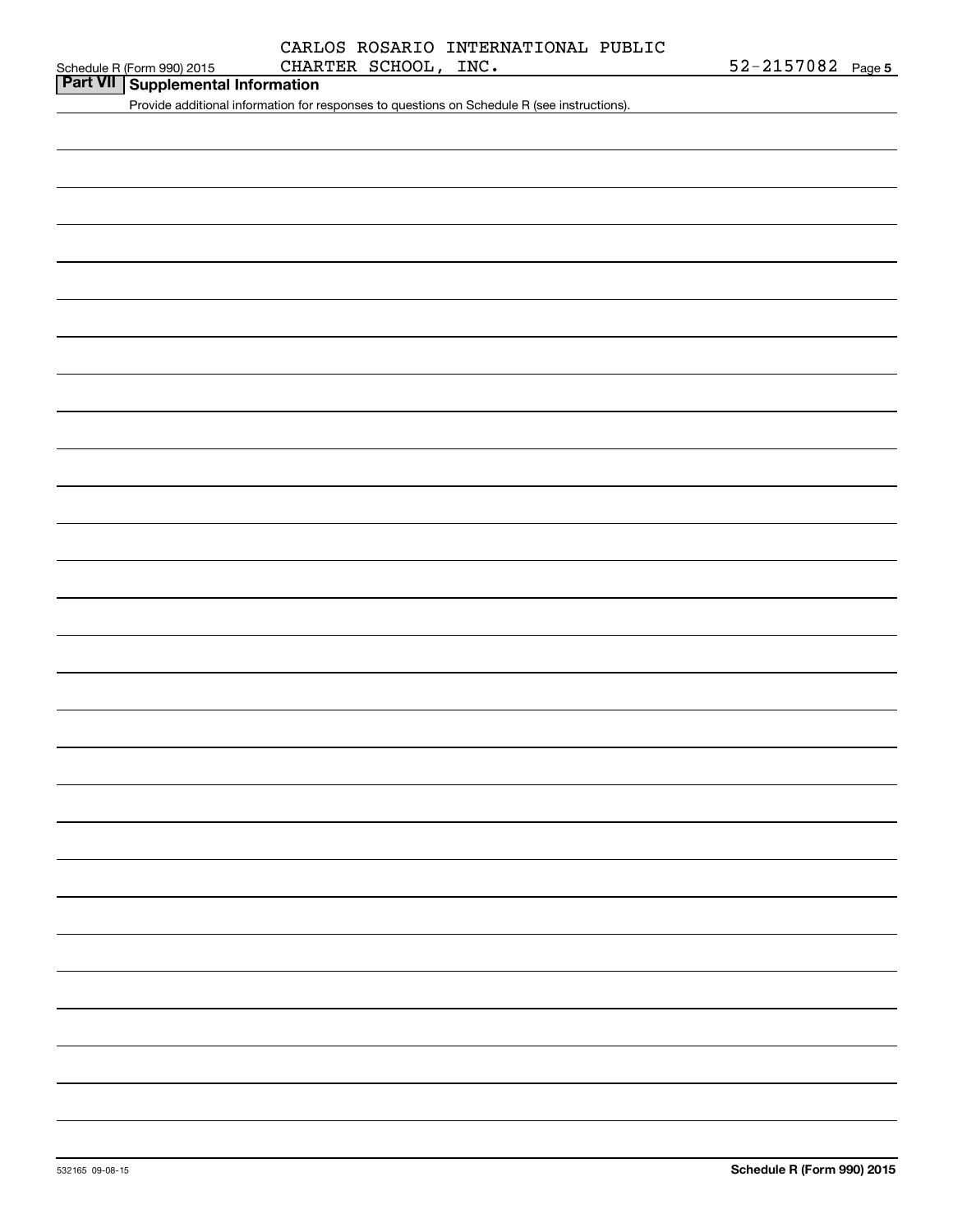CARLOS ROSARIO INTERNATIONAL PUBLIC CHARTER SCHOOL, INC. 52-2157082

## Part VII Supplemental Information

Provide additional information for responses to questions on Schedule R (see instructions).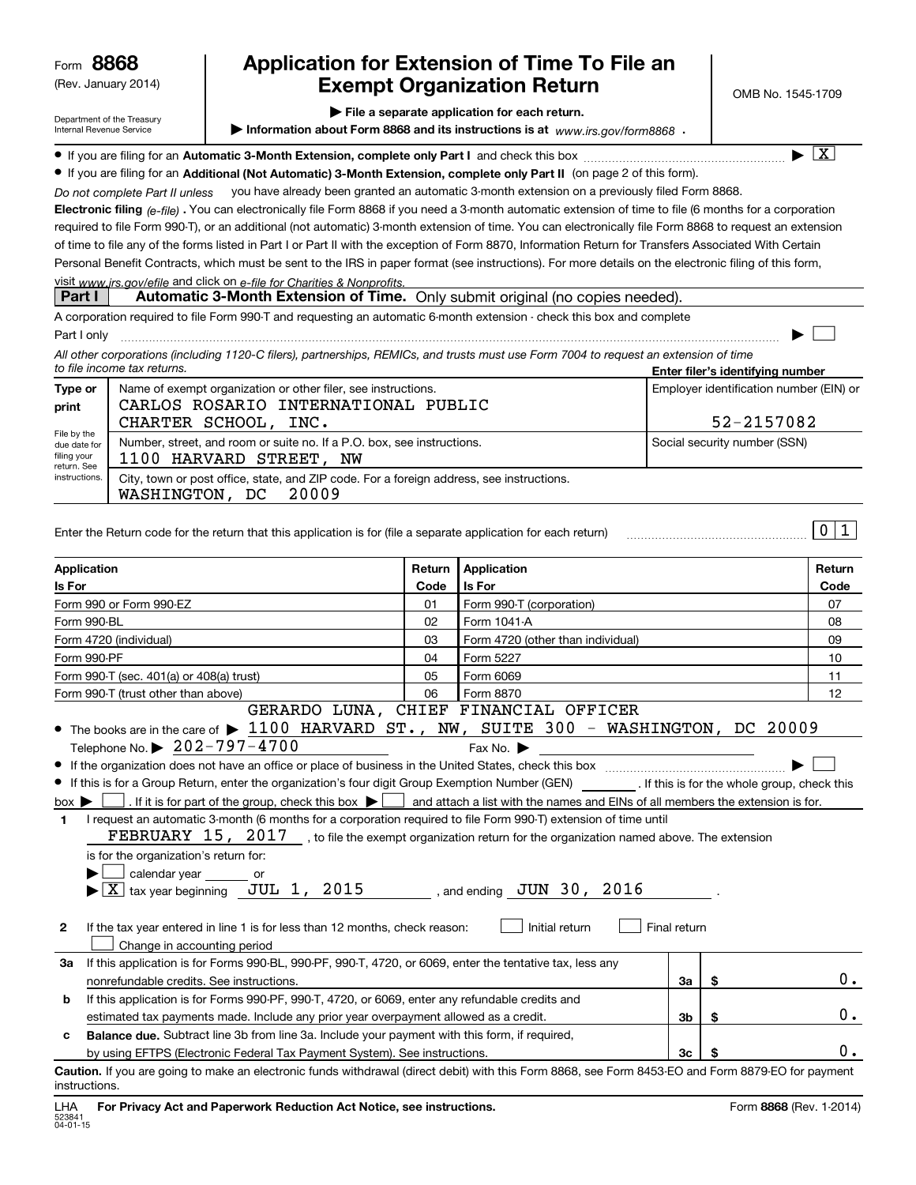Form **8868**
(Rev. January 2014)

Department of the Treasury
Internal Revenue Service

# Application for Extension of Time To File an Exempt Organization Return

▶ **File a separate application for each return.**

▶ **Information about Form 8868 and its instructions is at** *www.irs.gov/form8868* .

OMB No. 1545-1709

- If you are filing for an **Automatic 3-Month Extension, complete only Part I** and check this box ▶ [X]
- If you are filing for an **Additional (Not Automatic) 3-Month Extension, complete only Part II** (on page 2 of this form).

*Do not complete Part II unless* you have already been granted an automatic 3-month extension on a previously filed Form 8868.

**Electronic filing** *(e-file)* **.** You can electronically file Form 8868 if you need a 3-month automatic extension of time to file (6 months for a corporation required to file Form 990-T), or an additional (not automatic) 3-month extension of time. You can electronically file Form 8868 to request an extension of time to file any of the forms listed in Part I or Part II with the exception of Form 8870, Information Return for Transfers Associated With Certain Personal Benefit Contracts, which must be sent to the IRS in paper format (see instructions). For more details on the electronic filing of this form, visit *www.irs.gov/efile* and click on *e-file for Charities & Nonprofits.*

## Part I — Automatic 3-Month Extension of Time. Only submit original (no copies needed).

A corporation required to file Form 990-T and requesting an automatic 6-month extension - check this box and complete Part I only ▶ [ ]

*All other corporations (including 1120-C filers), partnerships, REMICs, and trusts must use Form 7004 to request an extension of time to file income tax returns.*

**Enter filer's identifying number**

| | | |
|---|---|---|
| **Type or print** | Name of exempt organization or other filer, see instructions.<br>CARLOS ROSARIO INTERNATIONAL PUBLIC CHARTER SCHOOL, INC. | Employer identification number (EIN) or<br>52-2157082 |
| File by the due date for filing your return. See instructions. | Number, street, and room or suite no. If a P.O. box, see instructions.<br>1100 HARVARD STREET, NW | Social security number (SSN) |
| | City, town or post office, state, and ZIP code. For a foreign address, see instructions.<br>WASHINGTON, DC 20009 | |

Enter the Return code for the return that this application is for (file a separate application for each return) **0 1**

| Application Is For | Return Code | Application Is For | Return Code |
|---|---|---|---|
| Form 990 or Form 990-EZ | 01 | Form 990-T (corporation) | 07 |
| Form 990-BL | 02 | Form 1041-A | 08 |
| Form 4720 (individual) | 03 | Form 4720 (other than individual) | 09 |
| Form 990-PF | 04 | Form 5227 | 10 |
| Form 990-T (sec. 401(a) or 408(a) trust) | 05 | Form 6069 | 11 |
| Form 990-T (trust other than above) | 06 | Form 8870 | 12 |

- The books are in the care of ▶ GERARDO LUNA, CHIEF FINANCIAL OFFICER
  1100 HARVARD ST., NW, SUITE 300 - WASHINGTON, DC 20009

  Telephone No. ▶ 202-797-4700 Fax No. ▶
- If the organization does not have an office or place of business in the United States, check this box ▶ [ ]
- If this is for a Group Return, enter the organization's four digit Group Exemption Number (GEN) ______ . If this is for the whole group, check this box ▶ [ ] . If it is for part of the group, check this box ▶ [ ] and attach a list with the names and EINs of all members the extension is for.

**1** I request an automatic 3-month (6 months for a corporation required to file Form 990-T) extension of time until FEBRUARY 15, 2017 , to file the exempt organization return for the organization named above. The extension is for the organization's return for:

▶ [ ] calendar year ______ or

▶ [X] tax year beginning JUL 1, 2015 , and ending JUN 30, 2016 .

**2** If the tax year entered in line 1 is for less than 12 months, check reason: [ ] Initial return [ ] Final return [ ] Change in accounting period

| | | | |
|---|---|---|---|
| **3a** | If this application is for Forms 990-BL, 990-PF, 990-T, 4720, or 6069, enter the tentative tax, less any nonrefundable credits. See instructions. | **3a** | $ 0. |
| **b** | If this application is for Forms 990-PF, 990-T, 4720, or 6069, enter any refundable credits and estimated tax payments made. Include any prior year overpayment allowed as a credit. | **3b** | $ 0. |
| **c** | **Balance due.** Subtract line 3b from line 3a. Include your payment with this form, if required, by using EFTPS (Electronic Federal Tax Payment System). See instructions. | **3c** | $ 0. |

**Caution.** If you are going to make an electronic funds withdrawal (direct debit) with this Form 8868, see Form 8453-EO and Form 8879-EO for payment instructions.

LHA **For Privacy Act and Paperwork Reduction Act Notice, see instructions.** Form **8868** (Rev. 1-2014)

523841
04-01-15